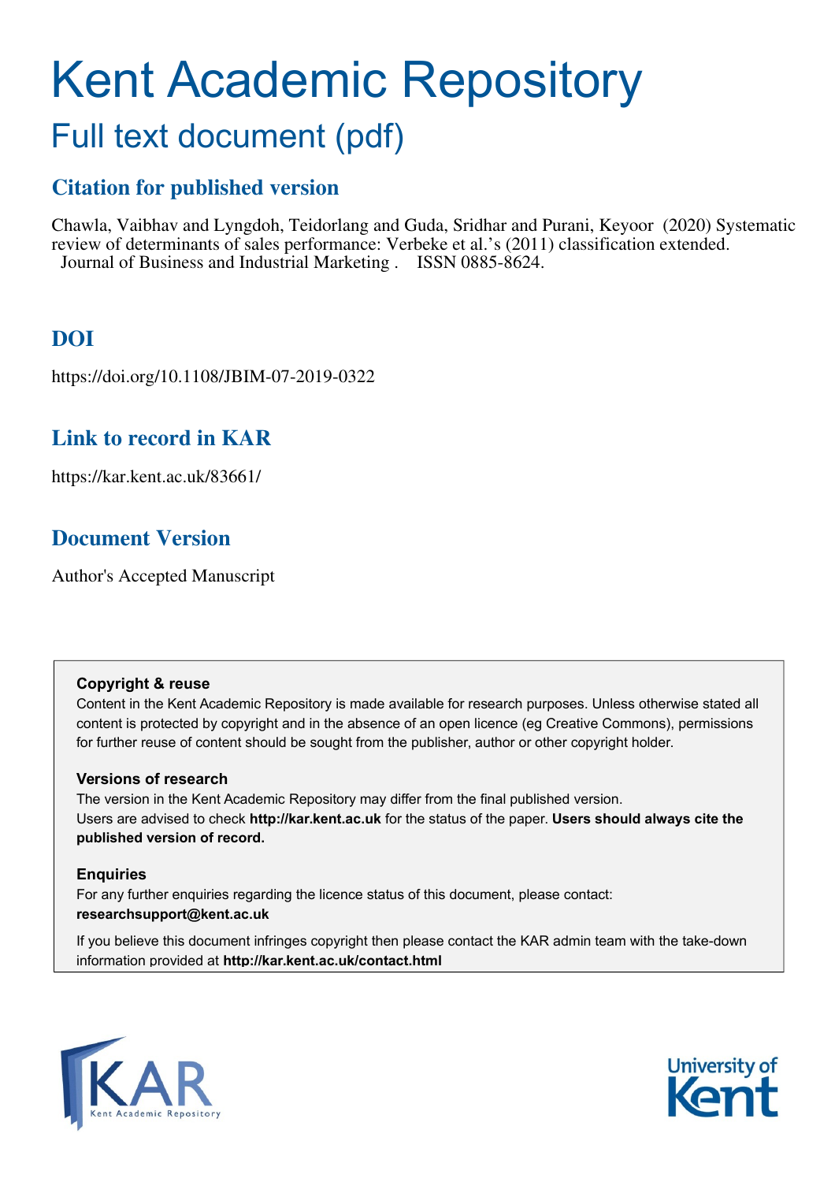# Kent Academic Repository

## Full text document (pdf)

### Citation for published version

Chawla, Vaibhav and Lyngdoh, Teidorlang and Guda, Sridhar and Purani, Keyoor (2020) Systematic review of determinants of sales performance: Verbeke et al.'s (2011) classification extended. Journal of Business and Industrial Marketing . ISSN 0885-8624.

### DOI

https://doi.org/10.1108/JBIM-07-2019-0322

### Link to record in KAR

https://kar.kent.ac.uk/83661/

### Document Version

Author's Accepted Manuscript

**Copyright & reuse**

Content in the Kent Academic Repository is made available for research purposes. Unless otherwise stated all content is protected by copyright and in the absence of an open licence (eg Creative Commons), permissions for further reuse of content should be sought from the publisher, author or other copyright holder.

**Versions of research**

The version in the Kent Academic Repository may differ from the final published version. Users are advised to check **http://kar.kent.ac.uk** for the status of the paper. **Users should always cite the published version of record.**

**Enquiries**

For any further enquiries regarding the licence status of this document, please contact: **researchsupport@kent.ac.uk**

If you believe this document infringes copyright then please contact the KAR admin team with the take-down information provided at **http://kar.kent.ac.uk/contact.html**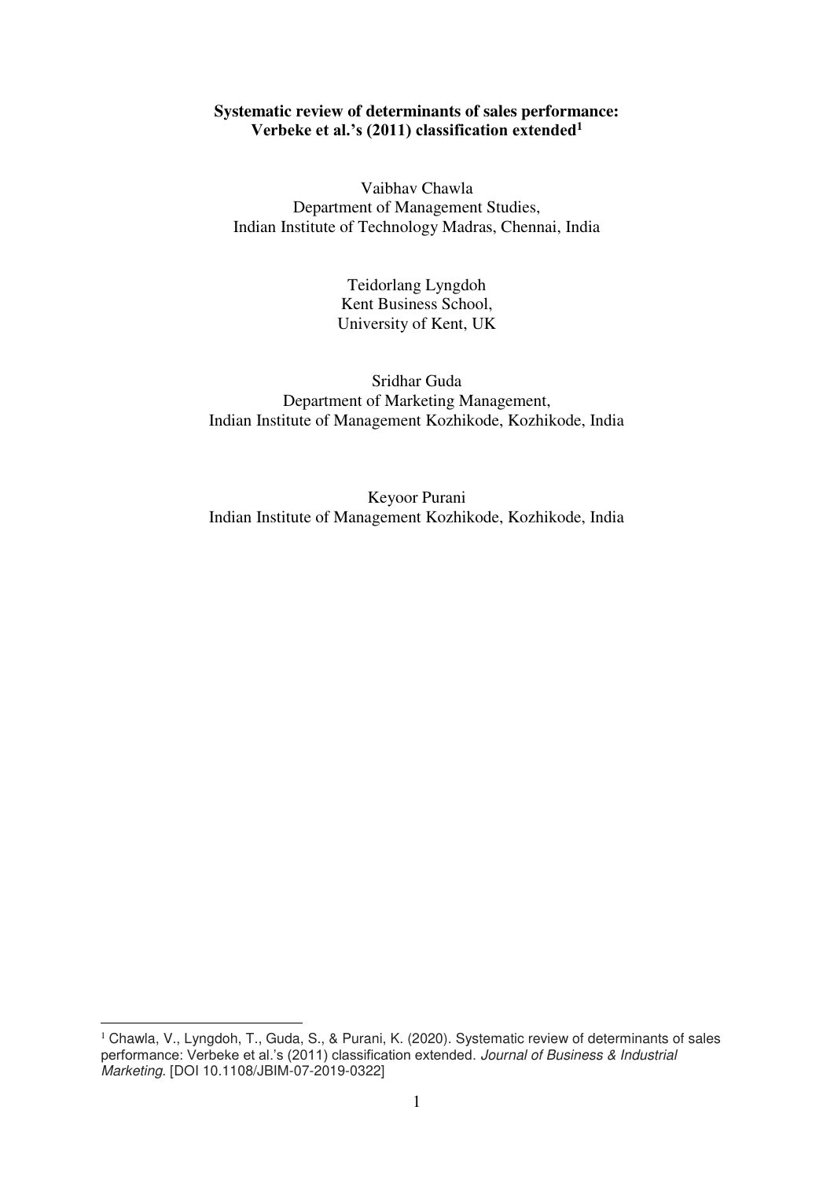**Systematic review of determinants of sales performance: Verbeke et al.'s (2011) classification extended**[1]

Vaibhav Chawla
Department of Management Studies,
Indian Institute of Technology Madras, Chennai, India

Teidorlang Lyngdoh
Kent Business School,
University of Kent, UK

Sridhar Guda
Department of Marketing Management,
Indian Institute of Management Kozhikode, Kozhikode, India

Keyoor Purani
Indian Institute of Management Kozhikode, Kozhikode, India

---

[1] Chawla, V., Lyngdoh, T., Guda, S., & Purani, K. (2020). Systematic review of determinants of sales performance: Verbeke et al.'s (2011) classification extended. *Journal of Business & Industrial Marketing*. [DOI 10.1108/JBIM-07-2019-0322]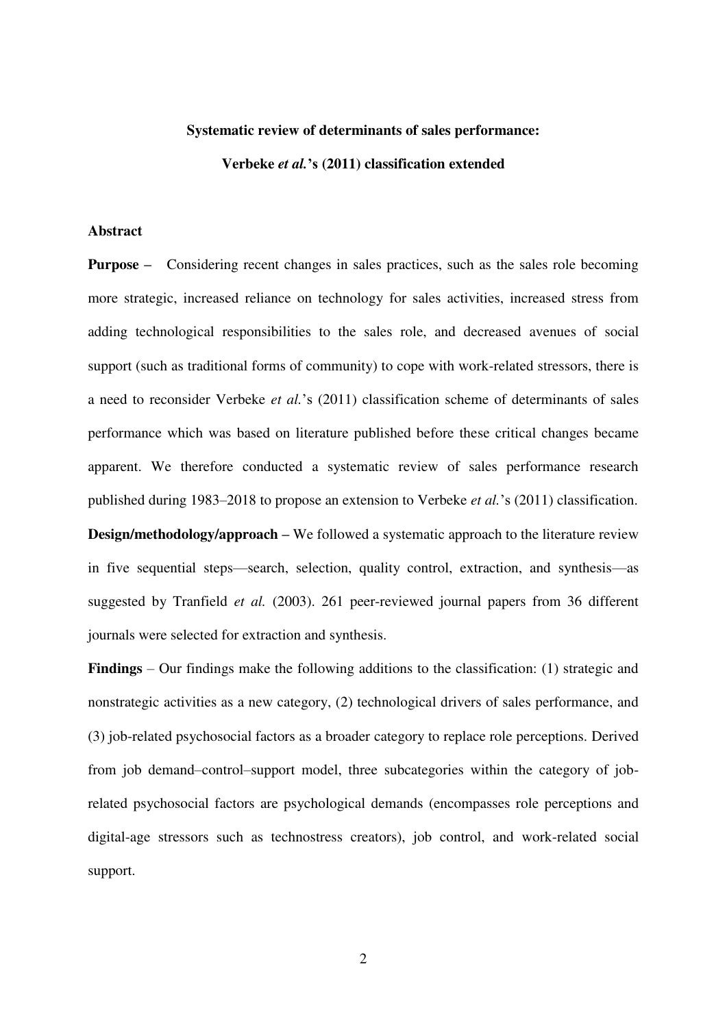**Systematic review of determinants of sales performance:**

**Verbeke *et al.*'s (2011) classification extended**

**Abstract**

**Purpose –** Considering recent changes in sales practices, such as the sales role becoming more strategic, increased reliance on technology for sales activities, increased stress from adding technological responsibilities to the sales role, and decreased avenues of social support (such as traditional forms of community) to cope with work-related stressors, there is a need to reconsider Verbeke *et al.*'s (2011) classification scheme of determinants of sales performance which was based on literature published before these critical changes became apparent. We therefore conducted a systematic review of sales performance research published during 1983–2018 to propose an extension to Verbeke *et al.*'s (2011) classification.

**Design/methodology/approach –** We followed a systematic approach to the literature review in five sequential steps—search, selection, quality control, extraction, and synthesis—as suggested by Tranfield *et al.* (2003). 261 peer-reviewed journal papers from 36 different journals were selected for extraction and synthesis.

**Findings** – Our findings make the following additions to the classification: (1) strategic and nonstrategic activities as a new category, (2) technological drivers of sales performance, and (3) job-related psychosocial factors as a broader category to replace role perceptions. Derived from job demand–control–support model, three subcategories within the category of job-related psychosocial factors are psychological demands (encompasses role perceptions and digital-age stressors such as technostress creators), job control, and work-related social support.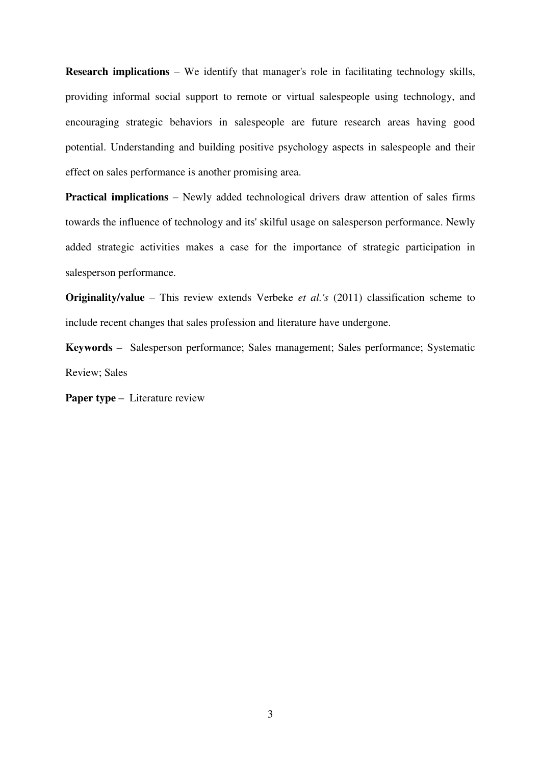**Research implications** – We identify that manager's role in facilitating technology skills, providing informal social support to remote or virtual salespeople using technology, and encouraging strategic behaviors in salespeople are future research areas having good potential. Understanding and building positive psychology aspects in salespeople and their effect on sales performance is another promising area.

**Practical implications** – Newly added technological drivers draw attention of sales firms towards the influence of technology and its' skilful usage on salesperson performance. Newly added strategic activities makes a case for the importance of strategic participation in salesperson performance.

**Originality/value** – This review extends Verbeke *et al.'s* (2011) classification scheme to include recent changes that sales profession and literature have undergone.

**Keywords –** Salesperson performance; Sales management; Sales performance; Systematic Review; Sales

**Paper type –** Literature review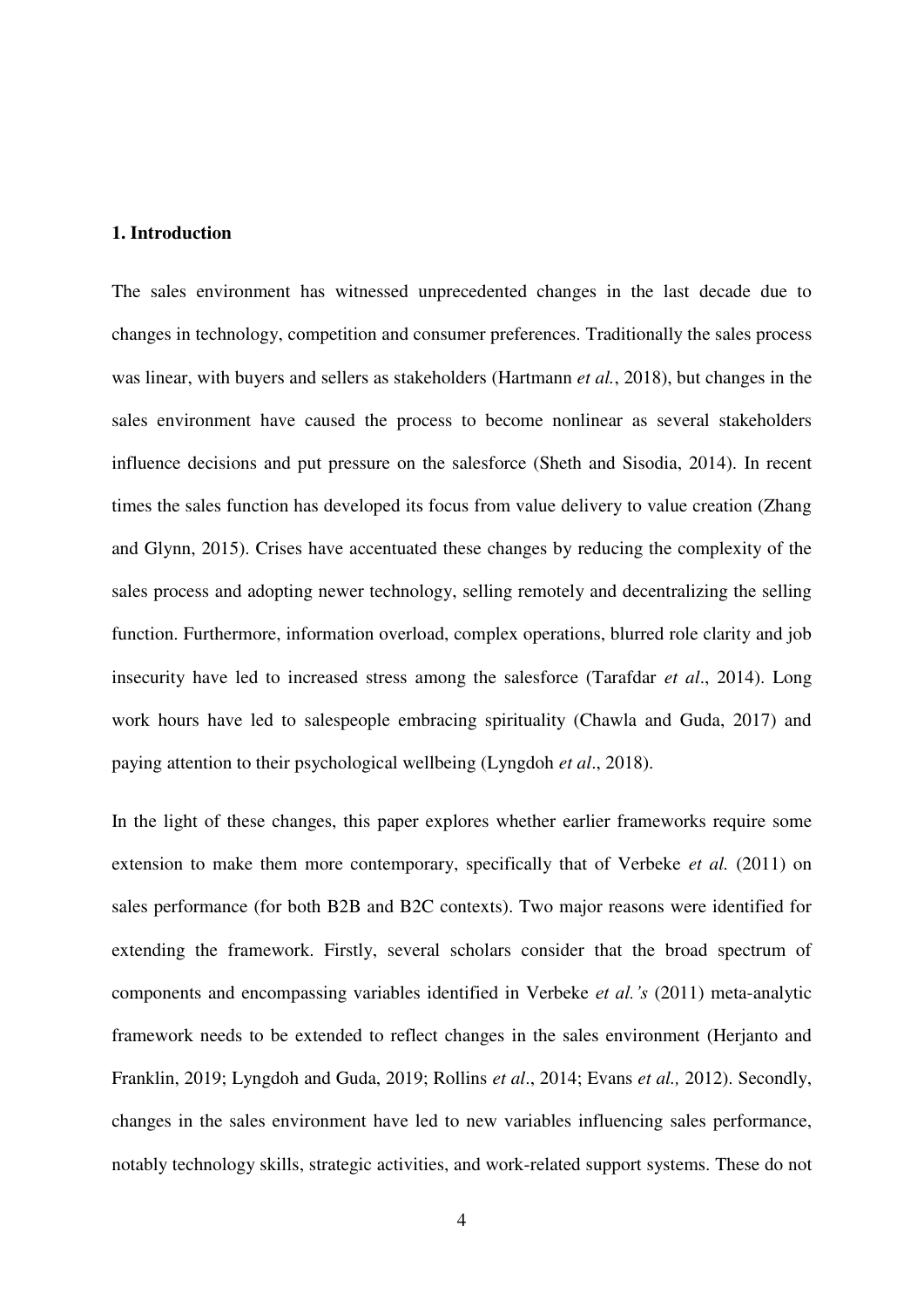## 1. Introduction

The sales environment has witnessed unprecedented changes in the last decade due to changes in technology, competition and consumer preferences. Traditionally the sales process was linear, with buyers and sellers as stakeholders (Hartmann *et al.*, 2018), but changes in the sales environment have caused the process to become nonlinear as several stakeholders influence decisions and put pressure on the salesforce (Sheth and Sisodia, 2014). In recent times the sales function has developed its focus from value delivery to value creation (Zhang and Glynn, 2015). Crises have accentuated these changes by reducing the complexity of the sales process and adopting newer technology, selling remotely and decentralizing the selling function. Furthermore, information overload, complex operations, blurred role clarity and job insecurity have led to increased stress among the salesforce (Tarafdar *et al*., 2014). Long work hours have led to salespeople embracing spirituality (Chawla and Guda, 2017) and paying attention to their psychological wellbeing (Lyngdoh *et al*., 2018).

In the light of these changes, this paper explores whether earlier frameworks require some extension to make them more contemporary, specifically that of Verbeke *et al.* (2011) on sales performance (for both B2B and B2C contexts). Two major reasons were identified for extending the framework. Firstly, several scholars consider that the broad spectrum of components and encompassing variables identified in Verbeke *et al.'s* (2011) meta-analytic framework needs to be extended to reflect changes in the sales environment (Herjanto and Franklin, 2019; Lyngdoh and Guda, 2019; Rollins *et al*., 2014; Evans *et al.,* 2012). Secondly, changes in the sales environment have led to new variables influencing sales performance, notably technology skills, strategic activities, and work-related support systems. These do not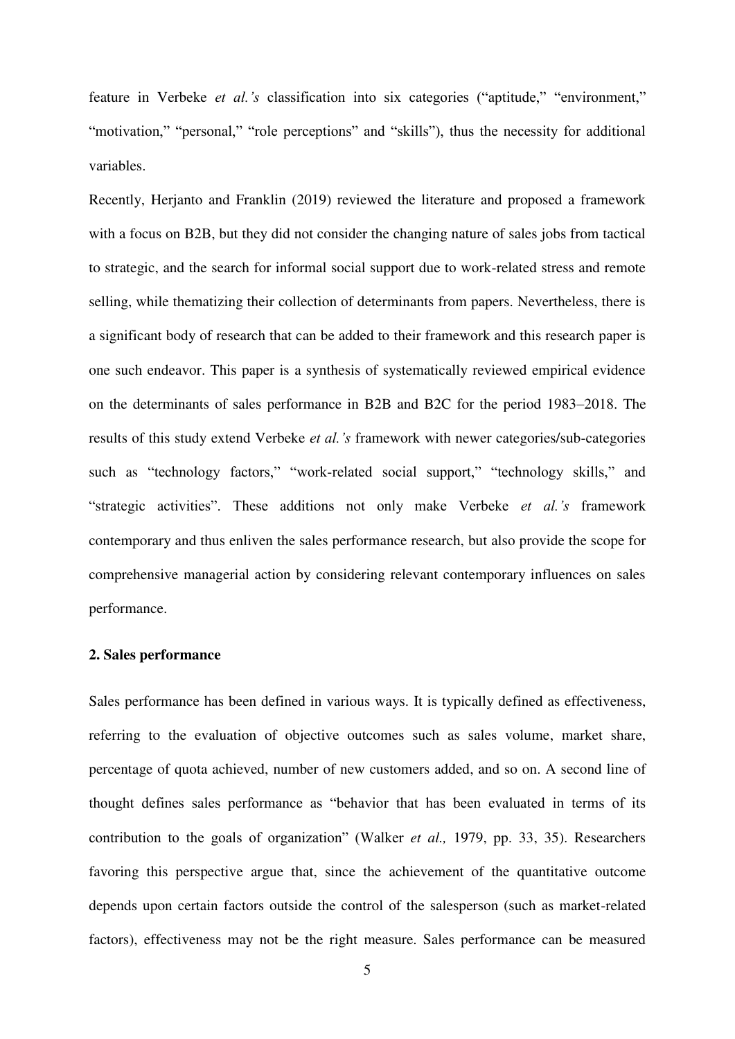feature in Verbeke *et al.'s* classification into six categories ("aptitude," "environment," "motivation," "personal," "role perceptions" and "skills"), thus the necessity for additional variables.

Recently, Herjanto and Franklin (2019) reviewed the literature and proposed a framework with a focus on B2B, but they did not consider the changing nature of sales jobs from tactical to strategic, and the search for informal social support due to work-related stress and remote selling, while thematizing their collection of determinants from papers. Nevertheless, there is a significant body of research that can be added to their framework and this research paper is one such endeavor. This paper is a synthesis of systematically reviewed empirical evidence on the determinants of sales performance in B2B and B2C for the period 1983–2018. The results of this study extend Verbeke *et al.'s* framework with newer categories/sub-categories such as "technology factors," "work-related social support," "technology skills," and "strategic activities". These additions not only make Verbeke *et al.'s* framework contemporary and thus enliven the sales performance research, but also provide the scope for comprehensive managerial action by considering relevant contemporary influences on sales performance.

## 2. Sales performance

Sales performance has been defined in various ways. It is typically defined as effectiveness, referring to the evaluation of objective outcomes such as sales volume, market share, percentage of quota achieved, number of new customers added, and so on. A second line of thought defines sales performance as "behavior that has been evaluated in terms of its contribution to the goals of organization" (Walker *et al.,* 1979, pp. 33, 35). Researchers favoring this perspective argue that, since the achievement of the quantitative outcome depends upon certain factors outside the control of the salesperson (such as market-related factors), effectiveness may not be the right measure. Sales performance can be measured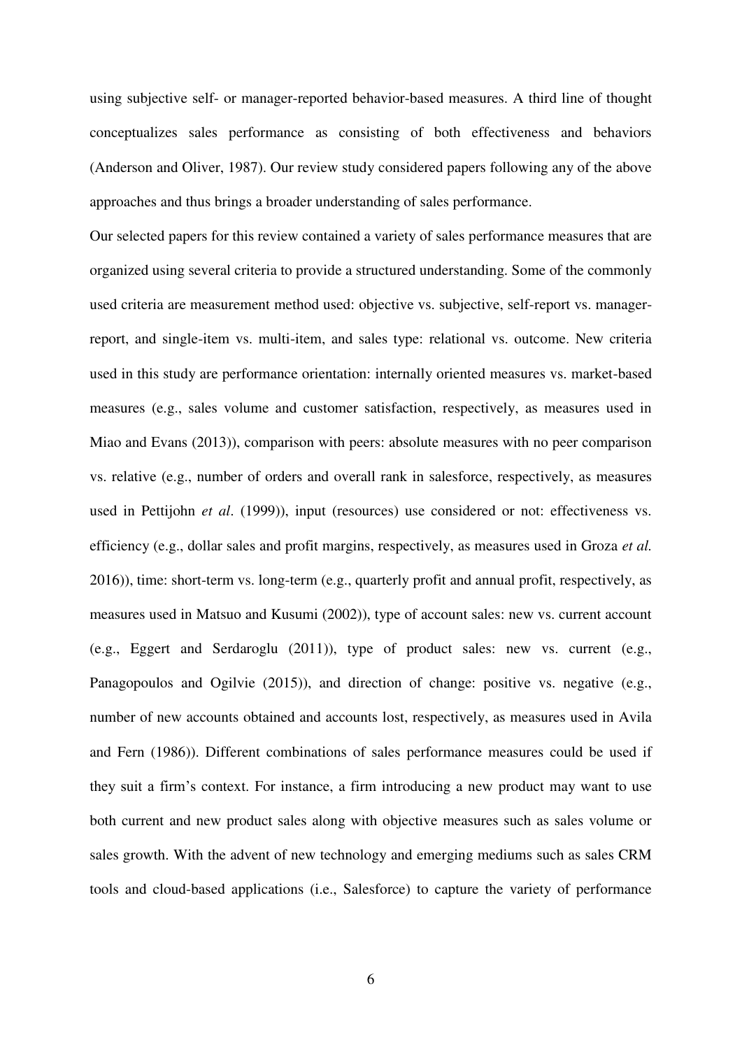using subjective self- or manager-reported behavior-based measures. A third line of thought conceptualizes sales performance as consisting of both effectiveness and behaviors (Anderson and Oliver, 1987). Our review study considered papers following any of the above approaches and thus brings a broader understanding of sales performance.

Our selected papers for this review contained a variety of sales performance measures that are organized using several criteria to provide a structured understanding. Some of the commonly used criteria are measurement method used: objective vs. subjective, self-report vs. manager-report, and single-item vs. multi-item, and sales type: relational vs. outcome. New criteria used in this study are performance orientation: internally oriented measures vs. market-based measures (e.g., sales volume and customer satisfaction, respectively, as measures used in Miao and Evans (2013)), comparison with peers: absolute measures with no peer comparison vs. relative (e.g., number of orders and overall rank in salesforce, respectively, as measures used in Pettijohn *et al*. (1999)), input (resources) use considered or not: effectiveness vs. efficiency (e.g., dollar sales and profit margins, respectively, as measures used in Groza *et al.* 2016)), time: short-term vs. long-term (e.g., quarterly profit and annual profit, respectively, as measures used in Matsuo and Kusumi (2002)), type of account sales: new vs. current account (e.g., Eggert and Serdaroglu (2011)), type of product sales: new vs. current (e.g., Panagopoulos and Ogilvie (2015)), and direction of change: positive vs. negative (e.g., number of new accounts obtained and accounts lost, respectively, as measures used in Avila and Fern (1986)). Different combinations of sales performance measures could be used if they suit a firm's context. For instance, a firm introducing a new product may want to use both current and new product sales along with objective measures such as sales volume or sales growth. With the advent of new technology and emerging mediums such as sales CRM tools and cloud-based applications (i.e., Salesforce) to capture the variety of performance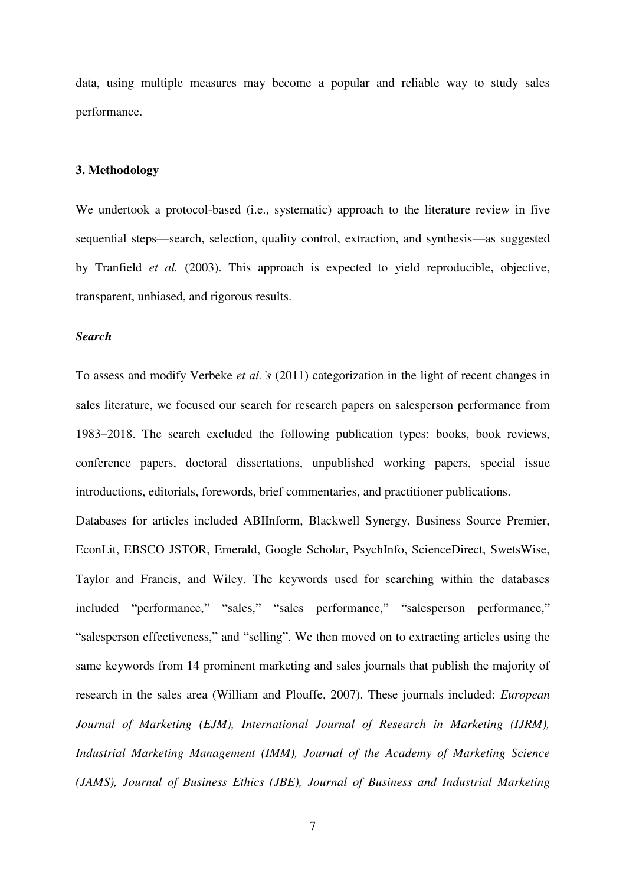data, using multiple measures may become a popular and reliable way to study sales performance.

## 3. Methodology

We undertook a protocol-based (i.e., systematic) approach to the literature review in five sequential steps—search, selection, quality control, extraction, and synthesis—as suggested by Tranfield *et al.* (2003). This approach is expected to yield reproducible, objective, transparent, unbiased, and rigorous results.

### *Search*

To assess and modify Verbeke *et al.'s* (2011) categorization in the light of recent changes in sales literature, we focused our search for research papers on salesperson performance from 1983–2018. The search excluded the following publication types: books, book reviews, conference papers, doctoral dissertations, unpublished working papers, special issue introductions, editorials, forewords, brief commentaries, and practitioner publications.

Databases for articles included ABIInform, Blackwell Synergy, Business Source Premier, EconLit, EBSCO JSTOR, Emerald, Google Scholar, PsychInfo, ScienceDirect, SwetsWise, Taylor and Francis, and Wiley. The keywords used for searching within the databases included "performance," "sales," "sales performance," "salesperson performance," "salesperson effectiveness," and "selling". We then moved on to extracting articles using the same keywords from 14 prominent marketing and sales journals that publish the majority of research in the sales area (William and Plouffe, 2007). These journals included: *European Journal of Marketing (EJM), International Journal of Research in Marketing (IJRM), Industrial Marketing Management (IMM), Journal of the Academy of Marketing Science (JAMS), Journal of Business Ethics (JBE), Journal of Business and Industrial Marketing*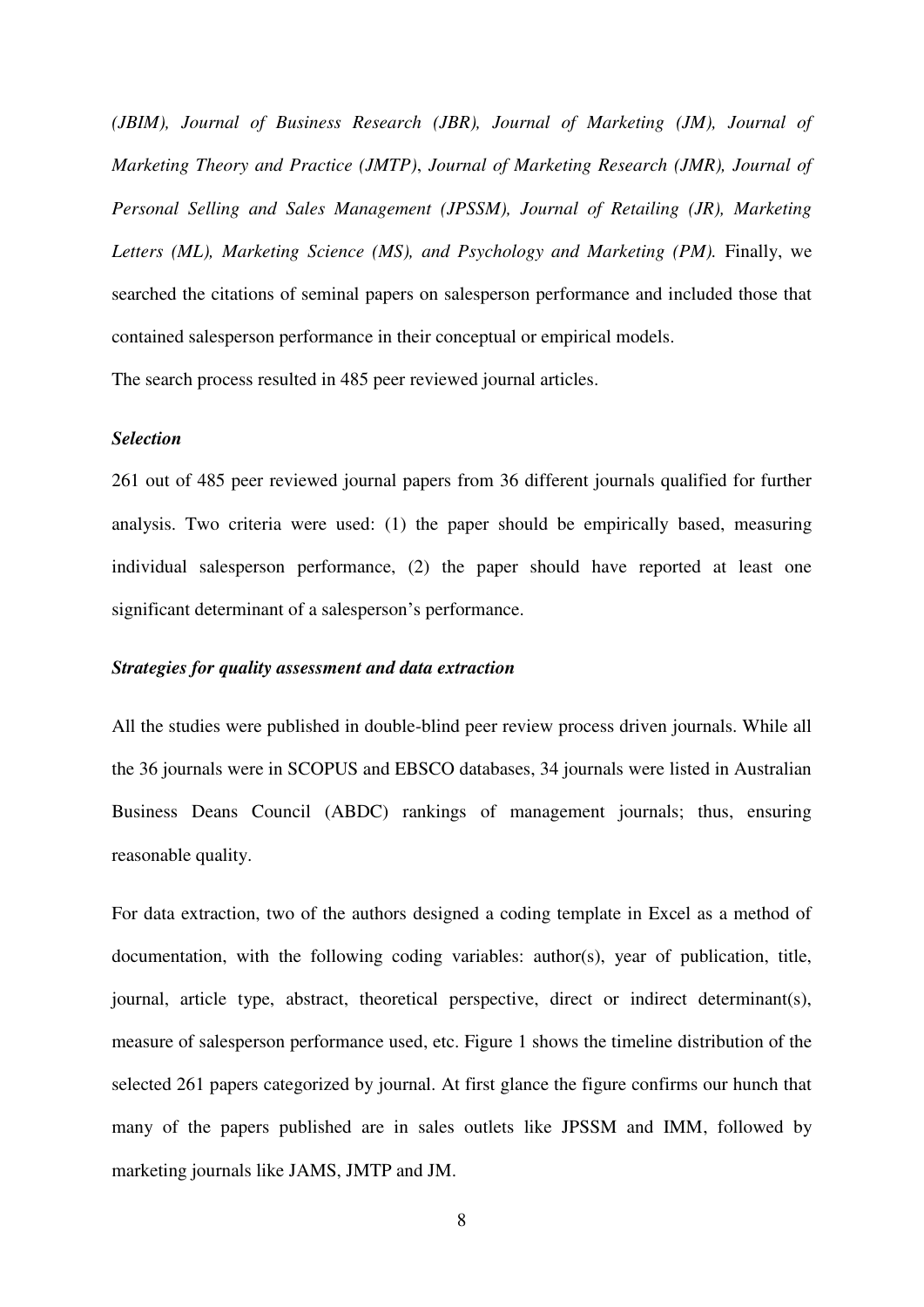*(JBIM), Journal of Business Research (JBR), Journal of Marketing (JM), Journal of Marketing Theory and Practice (JMTP)*, *Journal of Marketing Research (JMR), Journal of Personal Selling and Sales Management (JPSSM), Journal of Retailing (JR), Marketing Letters (ML), Marketing Science (MS), and Psychology and Marketing (PM).* Finally, we searched the citations of seminal papers on salesperson performance and included those that contained salesperson performance in their conceptual or empirical models.

The search process resulted in 485 peer reviewed journal articles.

### *Selection*

261 out of 485 peer reviewed journal papers from 36 different journals qualified for further analysis. Two criteria were used: (1) the paper should be empirically based, measuring individual salesperson performance, (2) the paper should have reported at least one significant determinant of a salesperson's performance.

### *Strategies for quality assessment and data extraction*

All the studies were published in double-blind peer review process driven journals. While all the 36 journals were in SCOPUS and EBSCO databases, 34 journals were listed in Australian Business Deans Council (ABDC) rankings of management journals; thus, ensuring reasonable quality.

For data extraction, two of the authors designed a coding template in Excel as a method of documentation, with the following coding variables: author(s), year of publication, title, journal, article type, abstract, theoretical perspective, direct or indirect determinant(s), measure of salesperson performance used, etc. Figure 1 shows the timeline distribution of the selected 261 papers categorized by journal. At first glance the figure confirms our hunch that many of the papers published are in sales outlets like JPSSM and IMM, followed by marketing journals like JAMS, JMTP and JM.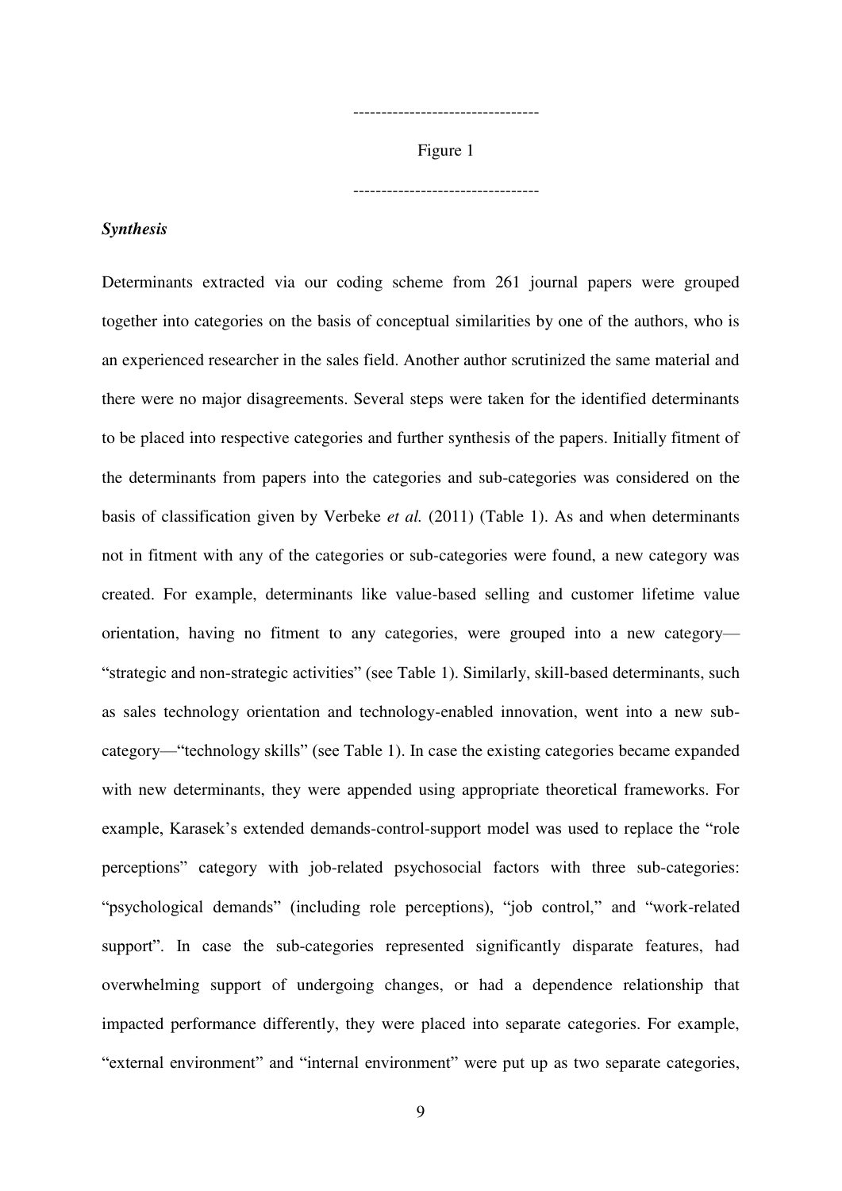---------------------------------

Figure 1

---------------------------------

***Synthesis***

Determinants extracted via our coding scheme from 261 journal papers were grouped together into categories on the basis of conceptual similarities by one of the authors, who is an experienced researcher in the sales field. Another author scrutinized the same material and there were no major disagreements. Several steps were taken for the identified determinants to be placed into respective categories and further synthesis of the papers. Initially fitment of the determinants from papers into the categories and sub-categories was considered on the basis of classification given by Verbeke *et al.* (2011) (Table 1). As and when determinants not in fitment with any of the categories or sub-categories were found, a new category was created. For example, determinants like value-based selling and customer lifetime value orientation, having no fitment to any categories, were grouped into a new category—"strategic and non-strategic activities" (see Table 1). Similarly, skill-based determinants, such as sales technology orientation and technology-enabled innovation, went into a new sub-category—"technology skills" (see Table 1). In case the existing categories became expanded with new determinants, they were appended using appropriate theoretical frameworks. For example, Karasek's extended demands-control-support model was used to replace the "role perceptions" category with job-related psychosocial factors with three sub-categories: "psychological demands" (including role perceptions), "job control," and "work-related support". In case the sub-categories represented significantly disparate features, had overwhelming support of undergoing changes, or had a dependence relationship that impacted performance differently, they were placed into separate categories. For example, "external environment" and "internal environment" were put up as two separate categories,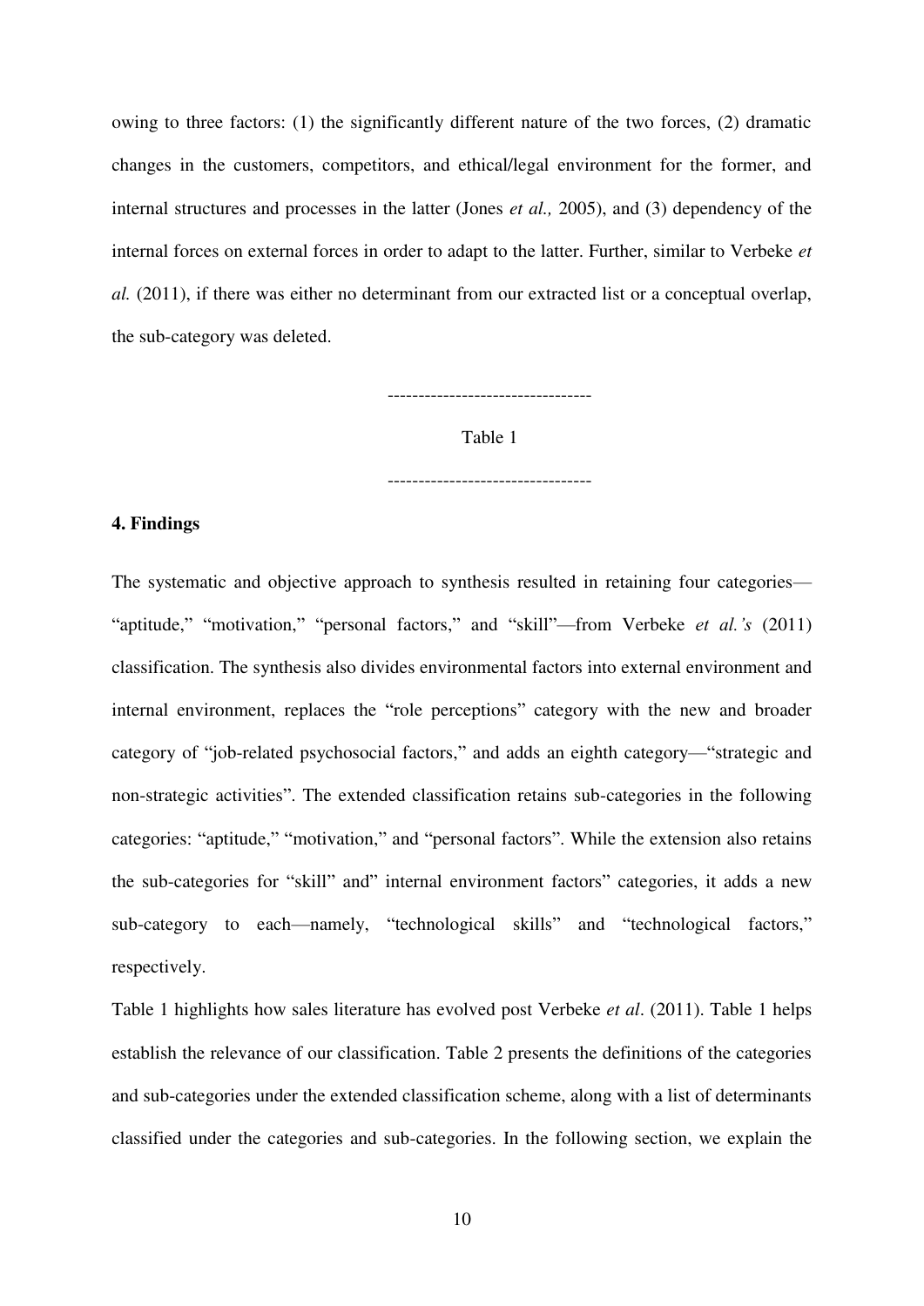owing to three factors: (1) the significantly different nature of the two forces, (2) dramatic changes in the customers, competitors, and ethical/legal environment for the former, and internal structures and processes in the latter (Jones *et al.,* 2005), and (3) dependency of the internal forces on external forces in order to adapt to the latter. Further, similar to Verbeke *et al.* (2011), if there was either no determinant from our extracted list or a conceptual overlap, the sub-category was deleted.

---------------------------------

Table 1

---------------------------------

**4. Findings**

The systematic and objective approach to synthesis resulted in retaining four categories—"aptitude," "motivation," "personal factors," and "skill"—from Verbeke *et al.'s* (2011) classification. The synthesis also divides environmental factors into external environment and internal environment, replaces the "role perceptions" category with the new and broader category of "job-related psychosocial factors," and adds an eighth category—"strategic and non-strategic activities". The extended classification retains sub-categories in the following categories: "aptitude," "motivation," and "personal factors". While the extension also retains the sub-categories for "skill" and" internal environment factors" categories, it adds a new sub-category to each—namely, "technological skills" and "technological factors," respectively.

Table 1 highlights how sales literature has evolved post Verbeke *et al*. (2011). Table 1 helps establish the relevance of our classification. Table 2 presents the definitions of the categories and sub-categories under the extended classification scheme, along with a list of determinants classified under the categories and sub-categories. In the following section, we explain the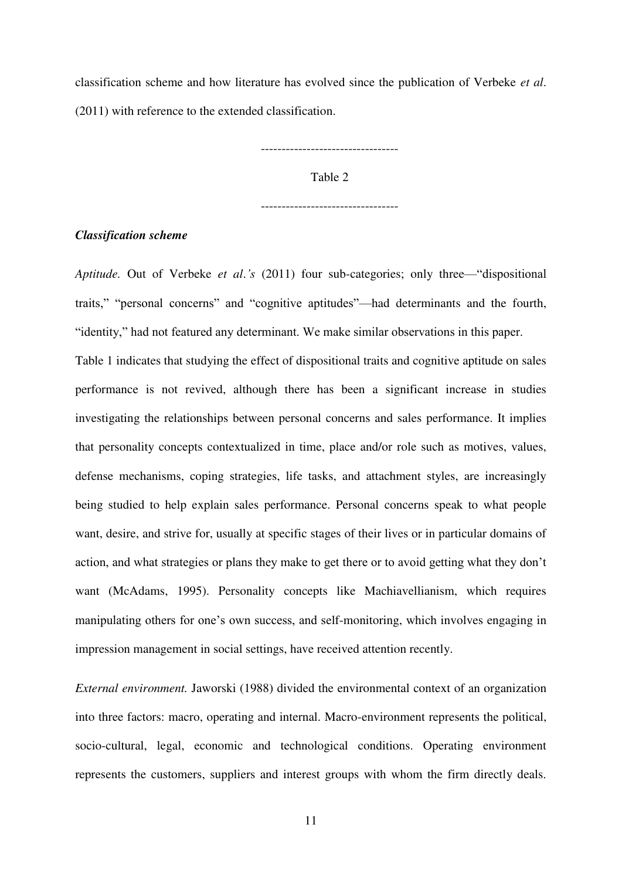classification scheme and how literature has evolved since the publication of Verbeke *et al*. (2011) with reference to the extended classification.

---------------------------------

Table 2

---------------------------------

***Classification scheme***

*Aptitude.* Out of Verbeke *et al*.*'s* (2011) four sub-categories; only three—"dispositional traits," "personal concerns" and "cognitive aptitudes"—had determinants and the fourth, "identity," had not featured any determinant. We make similar observations in this paper.

Table 1 indicates that studying the effect of dispositional traits and cognitive aptitude on sales performance is not revived, although there has been a significant increase in studies investigating the relationships between personal concerns and sales performance. It implies that personality concepts contextualized in time, place and/or role such as motives, values, defense mechanisms, coping strategies, life tasks, and attachment styles, are increasingly being studied to help explain sales performance. Personal concerns speak to what people want, desire, and strive for, usually at specific stages of their lives or in particular domains of action, and what strategies or plans they make to get there or to avoid getting what they don't want (McAdams, 1995). Personality concepts like Machiavellianism, which requires manipulating others for one's own success, and self-monitoring, which involves engaging in impression management in social settings, have received attention recently.

*External environment.* Jaworski (1988) divided the environmental context of an organization into three factors: macro, operating and internal. Macro-environment represents the political, socio-cultural, legal, economic and technological conditions. Operating environment represents the customers, suppliers and interest groups with whom the firm directly deals.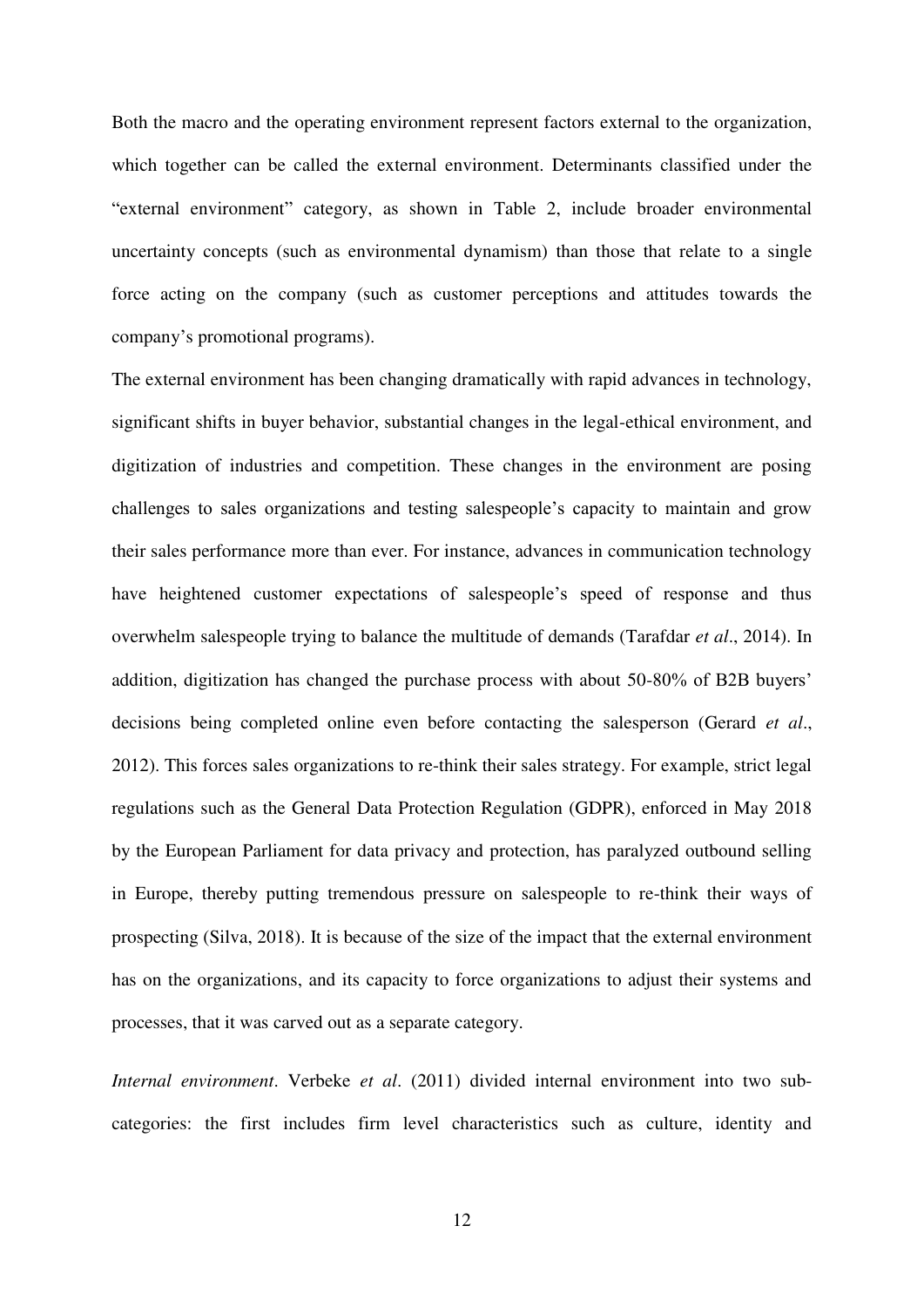Both the macro and the operating environment represent factors external to the organization, which together can be called the external environment. Determinants classified under the "external environment" category, as shown in Table 2, include broader environmental uncertainty concepts (such as environmental dynamism) than those that relate to a single force acting on the company (such as customer perceptions and attitudes towards the company's promotional programs).

The external environment has been changing dramatically with rapid advances in technology, significant shifts in buyer behavior, substantial changes in the legal-ethical environment, and digitization of industries and competition. These changes in the environment are posing challenges to sales organizations and testing salespeople's capacity to maintain and grow their sales performance more than ever. For instance, advances in communication technology have heightened customer expectations of salespeople's speed of response and thus overwhelm salespeople trying to balance the multitude of demands (Tarafdar *et al*., 2014). In addition, digitization has changed the purchase process with about 50-80% of B2B buyers' decisions being completed online even before contacting the salesperson (Gerard *et al*., 2012). This forces sales organizations to re-think their sales strategy. For example, strict legal regulations such as the General Data Protection Regulation (GDPR), enforced in May 2018 by the European Parliament for data privacy and protection, has paralyzed outbound selling in Europe, thereby putting tremendous pressure on salespeople to re-think their ways of prospecting (Silva, 2018). It is because of the size of the impact that the external environment has on the organizations, and its capacity to force organizations to adjust their systems and processes, that it was carved out as a separate category.

*Internal environment*. Verbeke *et al*. (2011) divided internal environment into two sub-categories: the first includes firm level characteristics such as culture, identity and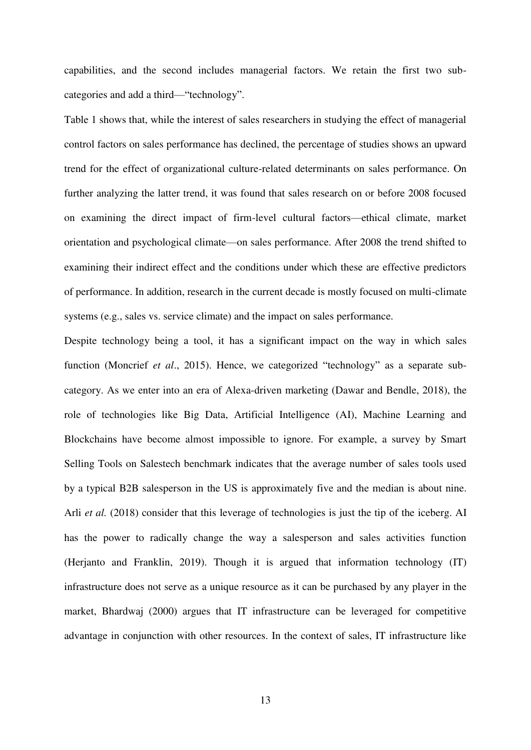capabilities, and the second includes managerial factors. We retain the first two sub-categories and add a third—“technology”.

Table 1 shows that, while the interest of sales researchers in studying the effect of managerial control factors on sales performance has declined, the percentage of studies shows an upward trend for the effect of organizational culture-related determinants on sales performance. On further analyzing the latter trend, it was found that sales research on or before 2008 focused on examining the direct impact of firm-level cultural factors—ethical climate, market orientation and psychological climate—on sales performance. After 2008 the trend shifted to examining their indirect effect and the conditions under which these are effective predictors of performance. In addition, research in the current decade is mostly focused on multi-climate systems (e.g., sales vs. service climate) and the impact on sales performance.

Despite technology being a tool, it has a significant impact on the way in which sales function (Moncrief *et al*., 2015). Hence, we categorized “technology” as a separate sub-category. As we enter into an era of Alexa-driven marketing (Dawar and Bendle, 2018), the role of technologies like Big Data, Artificial Intelligence (AI), Machine Learning and Blockchains have become almost impossible to ignore. For example, a survey by Smart Selling Tools on Salestech benchmark indicates that the average number of sales tools used by a typical B2B salesperson in the US is approximately five and the median is about nine. Arli *et al.* (2018) consider that this leverage of technologies is just the tip of the iceberg. AI has the power to radically change the way a salesperson and sales activities function (Herjanto and Franklin, 2019). Though it is argued that information technology (IT) infrastructure does not serve as a unique resource as it can be purchased by any player in the market, Bhardwaj (2000) argues that IT infrastructure can be leveraged for competitive advantage in conjunction with other resources. In the context of sales, IT infrastructure like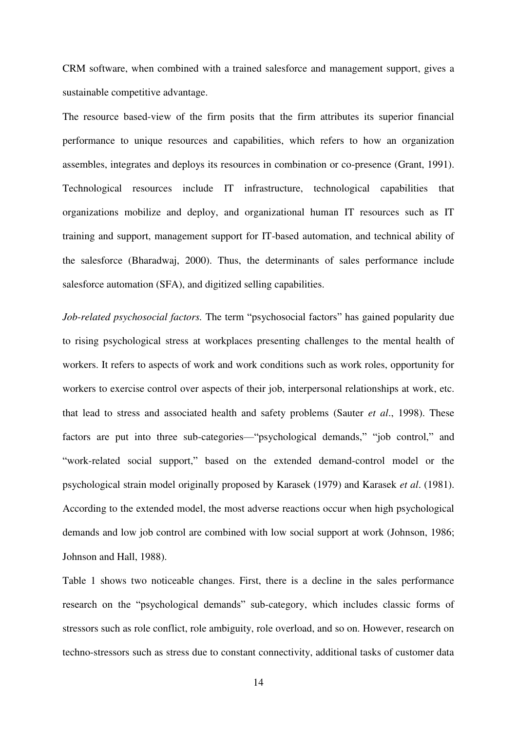CRM software, when combined with a trained salesforce and management support, gives a sustainable competitive advantage.

The resource based-view of the firm posits that the firm attributes its superior financial performance to unique resources and capabilities, which refers to how an organization assembles, integrates and deploys its resources in combination or co-presence (Grant, 1991). Technological resources include IT infrastructure, technological capabilities that organizations mobilize and deploy, and organizational human IT resources such as IT training and support, management support for IT-based automation, and technical ability of the salesforce (Bharadwaj, 2000). Thus, the determinants of sales performance include salesforce automation (SFA), and digitized selling capabilities.

*Job-related psychosocial factors.* The term "psychosocial factors" has gained popularity due to rising psychological stress at workplaces presenting challenges to the mental health of workers. It refers to aspects of work and work conditions such as work roles, opportunity for workers to exercise control over aspects of their job, interpersonal relationships at work, etc. that lead to stress and associated health and safety problems (Sauter *et al*., 1998). These factors are put into three sub-categories—"psychological demands," "job control," and "work-related social support," based on the extended demand-control model or the psychological strain model originally proposed by Karasek (1979) and Karasek *et al*. (1981). According to the extended model, the most adverse reactions occur when high psychological demands and low job control are combined with low social support at work (Johnson, 1986; Johnson and Hall, 1988).

Table 1 shows two noticeable changes. First, there is a decline in the sales performance research on the "psychological demands" sub-category, which includes classic forms of stressors such as role conflict, role ambiguity, role overload, and so on. However, research on techno-stressors such as stress due to constant connectivity, additional tasks of customer data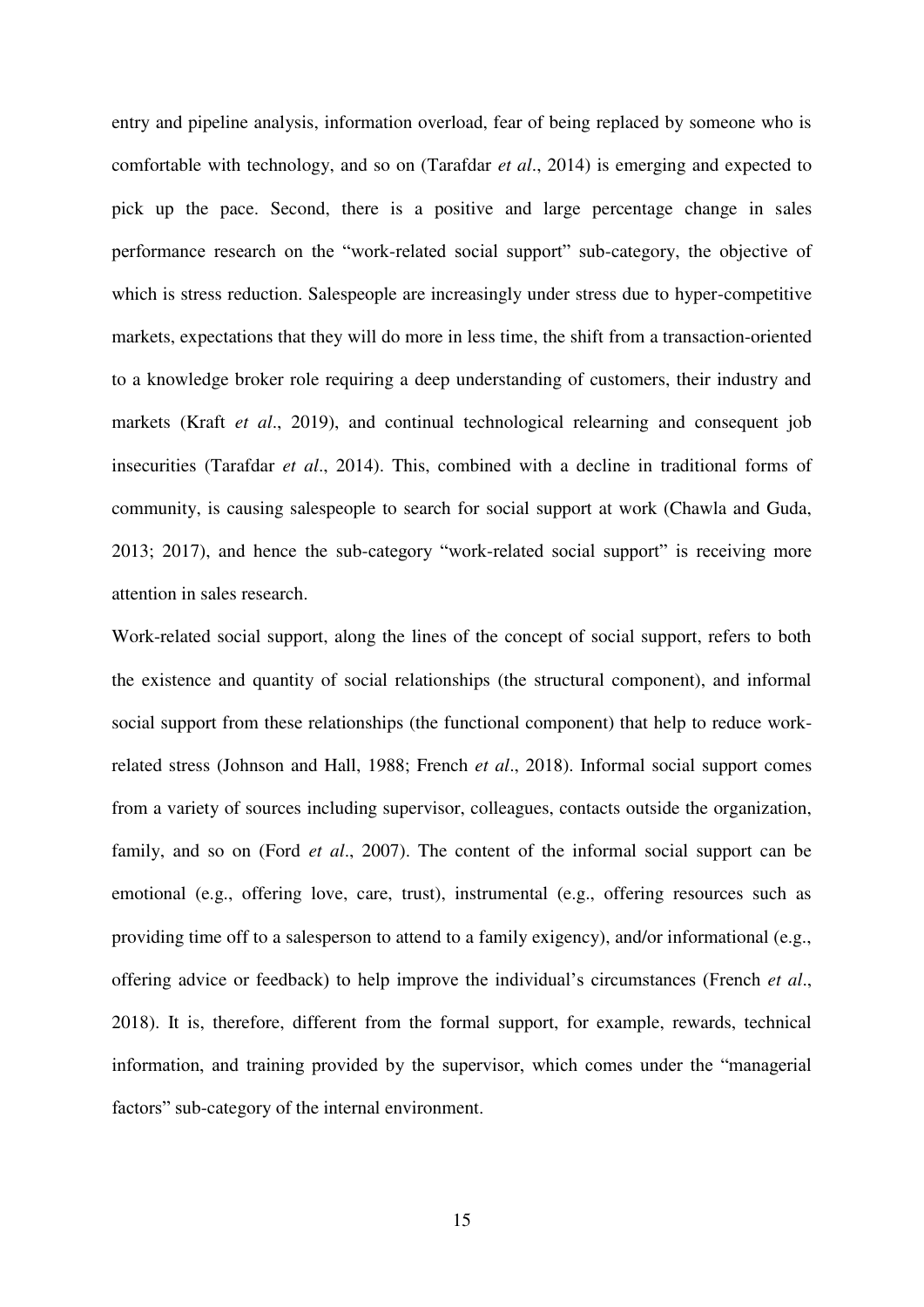entry and pipeline analysis, information overload, fear of being replaced by someone who is comfortable with technology, and so on (Tarafdar *et al*., 2014) is emerging and expected to pick up the pace. Second, there is a positive and large percentage change in sales performance research on the "work-related social support" sub-category, the objective of which is stress reduction. Salespeople are increasingly under stress due to hyper-competitive markets, expectations that they will do more in less time, the shift from a transaction-oriented to a knowledge broker role requiring a deep understanding of customers, their industry and markets (Kraft *et al*., 2019), and continual technological relearning and consequent job insecurities (Tarafdar *et al*., 2014). This, combined with a decline in traditional forms of community, is causing salespeople to search for social support at work (Chawla and Guda, 2013; 2017), and hence the sub-category "work-related social support" is receiving more attention in sales research.

Work-related social support, along the lines of the concept of social support, refers to both the existence and quantity of social relationships (the structural component), and informal social support from these relationships (the functional component) that help to reduce work-related stress (Johnson and Hall, 1988; French *et al*., 2018). Informal social support comes from a variety of sources including supervisor, colleagues, contacts outside the organization, family, and so on (Ford *et al*., 2007). The content of the informal social support can be emotional (e.g., offering love, care, trust), instrumental (e.g., offering resources such as providing time off to a salesperson to attend to a family exigency), and/or informational (e.g., offering advice or feedback) to help improve the individual's circumstances (French *et al*., 2018). It is, therefore, different from the formal support, for example, rewards, technical information, and training provided by the supervisor, which comes under the "managerial factors" sub-category of the internal environment.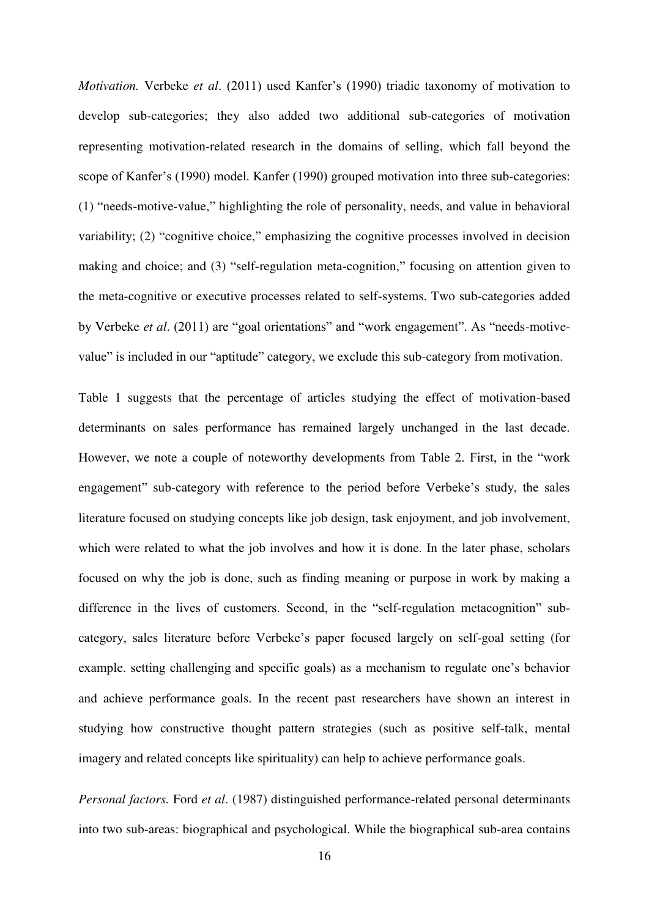*Motivation.* Verbeke *et al*. (2011) used Kanfer's (1990) triadic taxonomy of motivation to develop sub-categories; they also added two additional sub-categories of motivation representing motivation-related research in the domains of selling, which fall beyond the scope of Kanfer's (1990) model. Kanfer (1990) grouped motivation into three sub-categories: (1) "needs-motive-value," highlighting the role of personality, needs, and value in behavioral variability; (2) "cognitive choice," emphasizing the cognitive processes involved in decision making and choice; and (3) "self-regulation meta-cognition," focusing on attention given to the meta-cognitive or executive processes related to self-systems. Two sub-categories added by Verbeke *et al*. (2011) are "goal orientations" and "work engagement". As "needs-motive-value" is included in our "aptitude" category, we exclude this sub-category from motivation.

Table 1 suggests that the percentage of articles studying the effect of motivation-based determinants on sales performance has remained largely unchanged in the last decade. However, we note a couple of noteworthy developments from Table 2. First, in the "work engagement" sub-category with reference to the period before Verbeke's study, the sales literature focused on studying concepts like job design, task enjoyment, and job involvement, which were related to what the job involves and how it is done. In the later phase, scholars focused on why the job is done, such as finding meaning or purpose in work by making a difference in the lives of customers. Second, in the "self-regulation metacognition" sub-category, sales literature before Verbeke's paper focused largely on self-goal setting (for example. setting challenging and specific goals) as a mechanism to regulate one's behavior and achieve performance goals. In the recent past researchers have shown an interest in studying how constructive thought pattern strategies (such as positive self-talk, mental imagery and related concepts like spirituality) can help to achieve performance goals.

*Personal factors.* Ford *et al*. (1987) distinguished performance-related personal determinants into two sub-areas: biographical and psychological. While the biographical sub-area contains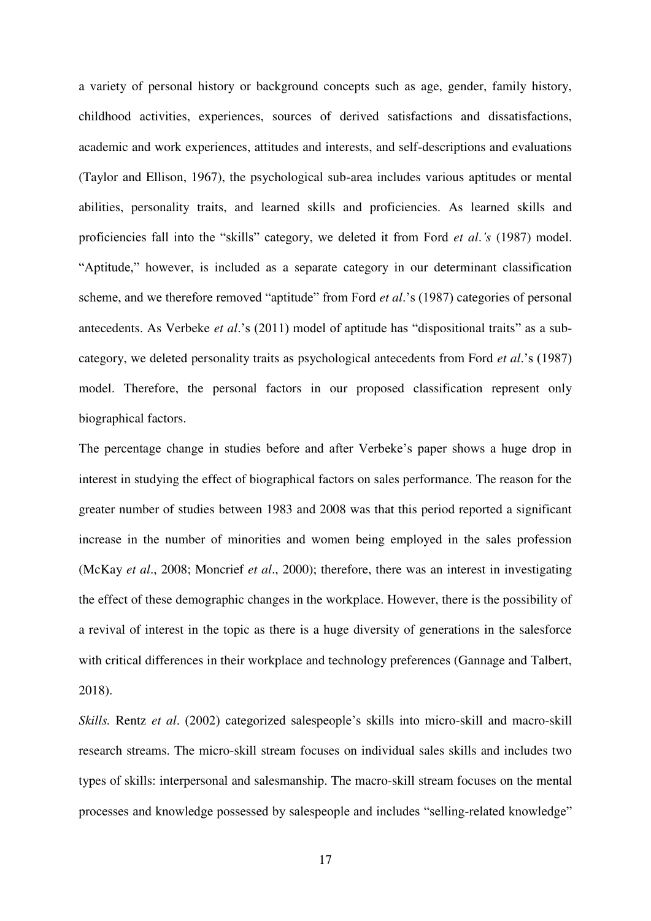a variety of personal history or background concepts such as age, gender, family history, childhood activities, experiences, sources of derived satisfactions and dissatisfactions, academic and work experiences, attitudes and interests, and self-descriptions and evaluations (Taylor and Ellison, 1967), the psychological sub-area includes various aptitudes or mental abilities, personality traits, and learned skills and proficiencies. As learned skills and proficiencies fall into the "skills" category, we deleted it from Ford *et al.'s* (1987) model. "Aptitude," however, is included as a separate category in our determinant classification scheme, and we therefore removed "aptitude" from Ford *et al*.'s (1987) categories of personal antecedents. As Verbeke *et al*.'s (2011) model of aptitude has "dispositional traits" as a sub-category, we deleted personality traits as psychological antecedents from Ford *et al*.'s (1987) model. Therefore, the personal factors in our proposed classification represent only biographical factors.

The percentage change in studies before and after Verbeke's paper shows a huge drop in interest in studying the effect of biographical factors on sales performance. The reason for the greater number of studies between 1983 and 2008 was that this period reported a significant increase in the number of minorities and women being employed in the sales profession (McKay *et al*., 2008; Moncrief *et al*., 2000); therefore, there was an interest in investigating the effect of these demographic changes in the workplace. However, there is the possibility of a revival of interest in the topic as there is a huge diversity of generations in the salesforce with critical differences in their workplace and technology preferences (Gannage and Talbert, 2018).

*Skills.* Rentz *et al*. (2002) categorized salespeople's skills into micro-skill and macro-skill research streams. The micro-skill stream focuses on individual sales skills and includes two types of skills: interpersonal and salesmanship. The macro-skill stream focuses on the mental processes and knowledge possessed by salespeople and includes "selling-related knowledge"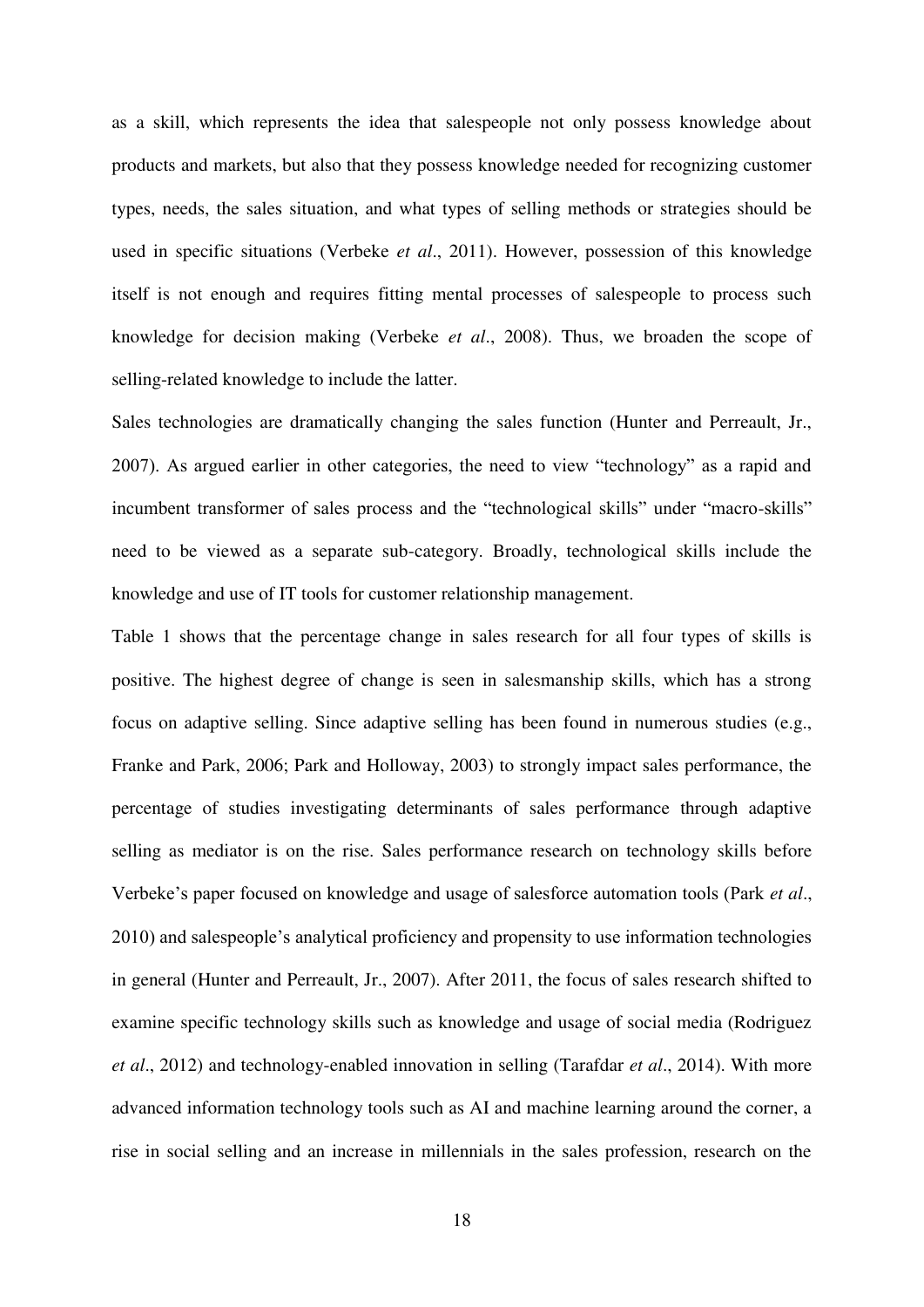as a skill, which represents the idea that salespeople not only possess knowledge about products and markets, but also that they possess knowledge needed for recognizing customer types, needs, the sales situation, and what types of selling methods or strategies should be used in specific situations (Verbeke *et al*., 2011). However, possession of this knowledge itself is not enough and requires fitting mental processes of salespeople to process such knowledge for decision making (Verbeke *et al*., 2008). Thus, we broaden the scope of selling-related knowledge to include the latter.

Sales technologies are dramatically changing the sales function (Hunter and Perreault, Jr., 2007). As argued earlier in other categories, the need to view "technology" as a rapid and incumbent transformer of sales process and the "technological skills" under "macro-skills" need to be viewed as a separate sub-category. Broadly, technological skills include the knowledge and use of IT tools for customer relationship management.

Table 1 shows that the percentage change in sales research for all four types of skills is positive. The highest degree of change is seen in salesmanship skills, which has a strong focus on adaptive selling. Since adaptive selling has been found in numerous studies (e.g., Franke and Park, 2006; Park and Holloway, 2003) to strongly impact sales performance, the percentage of studies investigating determinants of sales performance through adaptive selling as mediator is on the rise. Sales performance research on technology skills before Verbeke's paper focused on knowledge and usage of salesforce automation tools (Park *et al*., 2010) and salespeople's analytical proficiency and propensity to use information technologies in general (Hunter and Perreault, Jr., 2007). After 2011, the focus of sales research shifted to examine specific technology skills such as knowledge and usage of social media (Rodriguez *et al*., 2012) and technology-enabled innovation in selling (Tarafdar *et al*., 2014). With more advanced information technology tools such as AI and machine learning around the corner, a rise in social selling and an increase in millennials in the sales profession, research on the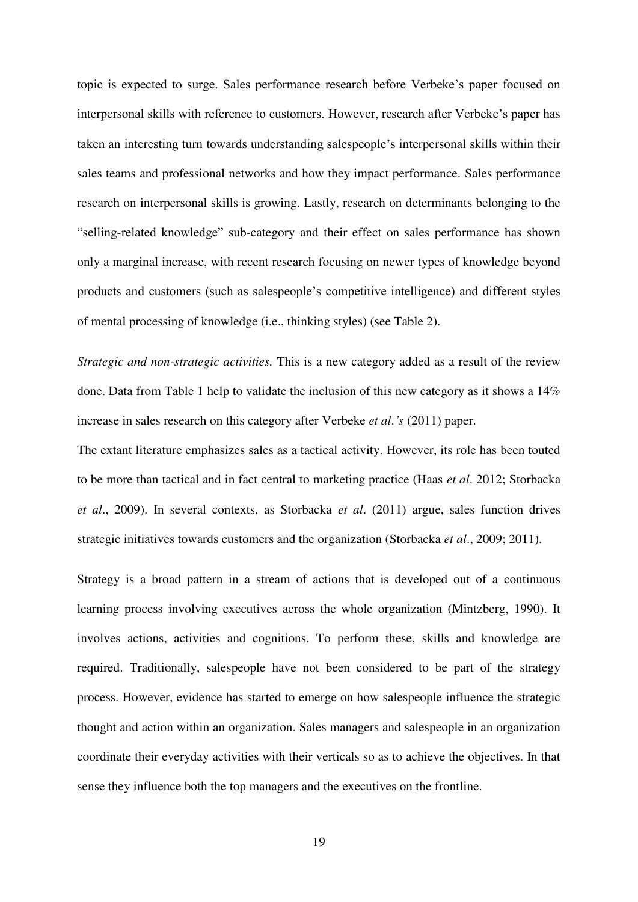topic is expected to surge. Sales performance research before Verbeke's paper focused on interpersonal skills with reference to customers. However, research after Verbeke's paper has taken an interesting turn towards understanding salespeople's interpersonal skills within their sales teams and professional networks and how they impact performance. Sales performance research on interpersonal skills is growing. Lastly, research on determinants belonging to the "selling-related knowledge" sub-category and their effect on sales performance has shown only a marginal increase, with recent research focusing on newer types of knowledge beyond products and customers (such as salespeople's competitive intelligence) and different styles of mental processing of knowledge (i.e., thinking styles) (see Table 2).

*Strategic and non-strategic activities.* This is a new category added as a result of the review done. Data from Table 1 help to validate the inclusion of this new category as it shows a 14% increase in sales research on this category after Verbeke *et al.'s* (2011) paper.

The extant literature emphasizes sales as a tactical activity. However, its role has been touted to be more than tactical and in fact central to marketing practice (Haas *et al*. 2012; Storbacka *et al*., 2009). In several contexts, as Storbacka *et al*. (2011) argue, sales function drives strategic initiatives towards customers and the organization (Storbacka *et al*., 2009; 2011).

Strategy is a broad pattern in a stream of actions that is developed out of a continuous learning process involving executives across the whole organization (Mintzberg, 1990). It involves actions, activities and cognitions. To perform these, skills and knowledge are required. Traditionally, salespeople have not been considered to be part of the strategy process. However, evidence has started to emerge on how salespeople influence the strategic thought and action within an organization. Sales managers and salespeople in an organization coordinate their everyday activities with their verticals so as to achieve the objectives. In that sense they influence both the top managers and the executives on the frontline.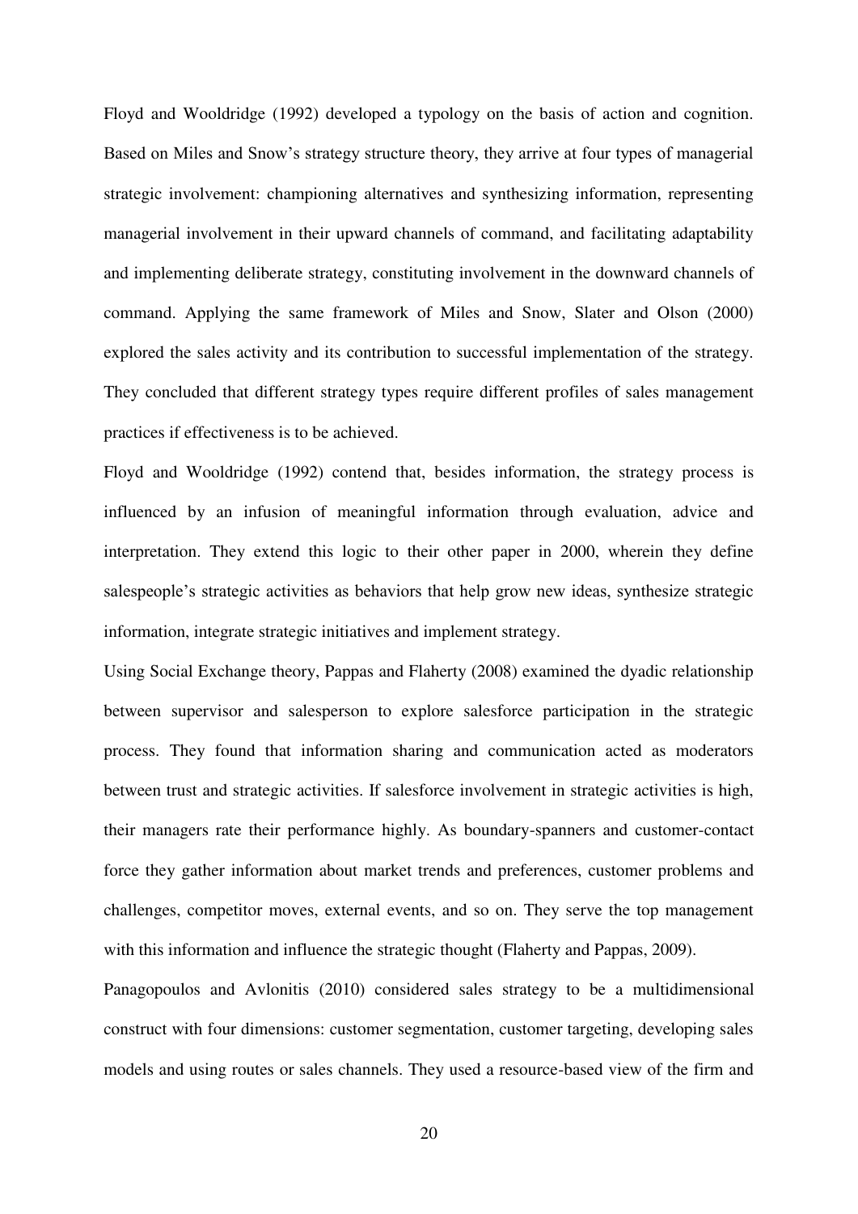Floyd and Wooldridge (1992) developed a typology on the basis of action and cognition. Based on Miles and Snow's strategy structure theory, they arrive at four types of managerial strategic involvement: championing alternatives and synthesizing information, representing managerial involvement in their upward channels of command, and facilitating adaptability and implementing deliberate strategy, constituting involvement in the downward channels of command. Applying the same framework of Miles and Snow, Slater and Olson (2000) explored the sales activity and its contribution to successful implementation of the strategy. They concluded that different strategy types require different profiles of sales management practices if effectiveness is to be achieved.

Floyd and Wooldridge (1992) contend that, besides information, the strategy process is influenced by an infusion of meaningful information through evaluation, advice and interpretation. They extend this logic to their other paper in 2000, wherein they define salespeople's strategic activities as behaviors that help grow new ideas, synthesize strategic information, integrate strategic initiatives and implement strategy.

Using Social Exchange theory, Pappas and Flaherty (2008) examined the dyadic relationship between supervisor and salesperson to explore salesforce participation in the strategic process. They found that information sharing and communication acted as moderators between trust and strategic activities. If salesforce involvement in strategic activities is high, their managers rate their performance highly. As boundary-spanners and customer-contact force they gather information about market trends and preferences, customer problems and challenges, competitor moves, external events, and so on. They serve the top management with this information and influence the strategic thought (Flaherty and Pappas, 2009).

Panagopoulos and Avlonitis (2010) considered sales strategy to be a multidimensional construct with four dimensions: customer segmentation, customer targeting, developing sales models and using routes or sales channels. They used a resource-based view of the firm and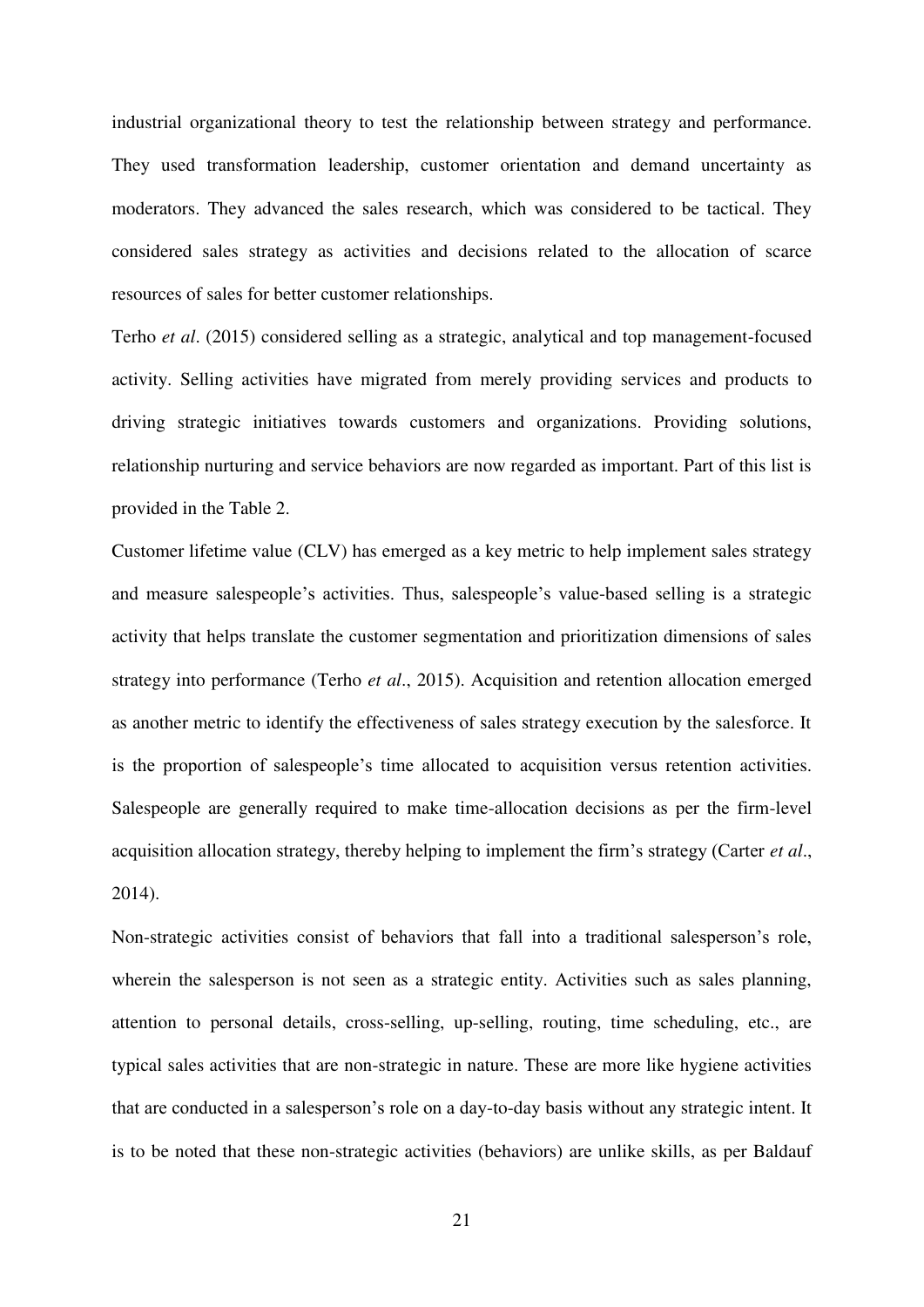industrial organizational theory to test the relationship between strategy and performance. They used transformation leadership, customer orientation and demand uncertainty as moderators. They advanced the sales research, which was considered to be tactical. They considered sales strategy as activities and decisions related to the allocation of scarce resources of sales for better customer relationships.

Terho *et al*. (2015) considered selling as a strategic, analytical and top management-focused activity. Selling activities have migrated from merely providing services and products to driving strategic initiatives towards customers and organizations. Providing solutions, relationship nurturing and service behaviors are now regarded as important. Part of this list is provided in the Table 2.

Customer lifetime value (CLV) has emerged as a key metric to help implement sales strategy and measure salespeople's activities. Thus, salespeople's value-based selling is a strategic activity that helps translate the customer segmentation and prioritization dimensions of sales strategy into performance (Terho *et al*., 2015). Acquisition and retention allocation emerged as another metric to identify the effectiveness of sales strategy execution by the salesforce. It is the proportion of salespeople's time allocated to acquisition versus retention activities. Salespeople are generally required to make time-allocation decisions as per the firm-level acquisition allocation strategy, thereby helping to implement the firm's strategy (Carter *et al*., 2014).

Non-strategic activities consist of behaviors that fall into a traditional salesperson's role, wherein the salesperson is not seen as a strategic entity. Activities such as sales planning, attention to personal details, cross-selling, up-selling, routing, time scheduling, etc., are typical sales activities that are non-strategic in nature. These are more like hygiene activities that are conducted in a salesperson's role on a day-to-day basis without any strategic intent. It is to be noted that these non-strategic activities (behaviors) are unlike skills, as per Baldauf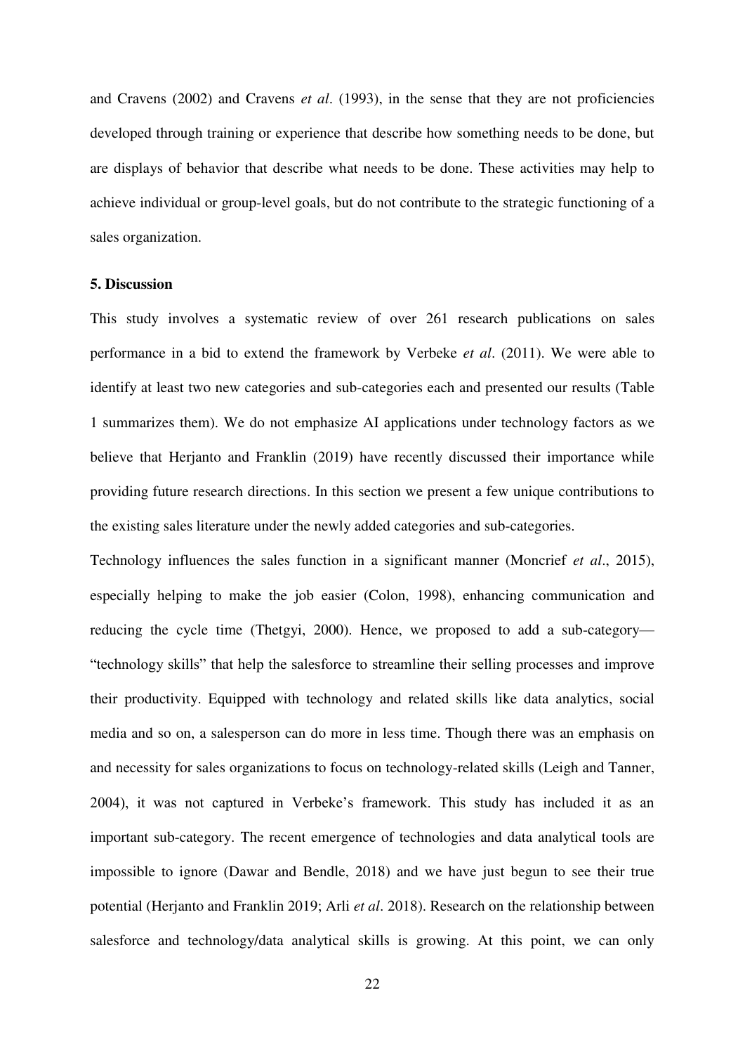and Cravens (2002) and Cravens *et al*. (1993), in the sense that they are not proficiencies developed through training or experience that describe how something needs to be done, but are displays of behavior that describe what needs to be done. These activities may help to achieve individual or group-level goals, but do not contribute to the strategic functioning of a sales organization.

**5. Discussion**

This study involves a systematic review of over 261 research publications on sales performance in a bid to extend the framework by Verbeke *et al*. (2011). We were able to identify at least two new categories and sub-categories each and presented our results (Table 1 summarizes them). We do not emphasize AI applications under technology factors as we believe that Herjanto and Franklin (2019) have recently discussed their importance while providing future research directions. In this section we present a few unique contributions to the existing sales literature under the newly added categories and sub-categories.

Technology influences the sales function in a significant manner (Moncrief *et al*., 2015), especially helping to make the job easier (Colon, 1998), enhancing communication and reducing the cycle time (Thetgyi, 2000). Hence, we proposed to add a sub-category—"technology skills" that help the salesforce to streamline their selling processes and improve their productivity. Equipped with technology and related skills like data analytics, social media and so on, a salesperson can do more in less time. Though there was an emphasis on and necessity for sales organizations to focus on technology-related skills (Leigh and Tanner, 2004), it was not captured in Verbeke's framework. This study has included it as an important sub-category. The recent emergence of technologies and data analytical tools are impossible to ignore (Dawar and Bendle, 2018) and we have just begun to see their true potential (Herjanto and Franklin 2019; Arli *et al*. 2018). Research on the relationship between salesforce and technology/data analytical skills is growing. At this point, we can only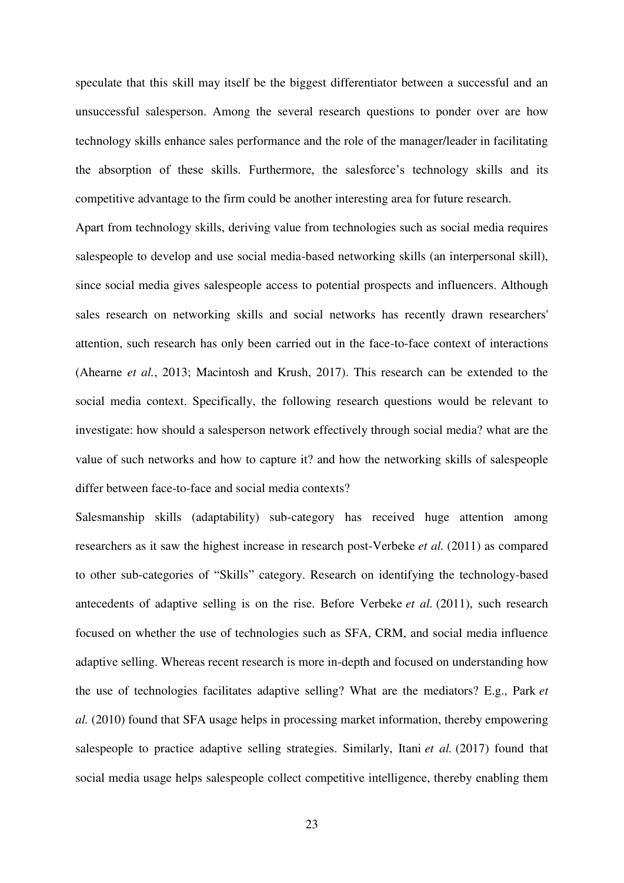speculate that this skill may itself be the biggest differentiator between a successful and an unsuccessful salesperson. Among the several research questions to ponder over are how technology skills enhance sales performance and the role of the manager/leader in facilitating the absorption of these skills. Furthermore, the salesforce's technology skills and its competitive advantage to the firm could be another interesting area for future research.

Apart from technology skills, deriving value from technologies such as social media requires salespeople to develop and use social media-based networking skills (an interpersonal skill), since social media gives salespeople access to potential prospects and influencers. Although sales research on networking skills and social networks has recently drawn researchers' attention, such research has only been carried out in the face-to-face context of interactions (Ahearne *et al.*, 2013; Macintosh and Krush, 2017). This research can be extended to the social media context. Specifically, the following research questions would be relevant to investigate: how should a salesperson network effectively through social media? what are the value of such networks and how to capture it? and how the networking skills of salespeople differ between face-to-face and social media contexts?

Salesmanship skills (adaptability) sub-category has received huge attention among researchers as it saw the highest increase in research post-Verbeke *et al.* (2011) as compared to other sub-categories of "Skills" category. Research on identifying the technology-based antecedents of adaptive selling is on the rise. Before Verbeke *et al.* (2011), such research focused on whether the use of technologies such as SFA, CRM, and social media influence adaptive selling. Whereas recent research is more in-depth and focused on understanding how the use of technologies facilitates adaptive selling? What are the mediators? E.g., Park *et al.* (2010) found that SFA usage helps in processing market information, thereby empowering salespeople to practice adaptive selling strategies. Similarly, Itani *et al.* (2017) found that social media usage helps salespeople collect competitive intelligence, thereby enabling them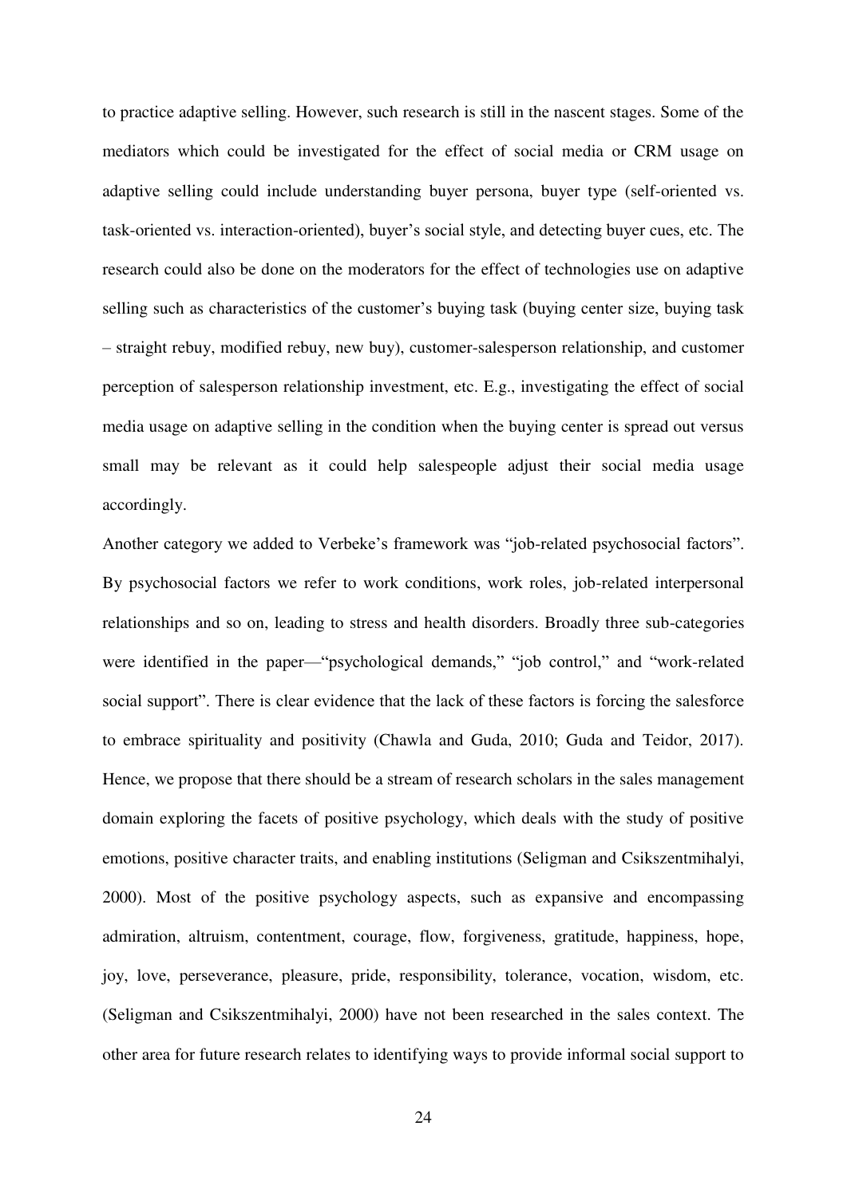to practice adaptive selling. However, such research is still in the nascent stages. Some of the mediators which could be investigated for the effect of social media or CRM usage on adaptive selling could include understanding buyer persona, buyer type (self-oriented vs. task-oriented vs. interaction-oriented), buyer's social style, and detecting buyer cues, etc. The research could also be done on the moderators for the effect of technologies use on adaptive selling such as characteristics of the customer's buying task (buying center size, buying task – straight rebuy, modified rebuy, new buy), customer-salesperson relationship, and customer perception of salesperson relationship investment, etc. E.g., investigating the effect of social media usage on adaptive selling in the condition when the buying center is spread out versus small may be relevant as it could help salespeople adjust their social media usage accordingly.

Another category we added to Verbeke's framework was "job-related psychosocial factors". By psychosocial factors we refer to work conditions, work roles, job-related interpersonal relationships and so on, leading to stress and health disorders. Broadly three sub-categories were identified in the paper—"psychological demands," "job control," and "work-related social support". There is clear evidence that the lack of these factors is forcing the salesforce to embrace spirituality and positivity (Chawla and Guda, 2010; Guda and Teidor, 2017). Hence, we propose that there should be a stream of research scholars in the sales management domain exploring the facets of positive psychology, which deals with the study of positive emotions, positive character traits, and enabling institutions (Seligman and Csikszentmihalyi, 2000). Most of the positive psychology aspects, such as expansive and encompassing admiration, altruism, contentment, courage, flow, forgiveness, gratitude, happiness, hope, joy, love, perseverance, pleasure, pride, responsibility, tolerance, vocation, wisdom, etc. (Seligman and Csikszentmihalyi, 2000) have not been researched in the sales context. The other area for future research relates to identifying ways to provide informal social support to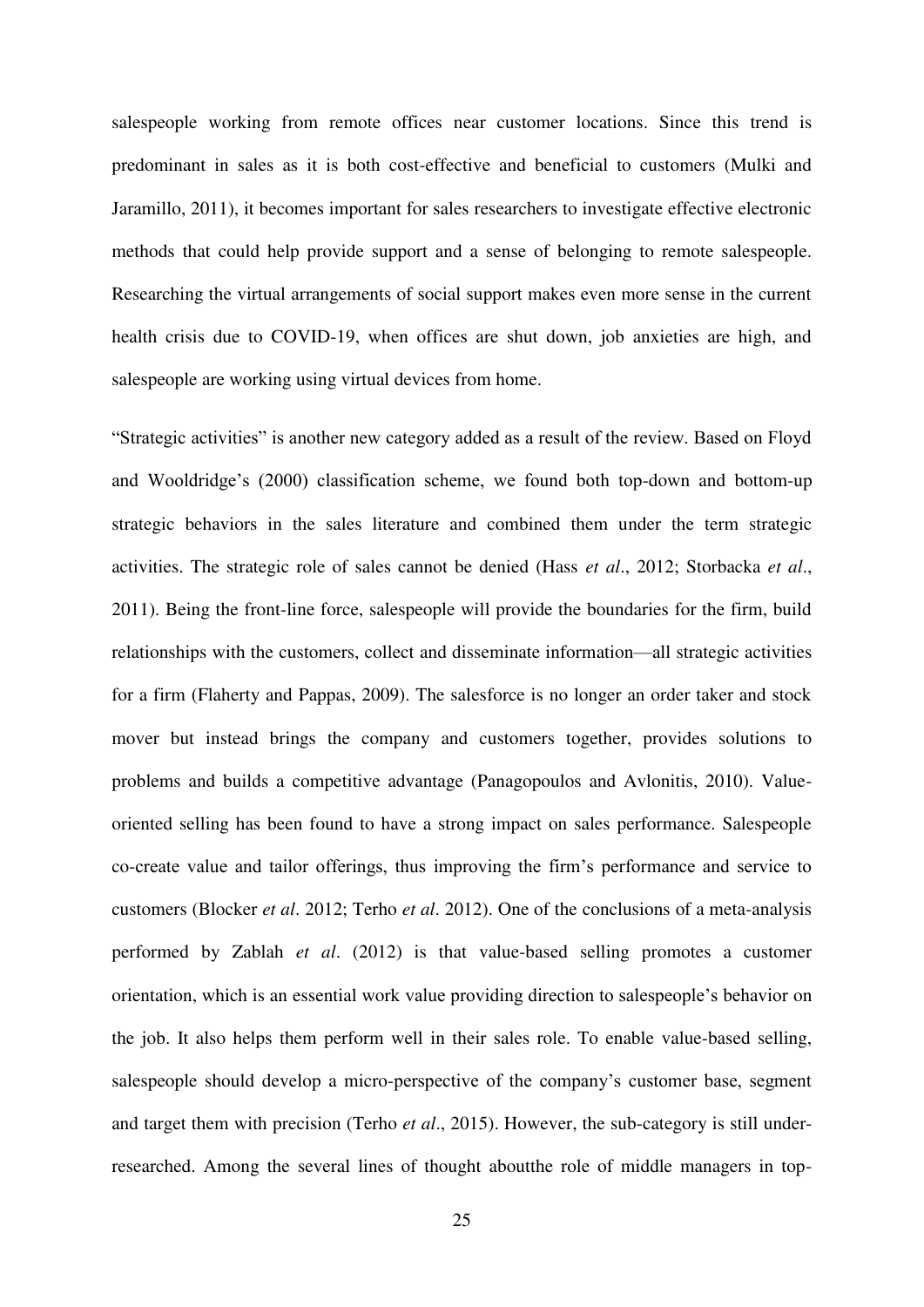salespeople working from remote offices near customer locations. Since this trend is predominant in sales as it is both cost-effective and beneficial to customers (Mulki and Jaramillo, 2011), it becomes important for sales researchers to investigate effective electronic methods that could help provide support and a sense of belonging to remote salespeople. Researching the virtual arrangements of social support makes even more sense in the current health crisis due to COVID-19, when offices are shut down, job anxieties are high, and salespeople are working using virtual devices from home.

"Strategic activities" is another new category added as a result of the review. Based on Floyd and Wooldridge's (2000) classification scheme, we found both top-down and bottom-up strategic behaviors in the sales literature and combined them under the term strategic activities. The strategic role of sales cannot be denied (Hass *et al*., 2012; Storbacka *et al*., 2011). Being the front-line force, salespeople will provide the boundaries for the firm, build relationships with the customers, collect and disseminate information—all strategic activities for a firm (Flaherty and Pappas, 2009). The salesforce is no longer an order taker and stock mover but instead brings the company and customers together, provides solutions to problems and builds a competitive advantage (Panagopoulos and Avlonitis, 2010). Value-oriented selling has been found to have a strong impact on sales performance. Salespeople co-create value and tailor offerings, thus improving the firm's performance and service to customers (Blocker *et al*. 2012; Terho *et al*. 2012). One of the conclusions of a meta-analysis performed by Zablah *et al*. (2012) is that value-based selling promotes a customer orientation, which is an essential work value providing direction to salespeople's behavior on the job. It also helps them perform well in their sales role. To enable value-based selling, salespeople should develop a micro-perspective of the company's customer base, segment and target them with precision (Terho *et al*., 2015). However, the sub-category is still under-researched. Among the several lines of thought aboutthe role of middle managers in top-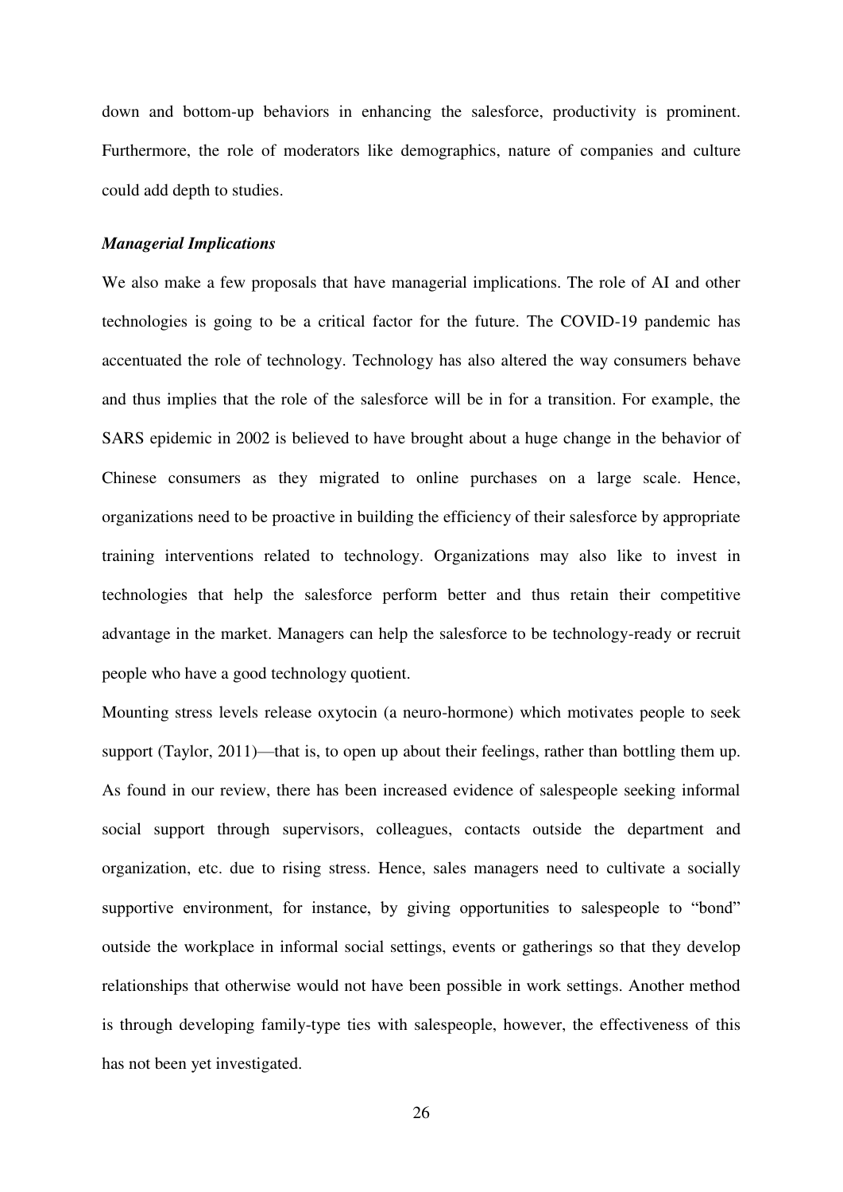down and bottom-up behaviors in enhancing the salesforce, productivity is prominent. Furthermore, the role of moderators like demographics, nature of companies and culture could add depth to studies.

***Managerial Implications***

We also make a few proposals that have managerial implications. The role of AI and other technologies is going to be a critical factor for the future. The COVID-19 pandemic has accentuated the role of technology. Technology has also altered the way consumers behave and thus implies that the role of the salesforce will be in for a transition. For example, the SARS epidemic in 2002 is believed to have brought about a huge change in the behavior of Chinese consumers as they migrated to online purchases on a large scale. Hence, organizations need to be proactive in building the efficiency of their salesforce by appropriate training interventions related to technology. Organizations may also like to invest in technologies that help the salesforce perform better and thus retain their competitive advantage in the market. Managers can help the salesforce to be technology-ready or recruit people who have a good technology quotient.

Mounting stress levels release oxytocin (a neuro-hormone) which motivates people to seek support (Taylor, 2011)—that is, to open up about their feelings, rather than bottling them up. As found in our review, there has been increased evidence of salespeople seeking informal social support through supervisors, colleagues, contacts outside the department and organization, etc. due to rising stress. Hence, sales managers need to cultivate a socially supportive environment, for instance, by giving opportunities to salespeople to "bond" outside the workplace in informal social settings, events or gatherings so that they develop relationships that otherwise would not have been possible in work settings. Another method is through developing family-type ties with salespeople, however, the effectiveness of this has not been yet investigated.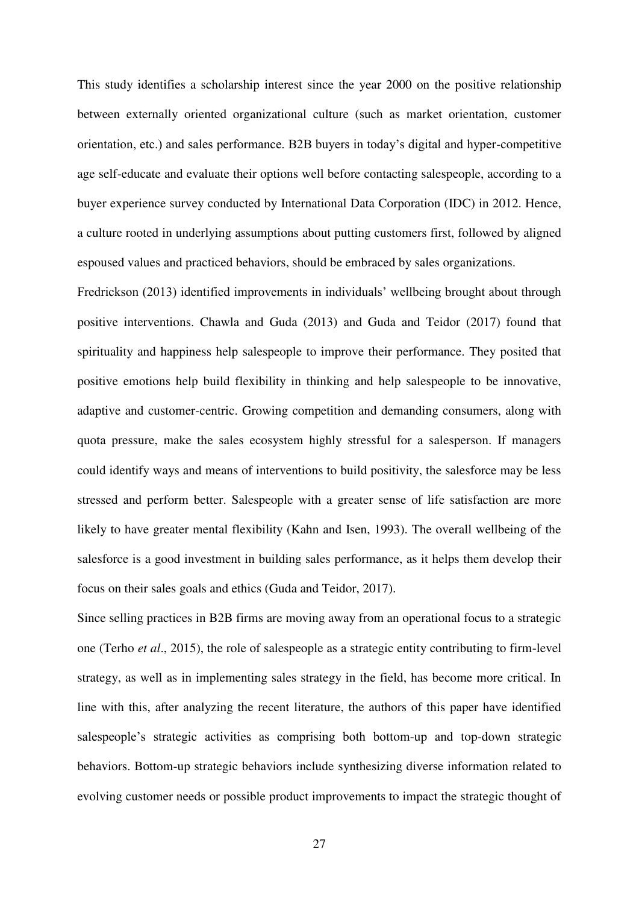This study identifies a scholarship interest since the year 2000 on the positive relationship between externally oriented organizational culture (such as market orientation, customer orientation, etc.) and sales performance. B2B buyers in today's digital and hyper-competitive age self-educate and evaluate their options well before contacting salespeople, according to a buyer experience survey conducted by International Data Corporation (IDC) in 2012. Hence, a culture rooted in underlying assumptions about putting customers first, followed by aligned espoused values and practiced behaviors, should be embraced by sales organizations.

Fredrickson (2013) identified improvements in individuals' wellbeing brought about through positive interventions. Chawla and Guda (2013) and Guda and Teidor (2017) found that spirituality and happiness help salespeople to improve their performance. They posited that positive emotions help build flexibility in thinking and help salespeople to be innovative, adaptive and customer-centric. Growing competition and demanding consumers, along with quota pressure, make the sales ecosystem highly stressful for a salesperson. If managers could identify ways and means of interventions to build positivity, the salesforce may be less stressed and perform better. Salespeople with a greater sense of life satisfaction are more likely to have greater mental flexibility (Kahn and Isen, 1993). The overall wellbeing of the salesforce is a good investment in building sales performance, as it helps them develop their focus on their sales goals and ethics (Guda and Teidor, 2017).

Since selling practices in B2B firms are moving away from an operational focus to a strategic one (Terho *et al*., 2015), the role of salespeople as a strategic entity contributing to firm-level strategy, as well as in implementing sales strategy in the field, has become more critical. In line with this, after analyzing the recent literature, the authors of this paper have identified salespeople's strategic activities as comprising both bottom-up and top-down strategic behaviors. Bottom-up strategic behaviors include synthesizing diverse information related to evolving customer needs or possible product improvements to impact the strategic thought of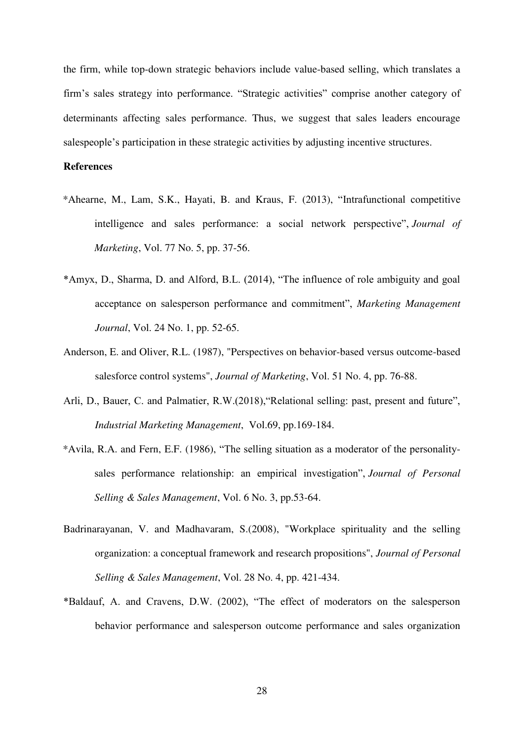the firm, while top-down strategic behaviors include value-based selling, which translates a firm's sales strategy into performance. "Strategic activities" comprise another category of determinants affecting sales performance. Thus, we suggest that sales leaders encourage salespeople's participation in these strategic activities by adjusting incentive structures.

**References**

*Ahearne, M., Lam, S.K., Hayati, B. and Kraus, F. (2013), "Intrafunctional competitive intelligence and sales performance: a social network perspective", *Journal of Marketing*, Vol. 77 No. 5, pp. 37-56.

*Amyx, D., Sharma, D. and Alford, B.L. (2014), "The influence of role ambiguity and goal acceptance on salesperson performance and commitment", *Marketing Management Journal*, Vol. 24 No. 1, pp. 52-65.

Anderson, E. and Oliver, R.L. (1987), "Perspectives on behavior-based versus outcome-based salesforce control systems", *Journal of Marketing*, Vol. 51 No. 4, pp. 76-88.

Arli, D., Bauer, C. and Palmatier, R.W.(2018),"Relational selling: past, present and future", *Industrial Marketing Management*, Vol.69, pp.169-184.

*Avila, R.A. and Fern, E.F. (1986), "The selling situation as a moderator of the personality-sales performance relationship: an empirical investigation", *Journal of Personal Selling & Sales Management*, Vol. 6 No. 3, pp.53-64.

Badrinarayanan, V. and Madhavaram, S.(2008), "Workplace spirituality and the selling organization: a conceptual framework and research propositions", *Journal of Personal Selling & Sales Management*, Vol. 28 No. 4, pp. 421-434.

*Baldauf, A. and Cravens, D.W. (2002), "The effect of moderators on the salesperson behavior performance and salesperson outcome performance and sales organization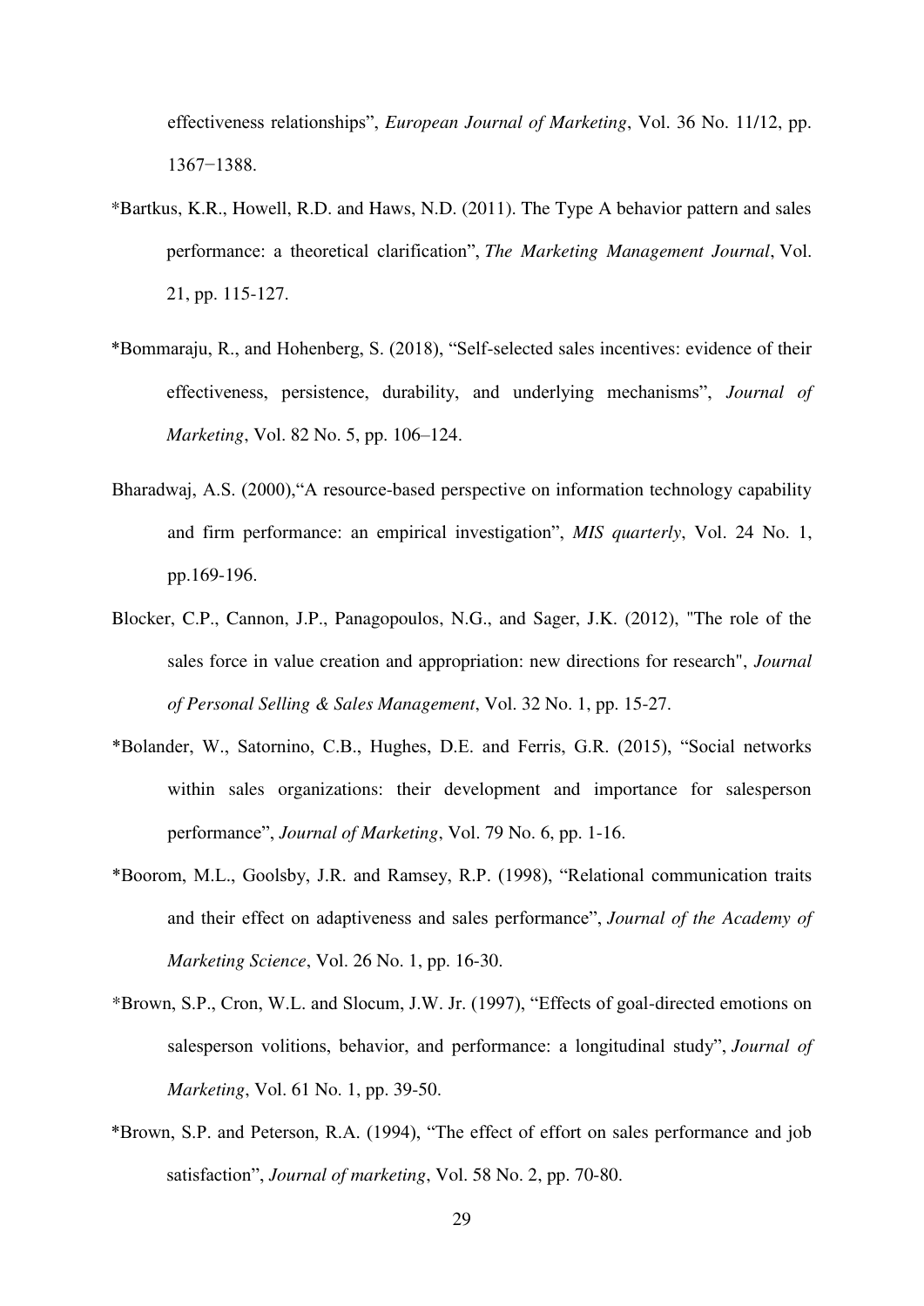effectiveness relationships”, *European Journal of Marketing*, Vol. 36 No. 11/12, pp. 1367−1388.

*Bartkus, K.R., Howell, R.D. and Haws, N.D. (2011). The Type A behavior pattern and sales performance: a theoretical clarification”, *The Marketing Management Journal*, Vol. 21, pp. 115-127.

*Bommaraju, R., and Hohenberg, S. (2018), “Self-selected sales incentives: evidence of their effectiveness, persistence, durability, and underlying mechanisms”, *Journal of Marketing*, Vol. 82 No. 5, pp. 106–124.

Bharadwaj, A.S. (2000),“A resource-based perspective on information technology capability and firm performance: an empirical investigation”, *MIS quarterly*, Vol. 24 No. 1, pp.169-196.

Blocker, C.P., Cannon, J.P., Panagopoulos, N.G., and Sager, J.K. (2012), "The role of the sales force in value creation and appropriation: new directions for research", *Journal of Personal Selling & Sales Management*, Vol. 32 No. 1, pp. 15-27.

*Bolander, W., Satornino, C.B., Hughes, D.E. and Ferris, G.R. (2015), “Social networks within sales organizations: their development and importance for salesperson performance”, *Journal of Marketing*, Vol. 79 No. 6, pp. 1-16.

*Boorom, M.L., Goolsby, J.R. and Ramsey, R.P. (1998), “Relational communication traits and their effect on adaptiveness and sales performance”, *Journal of the Academy of Marketing Science*, Vol. 26 No. 1, pp. 16-30.

*Brown, S.P., Cron, W.L. and Slocum, J.W. Jr. (1997), “Effects of goal-directed emotions on salesperson volitions, behavior, and performance: a longitudinal study”, *Journal of Marketing*, Vol. 61 No. 1, pp. 39-50.

*Brown, S.P. and Peterson, R.A. (1994), “The effect of effort on sales performance and job satisfaction”, *Journal of marketing*, Vol. 58 No. 2, pp. 70-80.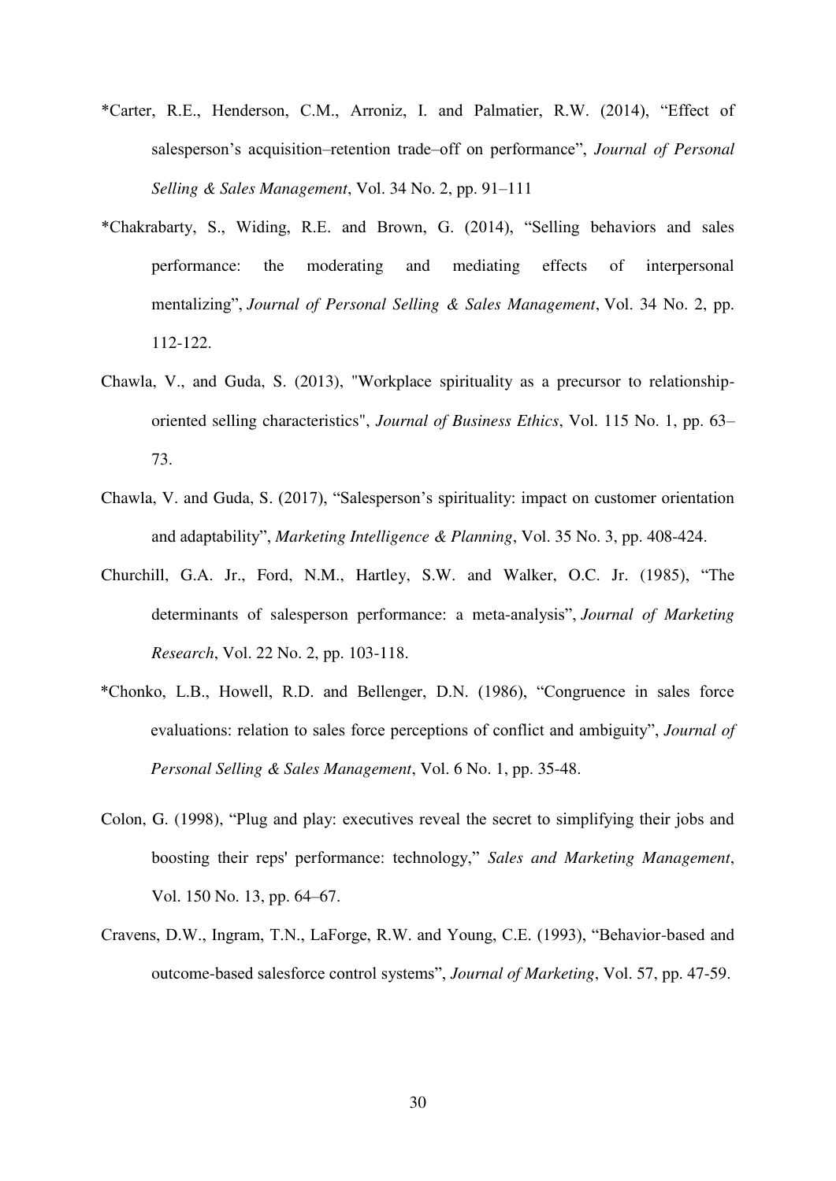*Carter, R.E., Henderson, C.M., Arroniz, I. and Palmatier, R.W. (2014), "Effect of salesperson's acquisition–retention trade–off on performance", *Journal of Personal Selling & Sales Management*, Vol. 34 No. 2, pp. 91–111

*Chakrabarty, S., Widing, R.E. and Brown, G. (2014), "Selling behaviors and sales performance: the moderating and mediating effects of interpersonal mentalizing", *Journal of Personal Selling & Sales Management*, Vol. 34 No. 2, pp. 112-122.

Chawla, V., and Guda, S. (2013), "Workplace spirituality as a precursor to relationship-oriented selling characteristics", *Journal of Business Ethics*, Vol. 115 No. 1, pp. 63–73.

Chawla, V. and Guda, S. (2017), "Salesperson's spirituality: impact on customer orientation and adaptability", *Marketing Intelligence & Planning*, Vol. 35 No. 3, pp. 408-424.

Churchill, G.A. Jr., Ford, N.M., Hartley, S.W. and Walker, O.C. Jr. (1985), "The determinants of salesperson performance: a meta-analysis", *Journal of Marketing Research*, Vol. 22 No. 2, pp. 103-118.

*Chonko, L.B., Howell, R.D. and Bellenger, D.N. (1986), "Congruence in sales force evaluations: relation to sales force perceptions of conflict and ambiguity", *Journal of Personal Selling & Sales Management*, Vol. 6 No. 1, pp. 35-48.

Colon, G. (1998), "Plug and play: executives reveal the secret to simplifying their jobs and boosting their reps' performance: technology," *Sales and Marketing Management*, Vol. 150 No. 13, pp. 64–67.

Cravens, D.W., Ingram, T.N., LaForge, R.W. and Young, C.E. (1993), "Behavior-based and outcome-based salesforce control systems", *Journal of Marketing*, Vol. 57, pp. 47-59.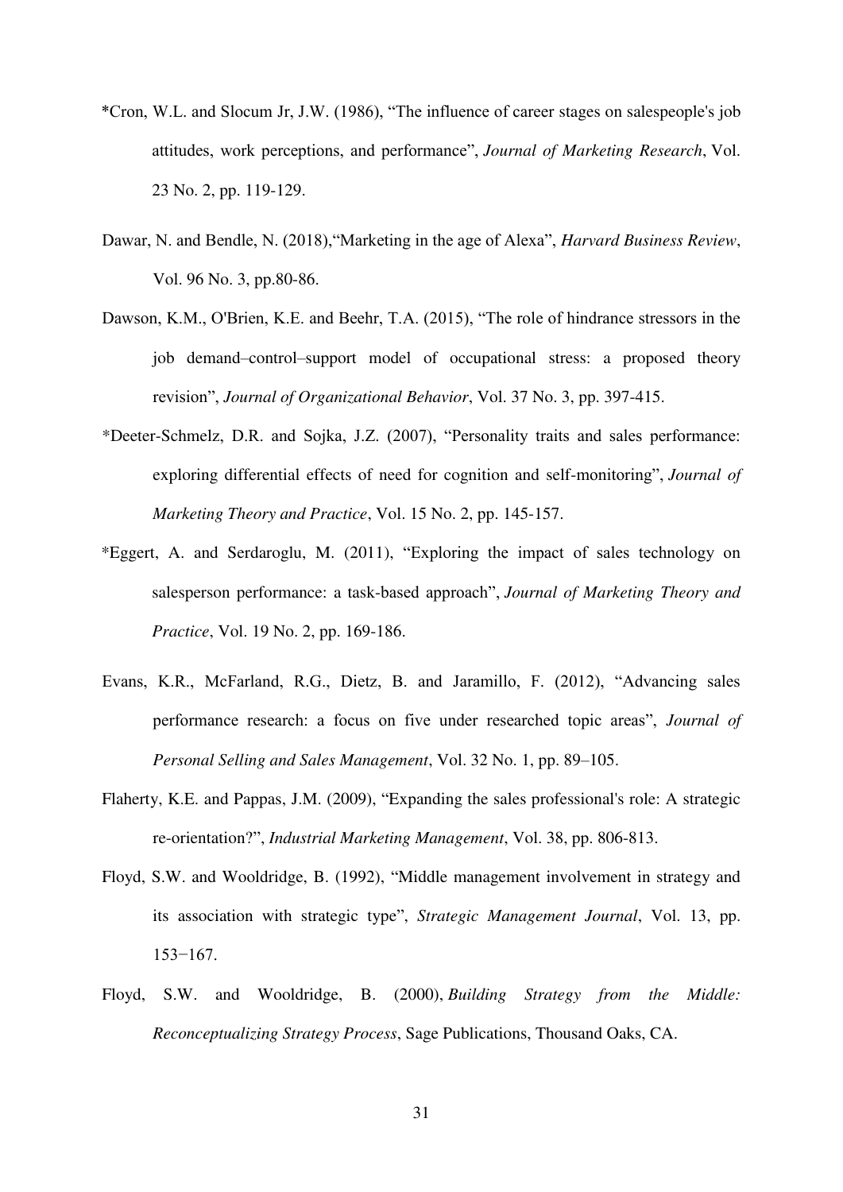*Cron, W.L. and Slocum Jr, J.W. (1986), "The influence of career stages on salespeople's job attitudes, work perceptions, and performance", *Journal of Marketing Research*, Vol. 23 No. 2, pp. 119-129.

Dawar, N. and Bendle, N. (2018),"Marketing in the age of Alexa", *Harvard Business Review*, Vol. 96 No. 3, pp.80-86.

Dawson, K.M., O'Brien, K.E. and Beehr, T.A. (2015), "The role of hindrance stressors in the job demand–control–support model of occupational stress: a proposed theory revision", *Journal of Organizational Behavior*, Vol. 37 No. 3, pp. 397-415.

*Deeter-Schmelz, D.R. and Sojka, J.Z. (2007), "Personality traits and sales performance: exploring differential effects of need for cognition and self-monitoring", *Journal of Marketing Theory and Practice*, Vol. 15 No. 2, pp. 145-157.

*Eggert, A. and Serdaroglu, M. (2011), "Exploring the impact of sales technology on salesperson performance: a task-based approach", *Journal of Marketing Theory and Practice*, Vol. 19 No. 2, pp. 169-186.

Evans, K.R., McFarland, R.G., Dietz, B. and Jaramillo, F. (2012), "Advancing sales performance research: a focus on five under researched topic areas", *Journal of Personal Selling and Sales Management*, Vol. 32 No. 1, pp. 89–105.

Flaherty, K.E. and Pappas, J.M. (2009), "Expanding the sales professional's role: A strategic re-orientation?", *Industrial Marketing Management*, Vol. 38, pp. 806-813.

Floyd, S.W. and Wooldridge, B. (1992), "Middle management involvement in strategy and its association with strategic type", *Strategic Management Journal*, Vol. 13, pp. 153−167.

Floyd, S.W. and Wooldridge, B. (2000), *Building Strategy from the Middle: Reconceptualizing Strategy Process*, Sage Publications, Thousand Oaks, CA.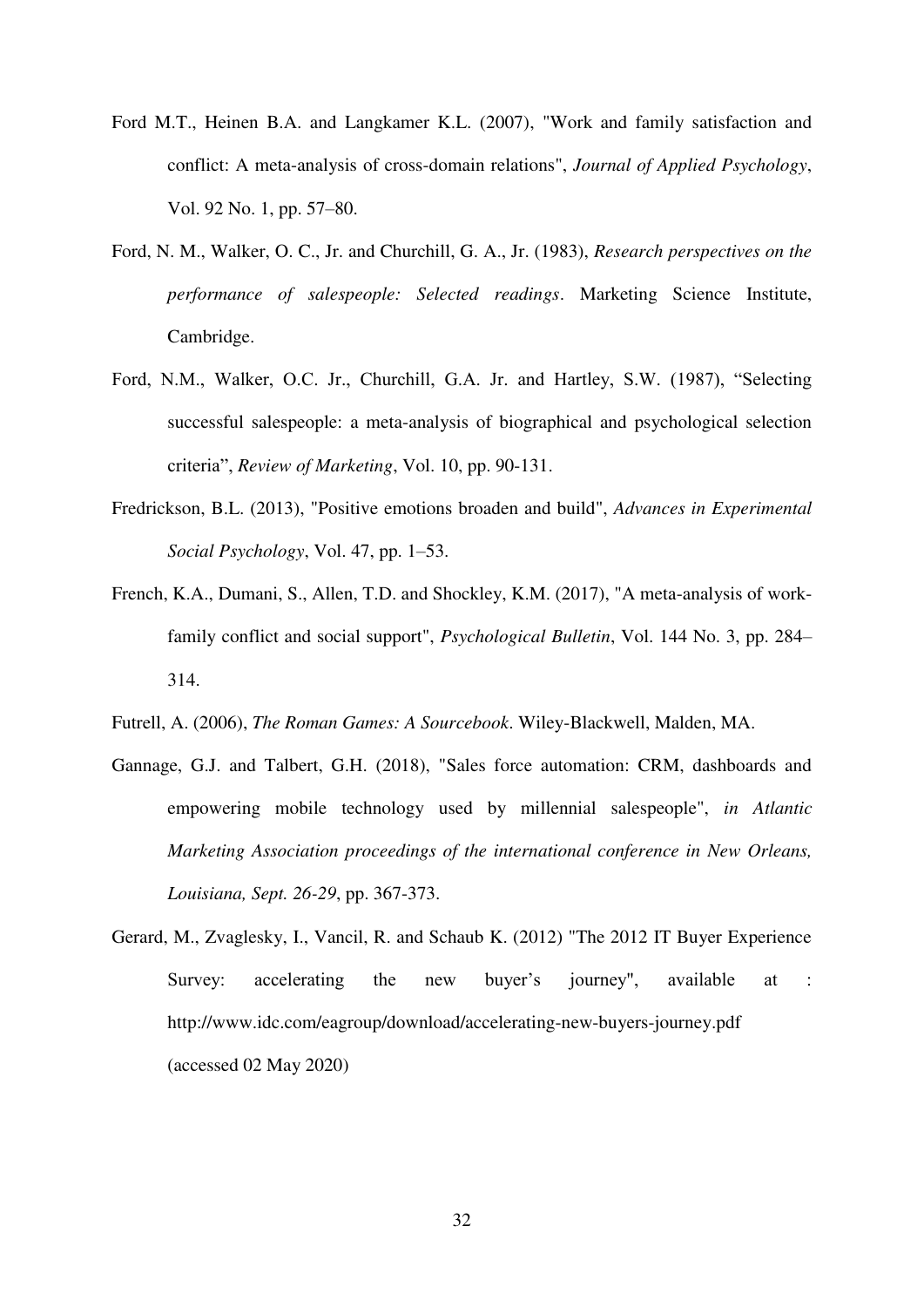Ford M.T., Heinen B.A. and Langkamer K.L. (2007), "Work and family satisfaction and conflict: A meta-analysis of cross-domain relations", *Journal of Applied Psychology*, Vol. 92 No. 1, pp. 57–80.

Ford, N. M., Walker, O. C., Jr. and Churchill, G. A., Jr. (1983), *Research perspectives on the performance of salespeople: Selected readings*. Marketing Science Institute, Cambridge.

Ford, N.M., Walker, O.C. Jr., Churchill, G.A. Jr. and Hartley, S.W. (1987), "Selecting successful salespeople: a meta-analysis of biographical and psychological selection criteria", *Review of Marketing*, Vol. 10, pp. 90-131.

Fredrickson, B.L. (2013), "Positive emotions broaden and build", *Advances in Experimental Social Psychology*, Vol. 47, pp. 1–53.

French, K.A., Dumani, S., Allen, T.D. and Shockley, K.M. (2017), "A meta-analysis of work-family conflict and social support", *Psychological Bulletin*, Vol. 144 No. 3, pp. 284–314.

Futrell, A. (2006), *The Roman Games: A Sourcebook*. Wiley-Blackwell, Malden, MA.

Gannage, G.J. and Talbert, G.H. (2018), "Sales force automation: CRM, dashboards and empowering mobile technology used by millennial salespeople", *in Atlantic Marketing Association proceedings of the international conference in New Orleans, Louisiana, Sept. 26-29*, pp. 367-373.

Gerard, M., Zvaglesky, I., Vancil, R. and Schaub K. (2012) "The 2012 IT Buyer Experience Survey: accelerating the new buyer's journey", available at : http://www.idc.com/eagroup/download/accelerating-new-buyers-journey.pdf (accessed 02 May 2020)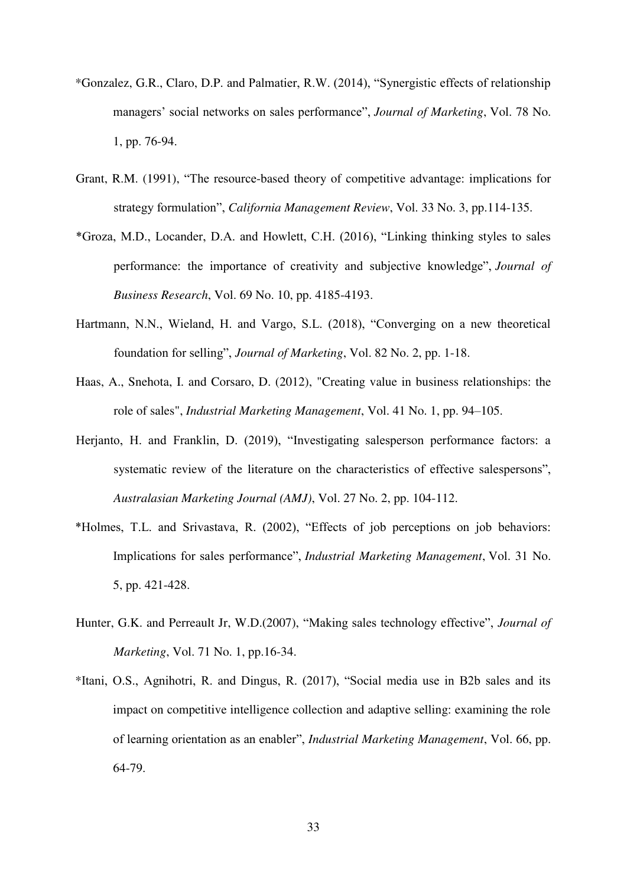*Gonzalez, G.R., Claro, D.P. and Palmatier, R.W. (2014), "Synergistic effects of relationship managers' social networks on sales performance", *Journal of Marketing*, Vol. 78 No. 1, pp. 76-94.

Grant, R.M. (1991), "The resource-based theory of competitive advantage: implications for strategy formulation", *California Management Review*, Vol. 33 No. 3, pp.114-135.

*Groza, M.D., Locander, D.A. and Howlett, C.H. (2016), "Linking thinking styles to sales performance: the importance of creativity and subjective knowledge", *Journal of Business Research*, Vol. 69 No. 10, pp. 4185-4193.

Hartmann, N.N., Wieland, H. and Vargo, S.L. (2018), "Converging on a new theoretical foundation for selling", *Journal of Marketing*, Vol. 82 No. 2, pp. 1-18.

Haas, A., Snehota, I. and Corsaro, D. (2012), "Creating value in business relationships: the role of sales", *Industrial Marketing Management*, Vol. 41 No. 1, pp. 94–105.

Herjanto, H. and Franklin, D. (2019), "Investigating salesperson performance factors: a systematic review of the literature on the characteristics of effective salespersons", *Australasian Marketing Journal (AMJ)*, Vol. 27 No. 2, pp. 104-112.

*Holmes, T.L. and Srivastava, R. (2002), "Effects of job perceptions on job behaviors: Implications for sales performance", *Industrial Marketing Management*, Vol. 31 No. 5, pp. 421-428.

Hunter, G.K. and Perreault Jr, W.D.(2007), "Making sales technology effective", *Journal of Marketing*, Vol. 71 No. 1, pp.16-34.

*Itani, O.S., Agnihotri, R. and Dingus, R. (2017), "Social media use in B2b sales and its impact on competitive intelligence collection and adaptive selling: examining the role of learning orientation as an enabler", *Industrial Marketing Management*, Vol. 66, pp. 64-79.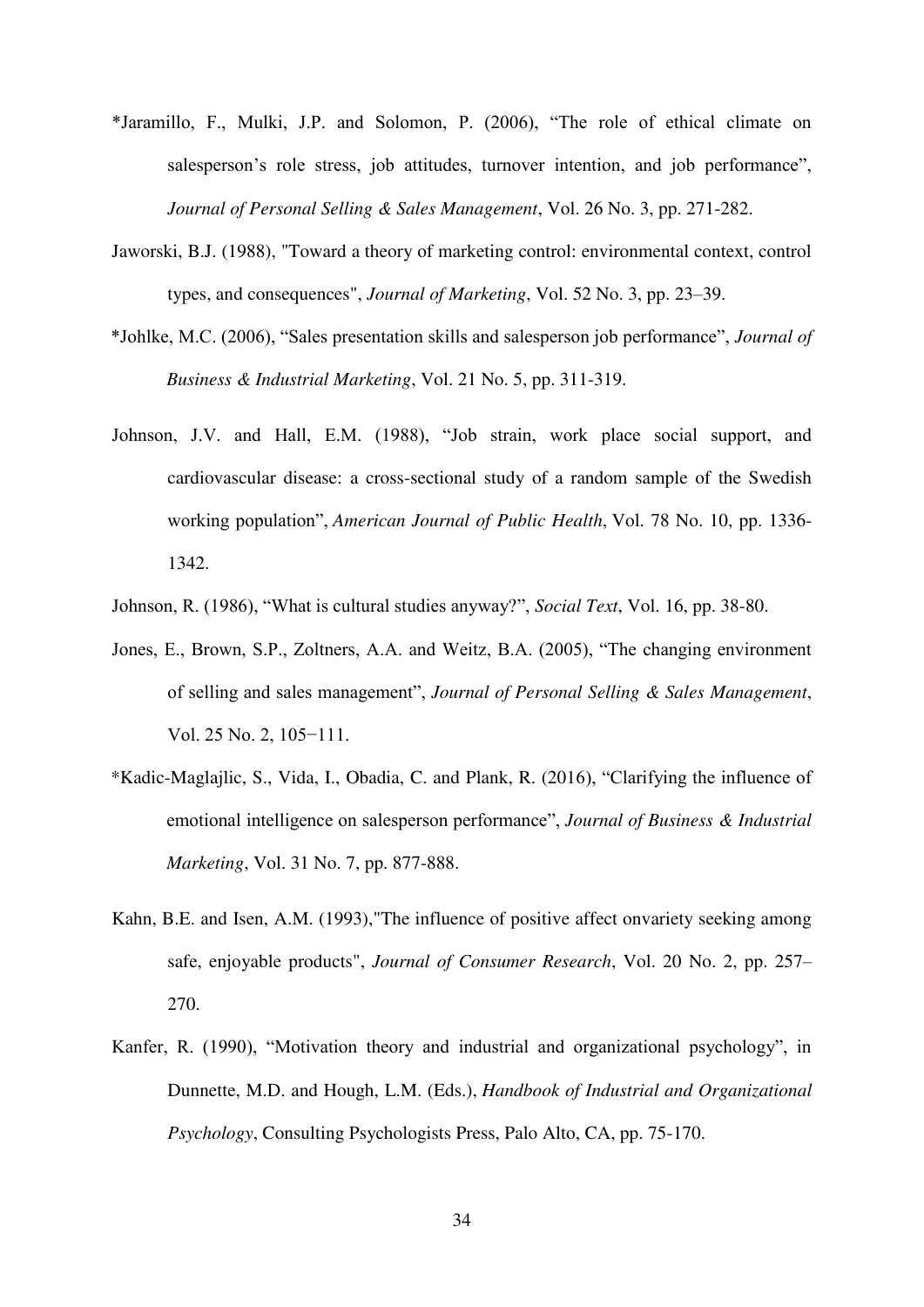*Jaramillo, F., Mulki, J.P. and Solomon, P. (2006), "The role of ethical climate on salesperson's role stress, job attitudes, turnover intention, and job performance", *Journal of Personal Selling & Sales Management*, Vol. 26 No. 3, pp. 271-282.

Jaworski, B.J. (1988), "Toward a theory of marketing control: environmental context, control types, and consequences", *Journal of Marketing*, Vol. 52 No. 3, pp. 23–39.

*Johlke, M.C. (2006), "Sales presentation skills and salesperson job performance", *Journal of Business & Industrial Marketing*, Vol. 21 No. 5, pp. 311-319.

Johnson, J.V. and Hall, E.M. (1988), "Job strain, work place social support, and cardiovascular disease: a cross-sectional study of a random sample of the Swedish working population", *American Journal of Public Health*, Vol. 78 No. 10, pp. 1336-1342.

Johnson, R. (1986), "What is cultural studies anyway?", *Social Text*, Vol. 16, pp. 38-80.

Jones, E., Brown, S.P., Zoltners, A.A. and Weitz, B.A. (2005), "The changing environment of selling and sales management", *Journal of Personal Selling & Sales Management*, Vol. 25 No. 2, 105−111.

*Kadic-Maglajlic, S., Vida, I., Obadia, C. and Plank, R. (2016), "Clarifying the influence of emotional intelligence on salesperson performance", *Journal of Business & Industrial Marketing*, Vol. 31 No. 7, pp. 877-888.

Kahn, B.E. and Isen, A.M. (1993),"The influence of positive affect onvariety seeking among safe, enjoyable products", *Journal of Consumer Research*, Vol. 20 No. 2, pp. 257–270.

Kanfer, R. (1990), "Motivation theory and industrial and organizational psychology", in Dunnette, M.D. and Hough, L.M. (Eds.), *Handbook of Industrial and Organizational Psychology*, Consulting Psychologists Press, Palo Alto, CA, pp. 75-170.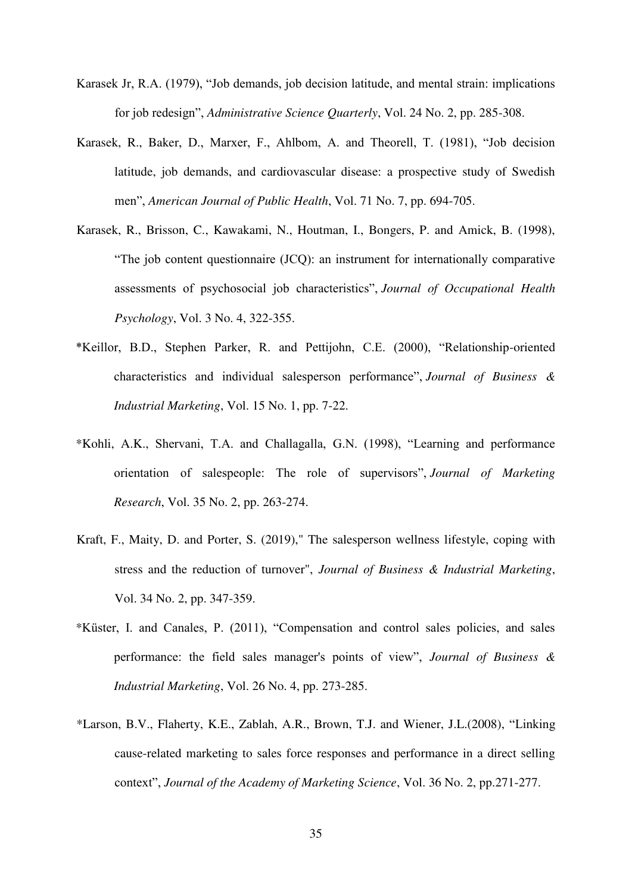Karasek Jr, R.A. (1979), “Job demands, job decision latitude, and mental strain: implications for job redesign”, *Administrative Science Quarterly*, Vol. 24 No. 2, pp. 285-308.

Karasek, R., Baker, D., Marxer, F., Ahlbom, A. and Theorell, T. (1981), “Job decision latitude, job demands, and cardiovascular disease: a prospective study of Swedish men”, *American Journal of Public Health*, Vol. 71 No. 7, pp. 694-705.

Karasek, R., Brisson, C., Kawakami, N., Houtman, I., Bongers, P. and Amick, B. (1998), “The job content questionnaire (JCQ): an instrument for internationally comparative assessments of psychosocial job characteristics”, *Journal of Occupational Health Psychology*, Vol. 3 No. 4, 322-355.

*Keillor, B.D., Stephen Parker, R. and Pettijohn, C.E. (2000), “Relationship-oriented characteristics and individual salesperson performance”, *Journal of Business & Industrial Marketing*, Vol. 15 No. 1, pp. 7-22.

*Kohli, A.K., Shervani, T.A. and Challagalla, G.N. (1998), “Learning and performance orientation of salespeople: The role of supervisors”, *Journal of Marketing Research*, Vol. 35 No. 2, pp. 263-274.

Kraft, F., Maity, D. and Porter, S. (2019)," The salesperson wellness lifestyle, coping with stress and the reduction of turnover", *Journal of Business & Industrial Marketing*, Vol. 34 No. 2, pp. 347-359.

*Küster, I. and Canales, P. (2011), “Compensation and control sales policies, and sales performance: the field sales manager's points of view”, *Journal of Business & Industrial Marketing*, Vol. 26 No. 4, pp. 273-285.

*Larson, B.V., Flaherty, K.E., Zablah, A.R., Brown, T.J. and Wiener, J.L.(2008), “Linking cause-related marketing to sales force responses and performance in a direct selling context”, *Journal of the Academy of Marketing Science*, Vol. 36 No. 2, pp.271-277.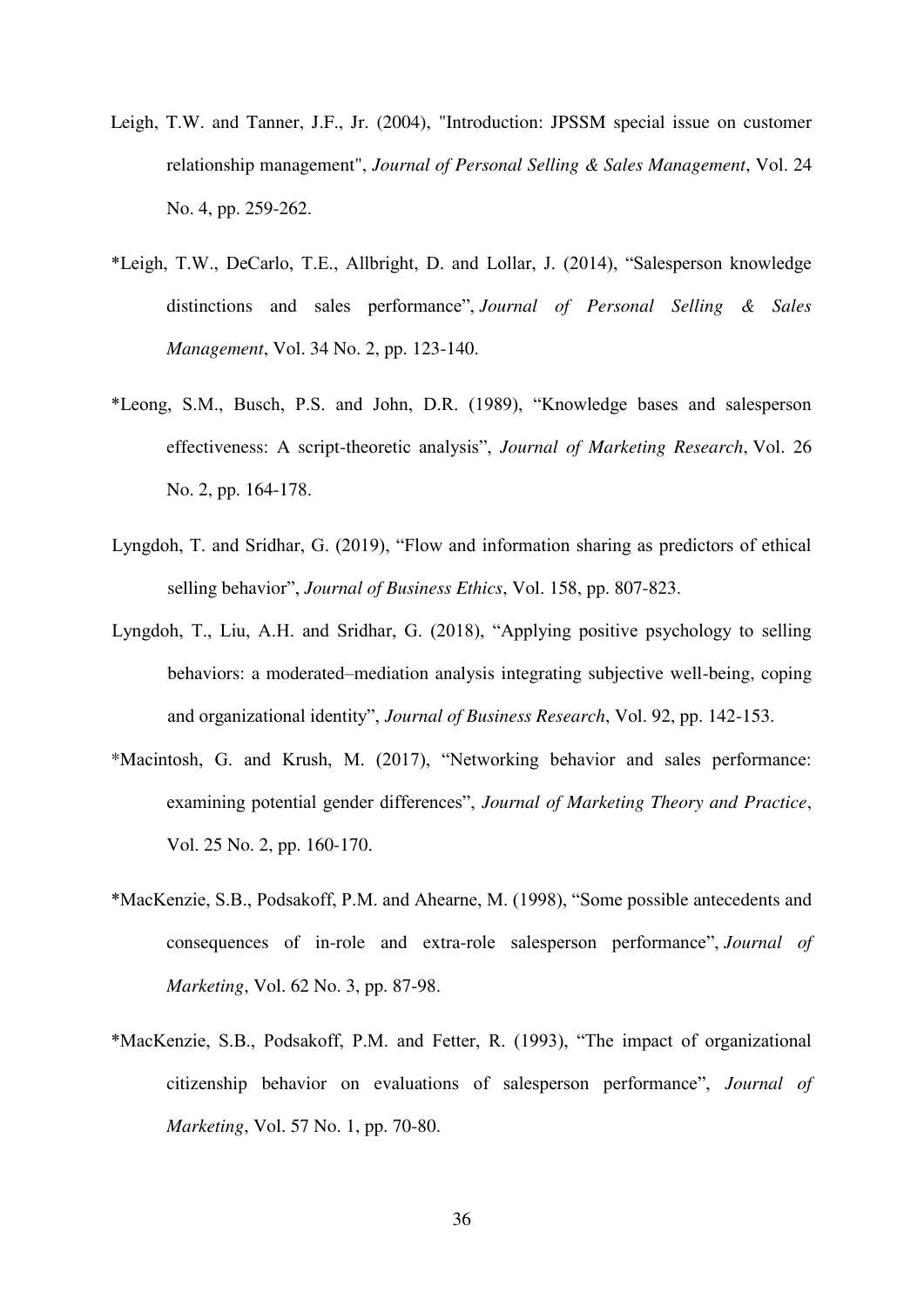Leigh, T.W. and Tanner, J.F., Jr. (2004), "Introduction: JPSSM special issue on customer relationship management", *Journal of Personal Selling & Sales Management*, Vol. 24 No. 4, pp. 259-262.

*Leigh, T.W., DeCarlo, T.E., Allbright, D. and Lollar, J. (2014), "Salesperson knowledge distinctions and sales performance", *Journal of Personal Selling & Sales Management*, Vol. 34 No. 2, pp. 123-140.

*Leong, S.M., Busch, P.S. and John, D.R. (1989), "Knowledge bases and salesperson effectiveness: A script-theoretic analysis", *Journal of Marketing Research*, Vol. 26 No. 2, pp. 164-178.

Lyngdoh, T. and Sridhar, G. (2019), "Flow and information sharing as predictors of ethical selling behavior", *Journal of Business Ethics*, Vol. 158, pp. 807-823.

Lyngdoh, T., Liu, A.H. and Sridhar, G. (2018), "Applying positive psychology to selling behaviors: a moderated–mediation analysis integrating subjective well-being, coping and organizational identity", *Journal of Business Research*, Vol. 92, pp. 142-153.

*Macintosh, G. and Krush, M. (2017), "Networking behavior and sales performance: examining potential gender differences", *Journal of Marketing Theory and Practice*, Vol. 25 No. 2, pp. 160-170.

*MacKenzie, S.B., Podsakoff, P.M. and Ahearne, M. (1998), "Some possible antecedents and consequences of in-role and extra-role salesperson performance", *Journal of Marketing*, Vol. 62 No. 3, pp. 87-98.

*MacKenzie, S.B., Podsakoff, P.M. and Fetter, R. (1993), "The impact of organizational citizenship behavior on evaluations of salesperson performance", *Journal of Marketing*, Vol. 57 No. 1, pp. 70-80.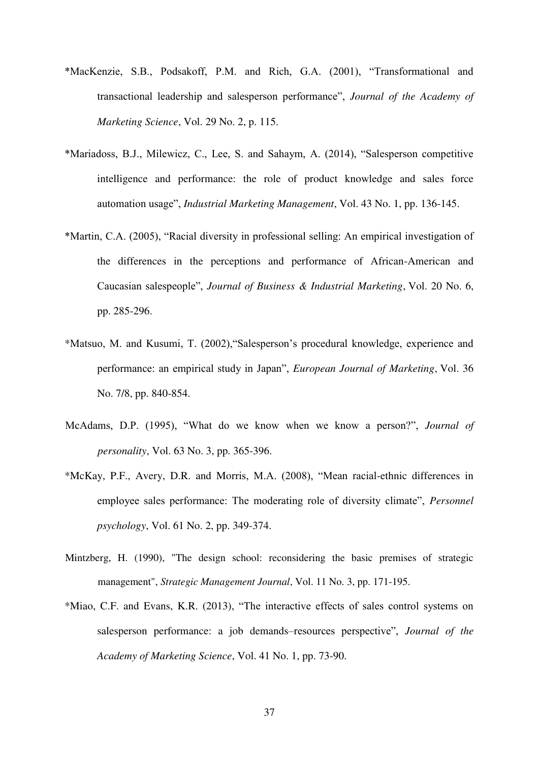*MacKenzie, S.B., Podsakoff, P.M. and Rich, G.A. (2001), "Transformational and transactional leadership and salesperson performance", *Journal of the Academy of Marketing Science*, Vol. 29 No. 2, p. 115.

*Mariadoss, B.J., Milewicz, C., Lee, S. and Sahaym, A. (2014), "Salesperson competitive intelligence and performance: the role of product knowledge and sales force automation usage", *Industrial Marketing Management*, Vol. 43 No. 1, pp. 136-145.

*Martin, C.A. (2005), "Racial diversity in professional selling: An empirical investigation of the differences in the perceptions and performance of African-American and Caucasian salespeople", *Journal of Business & Industrial Marketing*, Vol. 20 No. 6, pp. 285-296.

*Matsuo, M. and Kusumi, T. (2002),"Salesperson's procedural knowledge, experience and performance: an empirical study in Japan", *European Journal of Marketing*, Vol. 36 No. 7/8, pp. 840-854.

McAdams, D.P. (1995), "What do we know when we know a person?", *Journal of personality*, Vol. 63 No. 3, pp. 365-396.

*McKay, P.F., Avery, D.R. and Morris, M.A. (2008), "Mean racial-ethnic differences in employee sales performance: The moderating role of diversity climate", *Personnel psychology*, Vol. 61 No. 2, pp. 349-374.

Mintzberg, H. (1990), "The design school: reconsidering the basic premises of strategic management", *Strategic Management Journal*, Vol. 11 No. 3, pp. 171-195.

*Miao, C.F. and Evans, K.R. (2013), "The interactive effects of sales control systems on salesperson performance: a job demands–resources perspective", *Journal of the Academy of Marketing Science*, Vol. 41 No. 1, pp. 73-90.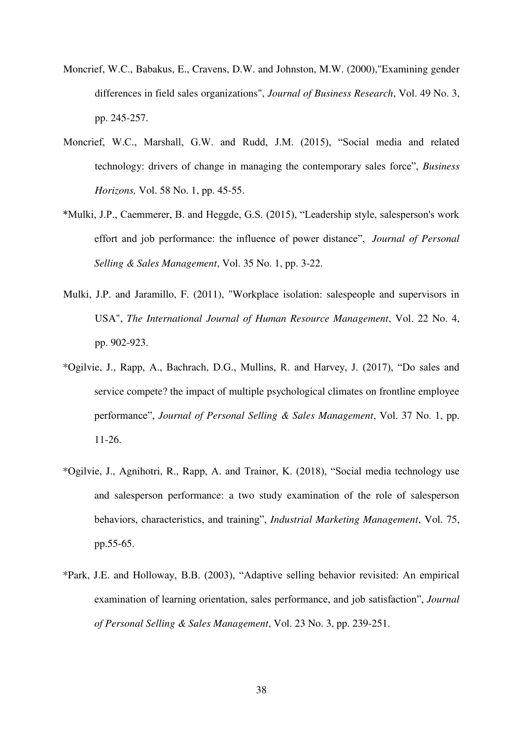Moncrief, W.C., Babakus, E., Cravens, D.W. and Johnston, M.W. (2000),"Examining gender differences in field sales organizations", *Journal of Business Research*, Vol. 49 No. 3, pp. 245-257.

Moncrief, W.C., Marshall, G.W. and Rudd, J.M. (2015), "Social media and related technology: drivers of change in managing the contemporary sales force", *Business Horizons,* Vol. 58 No. 1, pp. 45-55.

*Mulki, J.P., Caemmerer, B. and Heggde, G.S. (2015), "Leadership style, salesperson's work effort and job performance: the influence of power distance", *Journal of Personal Selling & Sales Management*, Vol. 35 No. 1, pp. 3-22.

Mulki, J.P. and Jaramillo, F. (2011), "Workplace isolation: salespeople and supervisors in USA", *The International Journal of Human Resource Management*, Vol. 22 No. 4, pp. 902-923.

*Ogilvie, J., Rapp, A., Bachrach, D.G., Mullins, R. and Harvey, J. (2017), "Do sales and service compete? the impact of multiple psychological climates on frontline employee performance", *Journal of Personal Selling & Sales Management*, Vol. 37 No. 1, pp. 11-26.

*Ogilvie, J., Agnihotri, R., Rapp, A. and Trainor, K. (2018), "Social media technology use and salesperson performance: a two study examination of the role of salesperson behaviors, characteristics, and training", *Industrial Marketing Management*, Vol. 75, pp.55-65.

*Park, J.E. and Holloway, B.B. (2003), "Adaptive selling behavior revisited: An empirical examination of learning orientation, sales performance, and job satisfaction", *Journal of Personal Selling & Sales Management*, Vol. 23 No. 3, pp. 239-251.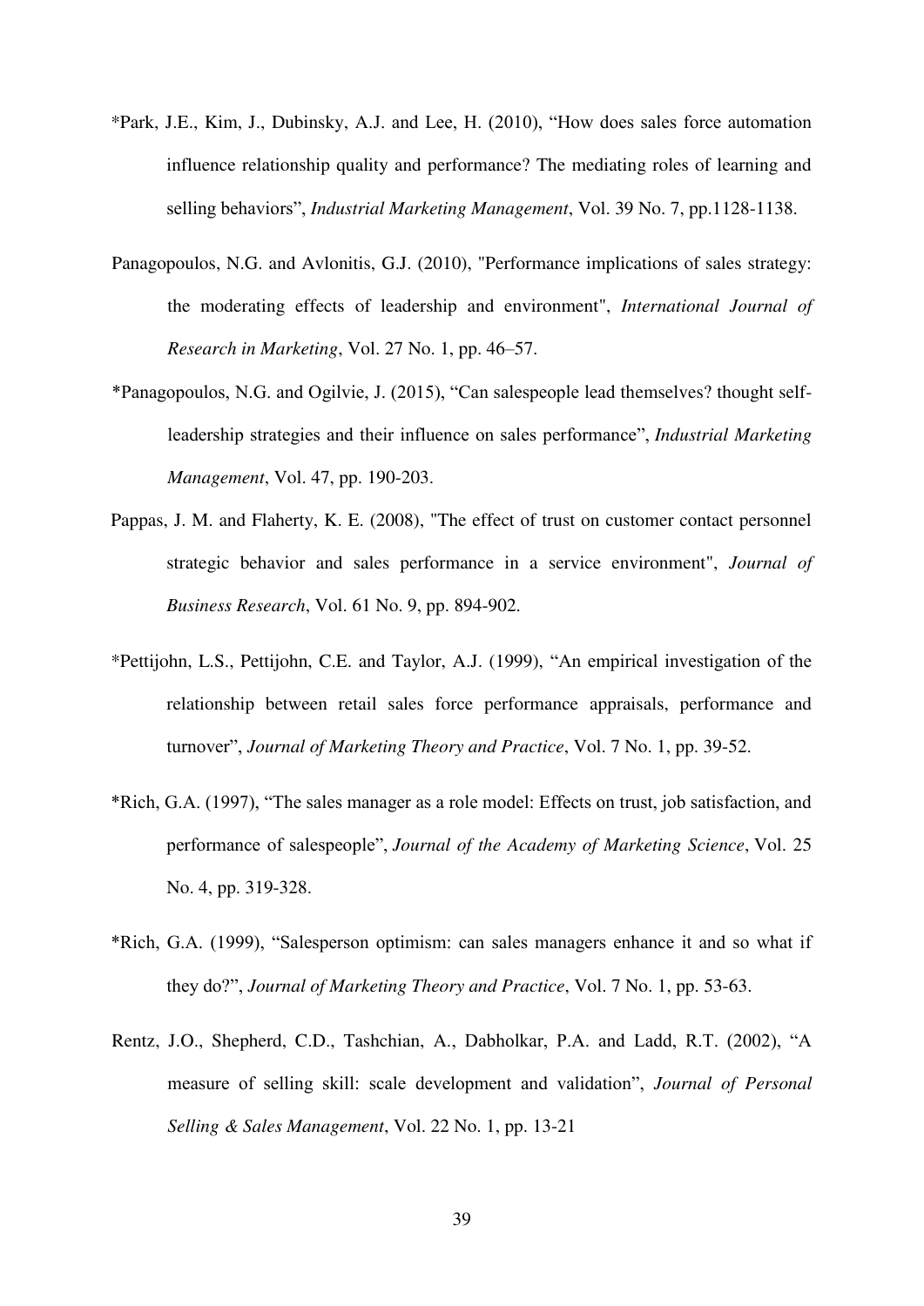*Park, J.E., Kim, J., Dubinsky, A.J. and Lee, H. (2010), "How does sales force automation influence relationship quality and performance? The mediating roles of learning and selling behaviors", *Industrial Marketing Management*, Vol. 39 No. 7, pp.1128-1138.

Panagopoulos, N.G. and Avlonitis, G.J. (2010), "Performance implications of sales strategy: the moderating effects of leadership and environment", *International Journal of Research in Marketing*, Vol. 27 No. 1, pp. 46–57.

*Panagopoulos, N.G. and Ogilvie, J. (2015), "Can salespeople lead themselves? thought self-leadership strategies and their influence on sales performance", *Industrial Marketing Management*, Vol. 47, pp. 190-203.

Pappas, J. M. and Flaherty, K. E. (2008), "The effect of trust on customer contact personnel strategic behavior and sales performance in a service environment", *Journal of Business Research*, Vol. 61 No. 9, pp. 894-902.

*Pettijohn, L.S., Pettijohn, C.E. and Taylor, A.J. (1999), "An empirical investigation of the relationship between retail sales force performance appraisals, performance and turnover", *Journal of Marketing Theory and Practice*, Vol. 7 No. 1, pp. 39-52.

*Rich, G.A. (1997), "The sales manager as a role model: Effects on trust, job satisfaction, and performance of salespeople", *Journal of the Academy of Marketing Science*, Vol. 25 No. 4, pp. 319-328.

*Rich, G.A. (1999), "Salesperson optimism: can sales managers enhance it and so what if they do?", *Journal of Marketing Theory and Practice*, Vol. 7 No. 1, pp. 53-63.

Rentz, J.O., Shepherd, C.D., Tashchian, A., Dabholkar, P.A. and Ladd, R.T. (2002), "A measure of selling skill: scale development and validation", *Journal of Personal Selling & Sales Management*, Vol. 22 No. 1, pp. 13-21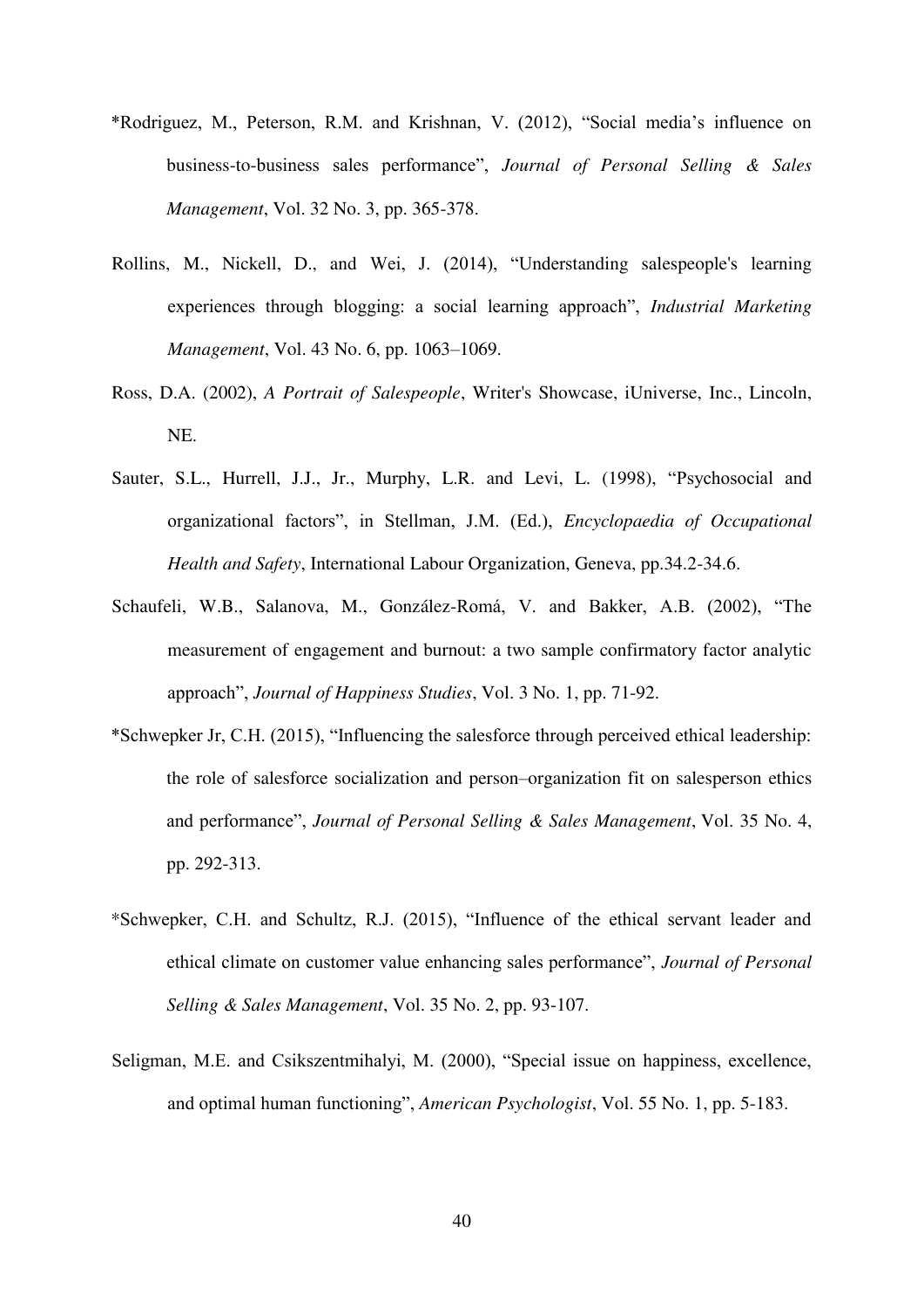*Rodriguez, M., Peterson, R.M. and Krishnan, V. (2012), "Social media's influence on business-to-business sales performance", *Journal of Personal Selling & Sales Management*, Vol. 32 No. 3, pp. 365-378.

Rollins, M., Nickell, D., and Wei, J. (2014), "Understanding salespeople's learning experiences through blogging: a social learning approach", *Industrial Marketing Management*, Vol. 43 No. 6, pp. 1063–1069.

Ross, D.A. (2002), *A Portrait of Salespeople*, Writer's Showcase, iUniverse, Inc., Lincoln, NE.

Sauter, S.L., Hurrell, J.J., Jr., Murphy, L.R. and Levi, L. (1998), "Psychosocial and organizational factors", in Stellman, J.M. (Ed.), *Encyclopaedia of Occupational Health and Safety*, International Labour Organization, Geneva, pp.34.2-34.6.

Schaufeli, W.B., Salanova, M., González-Romá, V. and Bakker, A.B. (2002), "The measurement of engagement and burnout: a two sample confirmatory factor analytic approach", *Journal of Happiness Studies*, Vol. 3 No. 1, pp. 71-92.

*Schwepker Jr, C.H. (2015), "Influencing the salesforce through perceived ethical leadership: the role of salesforce socialization and person–organization fit on salesperson ethics and performance", *Journal of Personal Selling & Sales Management*, Vol. 35 No. 4, pp. 292-313.

*Schwepker, C.H. and Schultz, R.J. (2015), "Influence of the ethical servant leader and ethical climate on customer value enhancing sales performance", *Journal of Personal Selling & Sales Management*, Vol. 35 No. 2, pp. 93-107.

Seligman, M.E. and Csikszentmihalyi, M. (2000), "Special issue on happiness, excellence, and optimal human functioning", *American Psychologist*, Vol. 55 No. 1, pp. 5-183.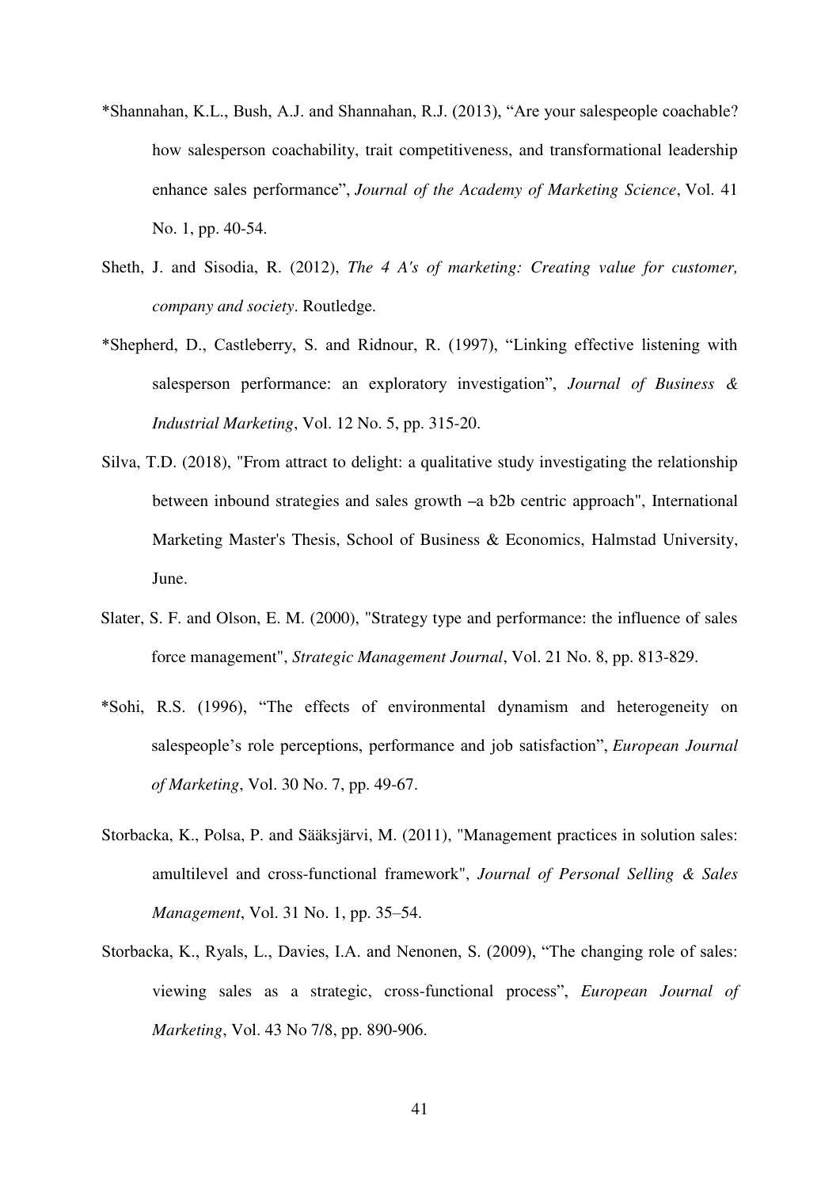*Shannahan, K.L., Bush, A.J. and Shannahan, R.J. (2013), "Are your salespeople coachable? how salesperson coachability, trait competitiveness, and transformational leadership enhance sales performance", *Journal of the Academy of Marketing Science*, Vol. 41 No. 1, pp. 40-54.

Sheth, J. and Sisodia, R. (2012), *The 4 A's of marketing: Creating value for customer, company and society*. Routledge.

*Shepherd, D., Castleberry, S. and Ridnour, R. (1997), "Linking effective listening with salesperson performance: an exploratory investigation", *Journal of Business & Industrial Marketing*, Vol. 12 No. 5, pp. 315-20.

Silva, T.D. (2018), "From attract to delight: a qualitative study investigating the relationship between inbound strategies and sales growth –a b2b centric approach", International Marketing Master's Thesis, School of Business & Economics, Halmstad University, June.

Slater, S. F. and Olson, E. M. (2000), "Strategy type and performance: the influence of sales force management", *Strategic Management Journal*, Vol. 21 No. 8, pp. 813-829.

*Sohi, R.S. (1996), "The effects of environmental dynamism and heterogeneity on salespeople's role perceptions, performance and job satisfaction", *European Journal of Marketing*, Vol. 30 No. 7, pp. 49-67.

Storbacka, K., Polsa, P. and Sääksjärvi, M. (2011), "Management practices in solution sales: amultilevel and cross-functional framework", *Journal of Personal Selling & Sales Management*, Vol. 31 No. 1, pp. 35–54.

Storbacka, K., Ryals, L., Davies, I.A. and Nenonen, S. (2009), "The changing role of sales: viewing sales as a strategic, cross-functional process", *European Journal of Marketing*, Vol. 43 No 7/8, pp. 890-906.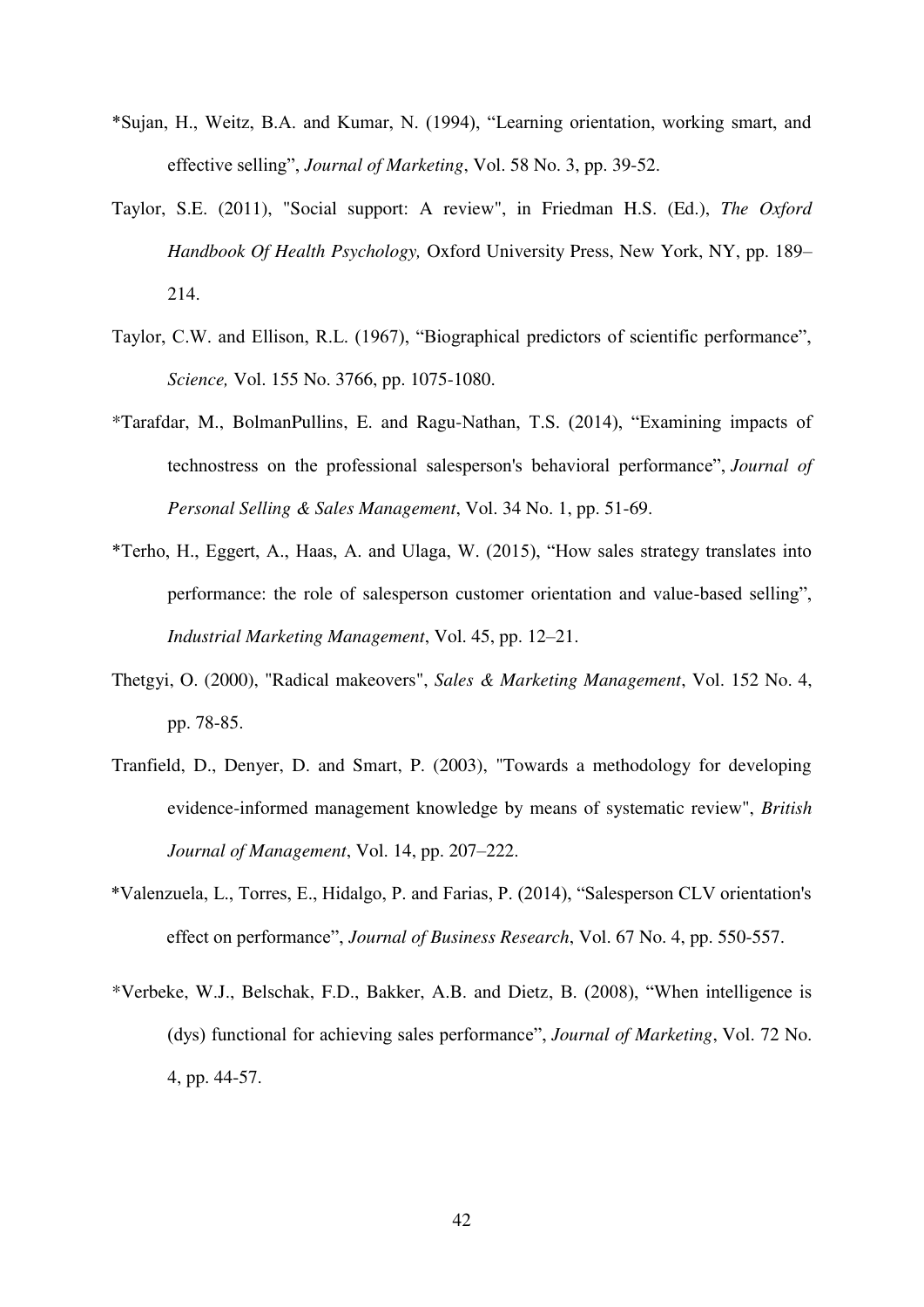*Sujan, H., Weitz, B.A. and Kumar, N. (1994), “Learning orientation, working smart, and effective selling”, *Journal of Marketing*, Vol. 58 No. 3, pp. 39-52.

Taylor, S.E. (2011), "Social support: A review", in Friedman H.S. (Ed.), *The Oxford Handbook Of Health Psychology,* Oxford University Press, New York, NY, pp. 189–214.

Taylor, C.W. and Ellison, R.L. (1967), “Biographical predictors of scientific performance”, *Science,* Vol. 155 No. 3766, pp. 1075-1080.

*Tarafdar, M., BolmanPullins, E. and Ragu-Nathan, T.S. (2014), “Examining impacts of technostress on the professional salesperson's behavioral performance”, *Journal of Personal Selling & Sales Management*, Vol. 34 No. 1, pp. 51-69.

*Terho, H., Eggert, A., Haas, A. and Ulaga, W. (2015), “How sales strategy translates into performance: the role of salesperson customer orientation and value-based selling”, *Industrial Marketing Management*, Vol. 45, pp. 12–21.

Thetgyi, O. (2000), "Radical makeovers", *Sales & Marketing Management*, Vol. 152 No. 4, pp. 78-85.

Tranfield, D., Denyer, D. and Smart, P. (2003), "Towards a methodology for developing evidence-informed management knowledge by means of systematic review", *British Journal of Management*, Vol. 14, pp. 207–222.

*Valenzuela, L., Torres, E., Hidalgo, P. and Farias, P. (2014), “Salesperson CLV orientation's effect on performance”, *Journal of Business Research*, Vol. 67 No. 4, pp. 550-557.

*Verbeke, W.J., Belschak, F.D., Bakker, A.B. and Dietz, B. (2008), “When intelligence is (dys) functional for achieving sales performance”, *Journal of Marketing*, Vol. 72 No. 4, pp. 44-57.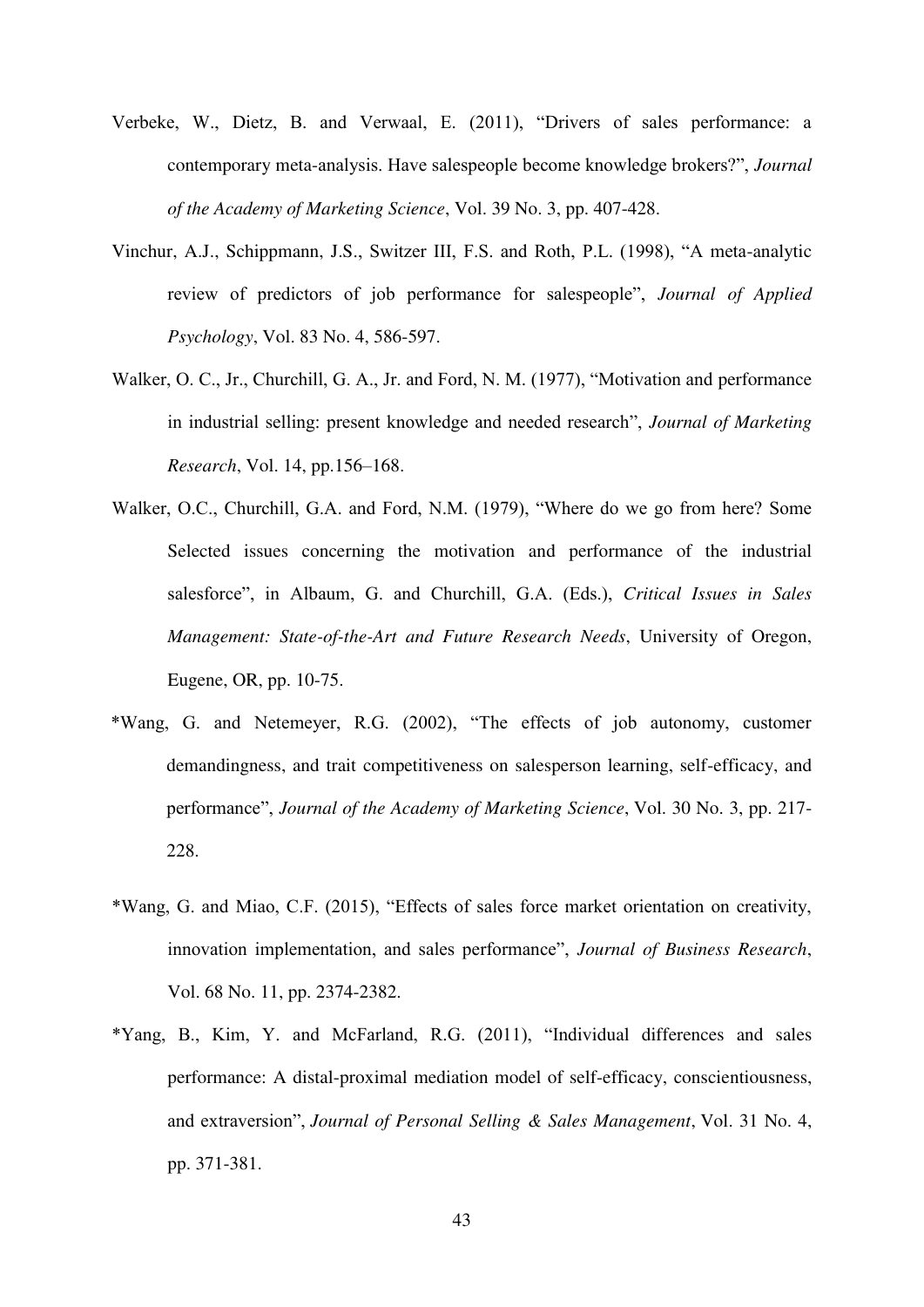Verbeke, W., Dietz, B. and Verwaal, E. (2011), "Drivers of sales performance: a contemporary meta-analysis. Have salespeople become knowledge brokers?", *Journal of the Academy of Marketing Science*, Vol. 39 No. 3, pp. 407-428.

Vinchur, A.J., Schippmann, J.S., Switzer III, F.S. and Roth, P.L. (1998), "A meta-analytic review of predictors of job performance for salespeople", *Journal of Applied Psychology*, Vol. 83 No. 4, 586-597.

Walker, O. C., Jr., Churchill, G. A., Jr. and Ford, N. M. (1977), "Motivation and performance in industrial selling: present knowledge and needed research", *Journal of Marketing Research*, Vol. 14, pp.156–168.

Walker, O.C., Churchill, G.A. and Ford, N.M. (1979), "Where do we go from here? Some Selected issues concerning the motivation and performance of the industrial salesforce", in Albaum, G. and Churchill, G.A. (Eds.), *Critical Issues in Sales Management: State-of-the-Art and Future Research Needs*, University of Oregon, Eugene, OR, pp. 10-75.

*Wang, G. and Netemeyer, R.G. (2002), "The effects of job autonomy, customer demandingness, and trait competitiveness on salesperson learning, self-efficacy, and performance", *Journal of the Academy of Marketing Science*, Vol. 30 No. 3, pp. 217-228.

*Wang, G. and Miao, C.F. (2015), "Effects of sales force market orientation on creativity, innovation implementation, and sales performance", *Journal of Business Research*, Vol. 68 No. 11, pp. 2374-2382.

*Yang, B., Kim, Y. and McFarland, R.G. (2011), "Individual differences and sales performance: A distal-proximal mediation model of self-efficacy, conscientiousness, and extraversion", *Journal of Personal Selling & Sales Management*, Vol. 31 No. 4, pp. 371-381.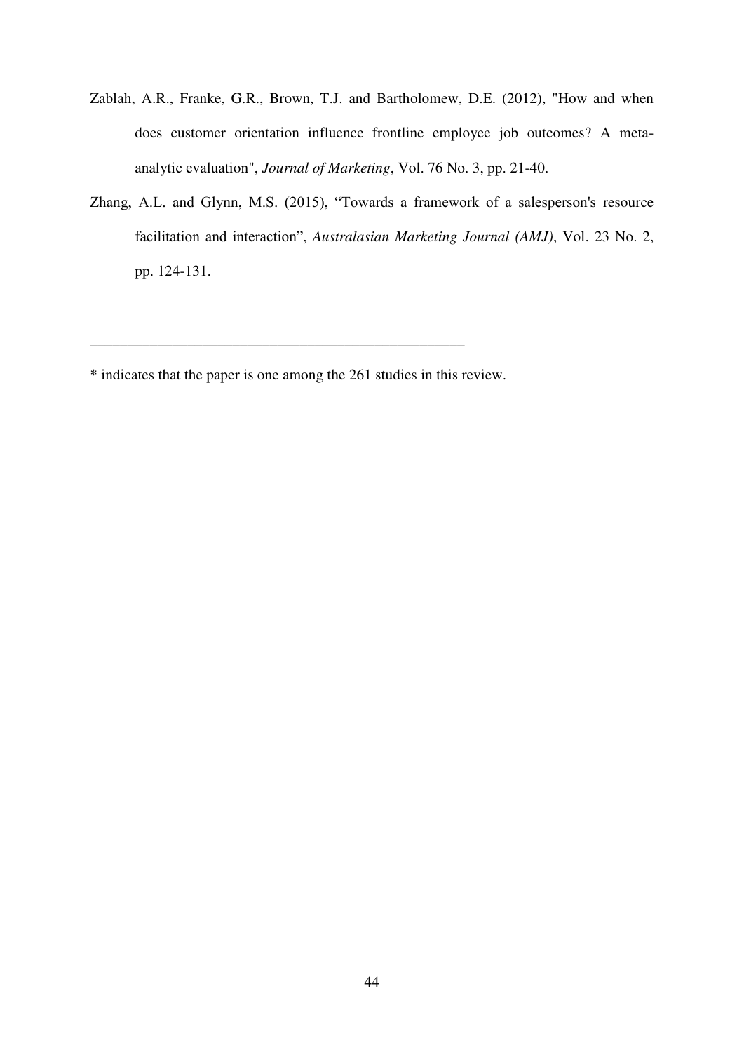Zablah, A.R., Franke, G.R., Brown, T.J. and Bartholomew, D.E. (2012), "How and when does customer orientation influence frontline employee job outcomes? A meta-analytic evaluation", *Journal of Marketing*, Vol. 76 No. 3, pp. 21-40.

Zhang, A.L. and Glynn, M.S. (2015), “Towards a framework of a salesperson's resource facilitation and interaction”, *Australasian Marketing Journal (AMJ)*, Vol. 23 No. 2, pp. 124-131.

---

* indicates that the paper is one among the 261 studies in this review.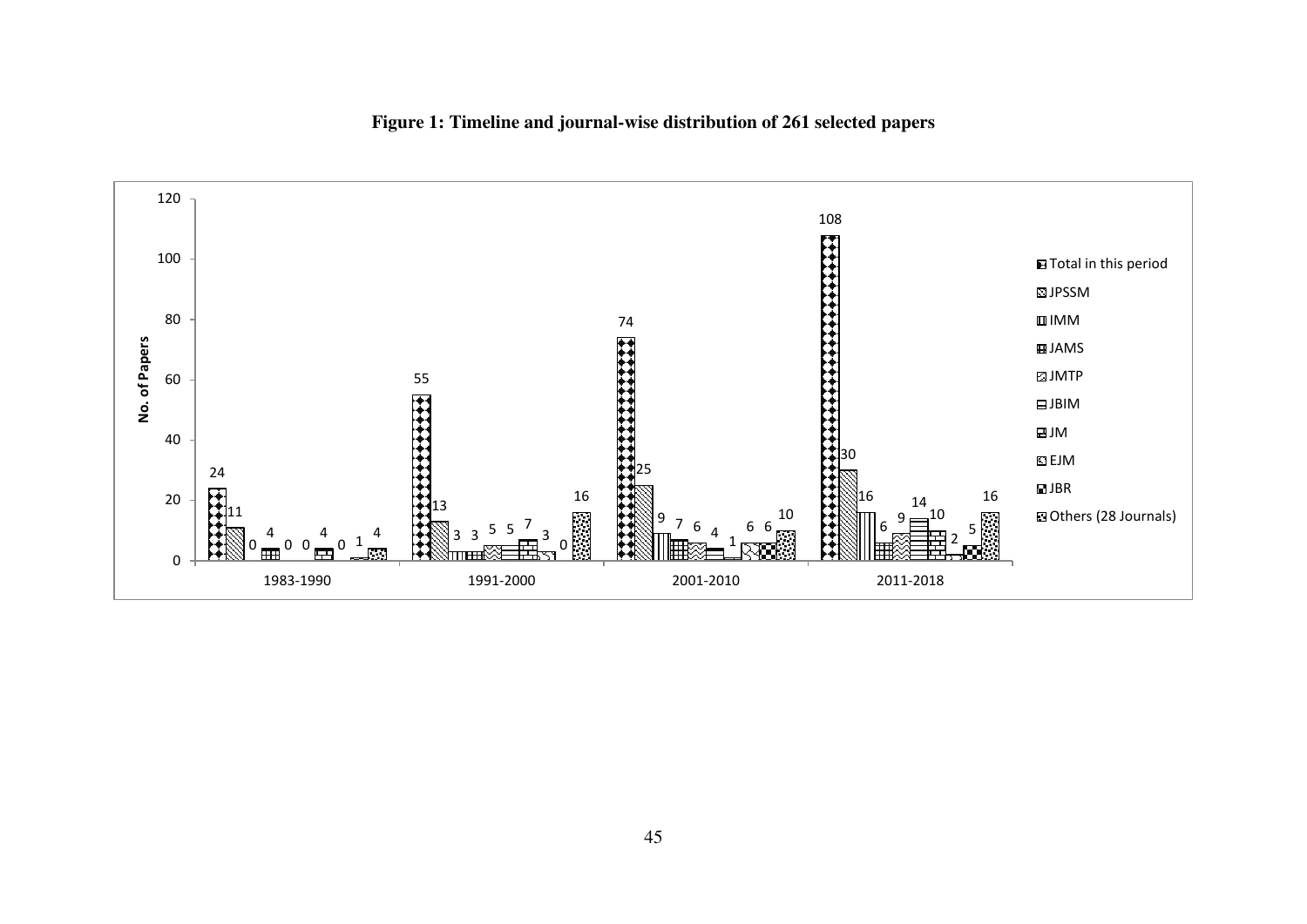**Figure 1: Timeline and journal-wise distribution of 261 selected papers**

| Period | Total in this period | JPSSM | IMM | JAMS | JMTP | JBIM | JM | EJM | JBR | Others (28 Journals) |
|---|---|---|---|---|---|---|---|---|---|---|
| 1983-1990 | 24 | 11 | 0 | 4 | 0 | 0 | 4 | 0 | 1 | 4 |
| 1991-2000 | 55 | 13 | 3 | 3 | 5 | 5 | 7 | 3 | 0 | 16 |
| 2001-2010 | 74 | 25 | 9 | 7 | 6 | 4 | 1 | 6 | 6 | 10 |
| 2011-2018 | 108 | 30 | 16 | 6 | 9 | 14 | 10 | 2 | 5 | 16 |

Y-axis: No. of Papers (0–120)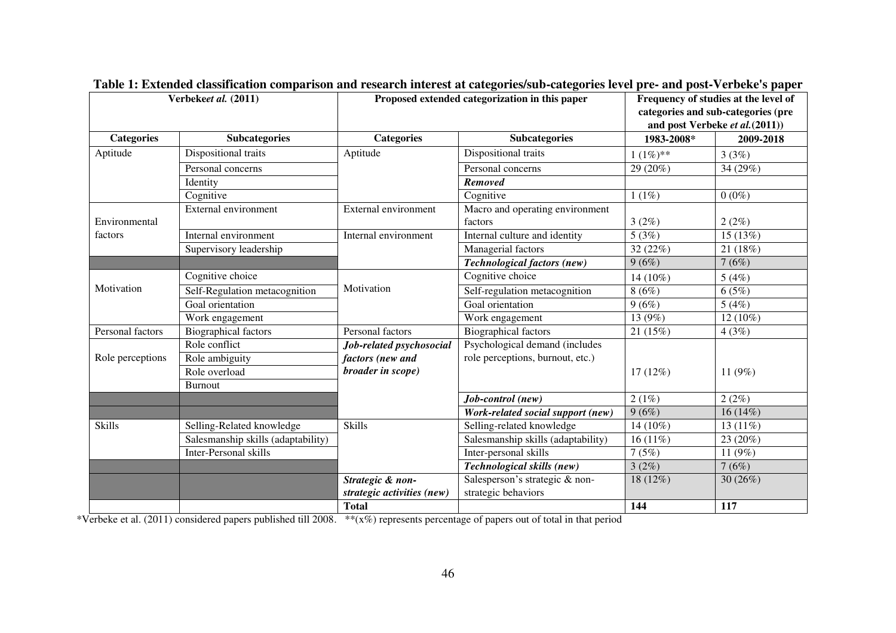**Table 1: Extended classification comparison and research interest at categories/sub-categories level pre- and post-Verbeke's paper**

| Verbeke*et al.* (2011) | | Proposed extended categorization in this paper | | Frequency of studies at the level of categories and sub-categories (pre and post Verbeke *et al.*(2011)) | |
|---|---|---|---|---|---|
| **Categories** | **Subcategories** | **Categories** | **Subcategories** | **1983-2008*** | **2009-2018** |
| Aptitude | Dispositional traits | Aptitude | Dispositional traits | 1 (1%)** | 3 (3%) |
| | Personal concerns | | Personal concerns | 29 (20%) | 34 (29%) |
| | Identity | | ***Removed*** | | |
| | Cognitive | | Cognitive | 1 (1%) | 0 (0%) |
| Environmental factors | External environment | External environment | Macro and operating environment factors | 3 (2%) | 2 (2%) |
| | Internal environment | Internal environment | Internal culture and identity | 5 (3%) | 15 (13%) |
| | Supervisory leadership | | Managerial factors | 32 (22%) | 21 (18%) |
| | | | ***Technological factors (new)*** | 9 (6%) | 7 (6%) |
| Motivation | Cognitive choice | Motivation | Cognitive choice | 14 (10%) | 5 (4%) |
| | Self-Regulation metacognition | | Self-regulation metacognition | 8 (6%) | 6 (5%) |
| | Goal orientation | | Goal orientation | 9 (6%) | 5 (4%) |
| | Work engagement | | Work engagement | 13 (9%) | 12 (10%) |
| Personal factors | Biographical factors | Personal factors | Biographical factors | 21 (15%) | 4 (3%) |
| Role perceptions | Role conflict | ***Job-related psychosocial factors (new and broader in scope)*** | Psychological demand (includes role perceptions, burnout, etc.) | 17 (12%) | 11 (9%) |
| | Role ambiguity | | | | |
| | Role overload | | | | |
| | Burnout | | | | |
| | | | ***Job-control (new)*** | 2 (1%) | 2 (2%) |
| | | | ***Work-related social support (new)*** | 9 (6%) | 16 (14%) |
| Skills | Selling-Related knowledge | Skills | Selling-related knowledge | 14 (10%) | 13 (11%) |
| | Salesmanship skills (adaptability) | | Salesmanship skills (adaptability) | 16 (11%) | 23 (20%) |
| | Inter-Personal skills | | Inter-personal skills | 7 (5%) | 11 (9%) |
| | | | ***Technological skills (new)*** | 3 (2%) | 7 (6%) |
| | | ***Strategic & non-strategic activities (new)*** | Salesperson's strategic & non-strategic behaviors | 18 (12%) | 30 (26%) |
| | | **Total** | | **144** | **117** |

*Verbeke et al. (2011) considered papers published till 2008. **(x%) represents percentage of papers out of total in that period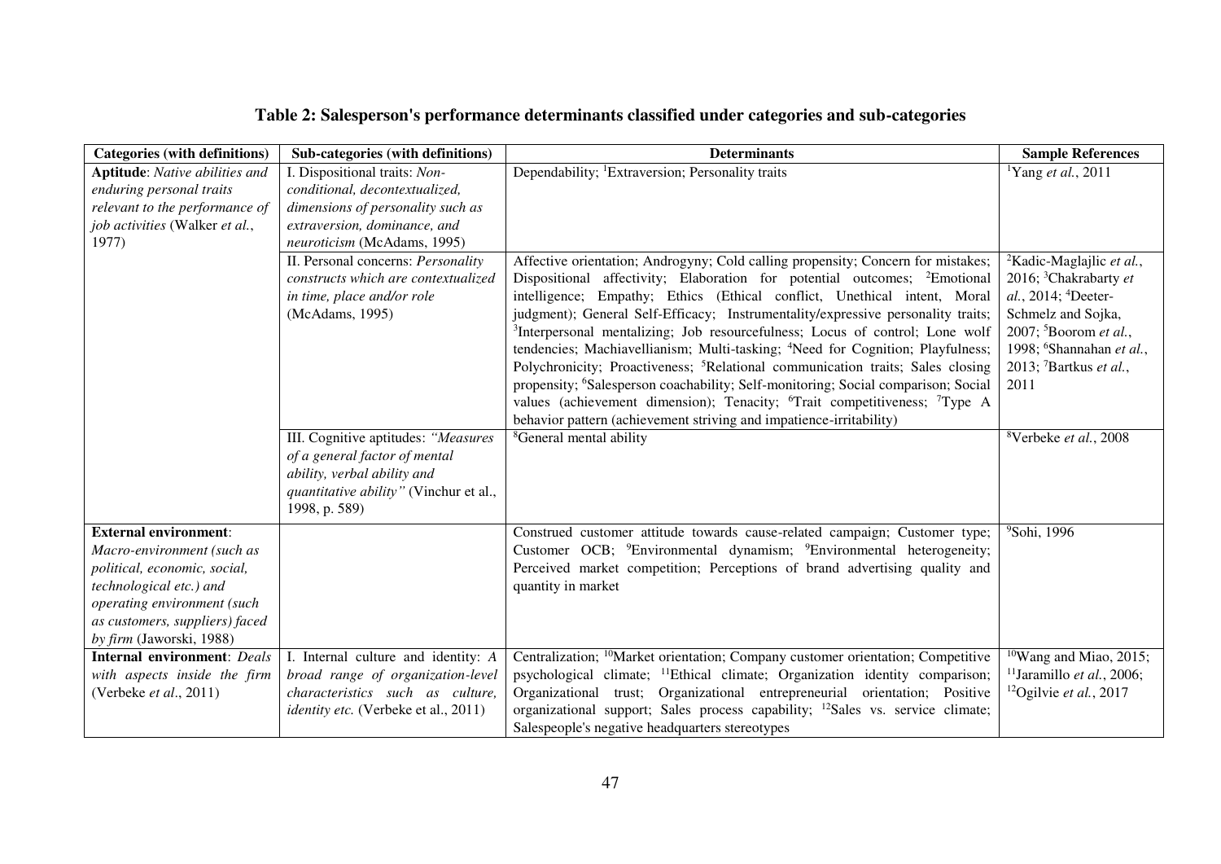**Table 2: Salesperson's performance determinants classified under categories and sub-categories**

| Categories (with definitions) | Sub-categories (with definitions) | Determinants | Sample References |
|---|---|---|---|
| **Aptitude**: *Native abilities and enduring personal traits relevant to the performance of job activities* (Walker *et al.*, 1977) | I. Dispositional traits: *Non-conditional, decontextualized, dimensions of personality such as extraversion, dominance, and neuroticism* (McAdams, 1995) | Dependability; [1]Extraversion; Personality traits | [1]Yang *et al.*, 2011 |
| | II. Personal concerns: *Personality constructs which are contextualized in time, place and/or role* (McAdams, 1995) | Affective orientation; Androgyny; Cold calling propensity; Concern for mistakes; Dispositional affectivity; Elaboration for potential outcomes; [2]Emotional intelligence; Empathy; Ethics (Ethical conflict, Unethical intent, Moral judgment); General Self-Efficacy; Instrumentality/expressive personality traits; [3]Interpersonal mentalizing; Job resourcefulness; Locus of control; Lone wolf tendencies; Machiavellianism; Multi-tasking; [4]Need for Cognition; Playfulness; Polychronicity; Proactiveness; [5]Relational communication traits; Sales closing propensity; [6]Salesperson coachability; Self-monitoring; Social comparison; Social values (achievement dimension); Tenacity; [6]Trait competitiveness; [7]Type A behavior pattern (achievement striving and impatience-irritability) | [2]Kadic-Maglajlic *et al.*, 2016; [3]Chakrabarty *et al.*, 2014; [4]Deeter-Schmelz and Sojka, 2007; [5]Boorom *et al.*, 1998; [6]Shannahan *et al.*, 2013; [7]Bartkus *et al.*, 2011 |
| | III. Cognitive aptitudes: *"Measures of a general factor of mental ability, verbal ability and quantitative ability"* (Vinchur et al., 1998, p. 589) | [8]General mental ability | [8]Verbeke *et al.*, 2008 |
| **External environment**: *Macro-environment (such as political, economic, social, technological etc.) and operating environment (such as customers, suppliers) faced by firm* (Jaworski, 1988) | | Construed customer attitude towards cause-related campaign; Customer type; Customer OCB; [9]Environmental dynamism; [9]Environmental heterogeneity; Perceived market competition; Perceptions of brand advertising quality and quantity in market | [9]Sohi, 1996 |
| **Internal environment**: *Deals with aspects inside the firm* (Verbeke *et al.*, 2011) | I. Internal culture and identity: *A broad range of organization-level characteristics such as culture, identity etc.* (Verbeke et al., 2011) | Centralization; [10]Market orientation; Company customer orientation; Competitive psychological climate; [11]Ethical climate; Organization identity comparison; Organizational trust; Organizational entrepreneurial orientation; Positive organizational support; Sales process capability; [12]Sales vs. service climate; Salespeople's negative headquarters stereotypes | [10]Wang and Miao, 2015; [11]Jaramillo *et al.*, 2006; [12]Ogilvie *et al.*, 2017 |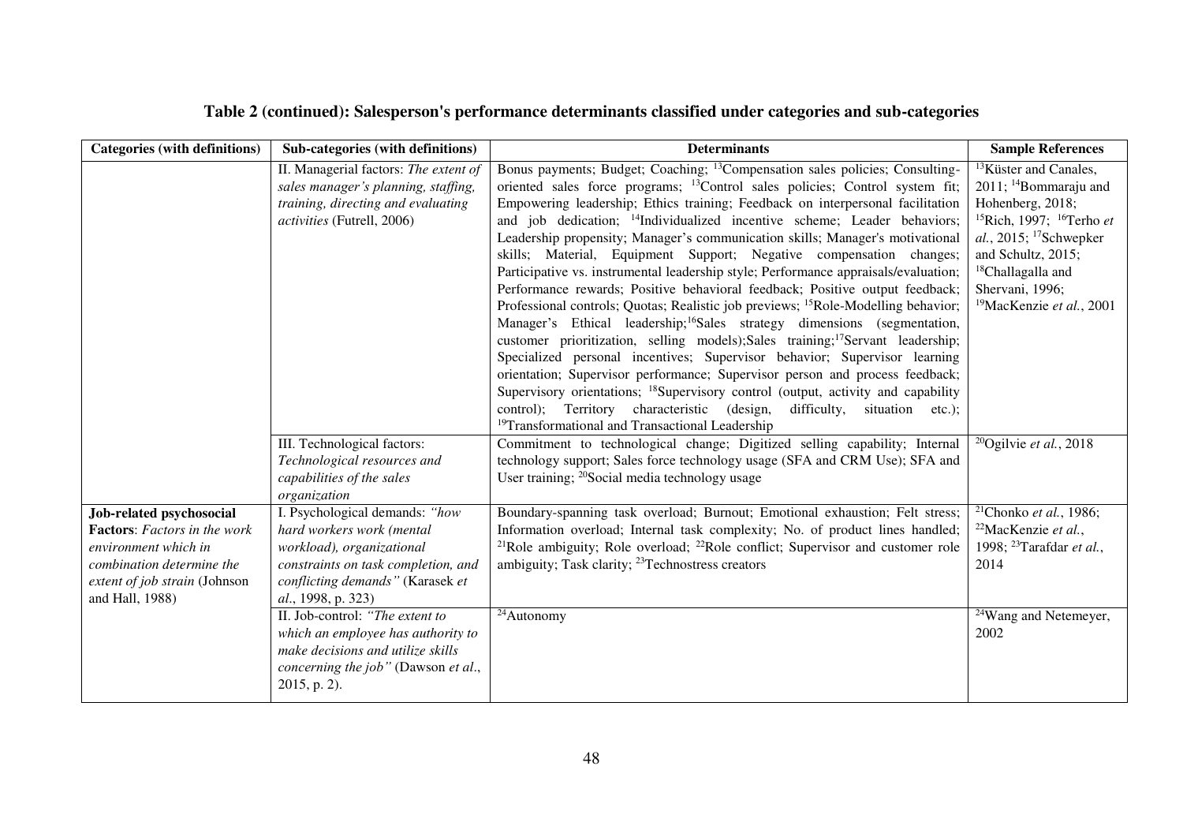**Table 2 (continued): Salesperson's performance determinants classified under categories and sub-categories**

| Categories (with definitions) | Sub-categories (with definitions) | Determinants | Sample References |
|---|---|---|---|
| | II. Managerial factors: *The extent of sales manager's planning, staffing, training, directing and evaluating activities* (Futrell, 2006) | Bonus payments; Budget; Coaching; [13]Compensation sales policies; Consulting-oriented sales force programs; [13]Control sales policies; Control system fit; Empowering leadership; Ethics training; Feedback on interpersonal facilitation and job dedication; [14]Individualized incentive scheme; Leader behaviors; Leadership propensity; Manager's communication skills; Manager's motivational skills; Material, Equipment Support; Negative compensation changes; Participative vs. instrumental leadership style; Performance appraisals/evaluation; Performance rewards; Positive behavioral feedback; Positive output feedback; Professional controls; Quotas; Realistic job previews; [15]Role-Modelling behavior; Manager's Ethical leadership;[16]Sales strategy dimensions (segmentation, customer prioritization, selling models);Sales training;[17]Servant leadership; Specialized personal incentives; Supervisor behavior; Supervisor learning orientation; Supervisor performance; Supervisor person and process feedback; Supervisory orientations; [18]Supervisory control (output, activity and capability control); Territory characteristic (design, difficulty, situation etc.); [19]Transformational and Transactional Leadership | [13]Küster and Canales, 2011; [14]Bommaraju and Hohenberg, 2018; [15]Rich, 1997; [16]Terho *et al.*, 2015; [17]Schwepker and Schultz, 2015; [18]Challagalla and Shervani, 1996; [19]MacKenzie *et al.*, 2001 |
| | III. Technological factors: *Technological resources and capabilities of the sales organization* | Commitment to technological change; Digitized selling capability; Internal technology support; Sales force technology usage (SFA and CRM Use); SFA and User training; [20]Social media technology usage | [20]Ogilvie *et al.*, 2018 |
| **Job-related psychosocial Factors**: *Factors in the work environment which in combination determine the extent of job strain* (Johnson and Hall, 1988) | I. Psychological demands: *"how hard workers work (mental workload), organizational constraints on task completion, and conflicting demands"* (Karasek *et al*., 1998, p. 323) | Boundary-spanning task overload; Burnout; Emotional exhaustion; Felt stress; Information overload; Internal task complexity; No. of product lines handled; [21]Role ambiguity; Role overload; [22]Role conflict; Supervisor and customer role ambiguity; Task clarity; [23]Technostress creators | [21]Chonko *et al.*, 1986; [22]MacKenzie *et al.*, 1998; [23]Tarafdar *et al.*, 2014 |
| | II. Job-control: *"The extent to which an employee has authority to make decisions and utilize skills concerning the job"* (Dawson *et al*., 2015, p. 2). | [24]Autonomy | [24]Wang and Netemeyer, 2002 |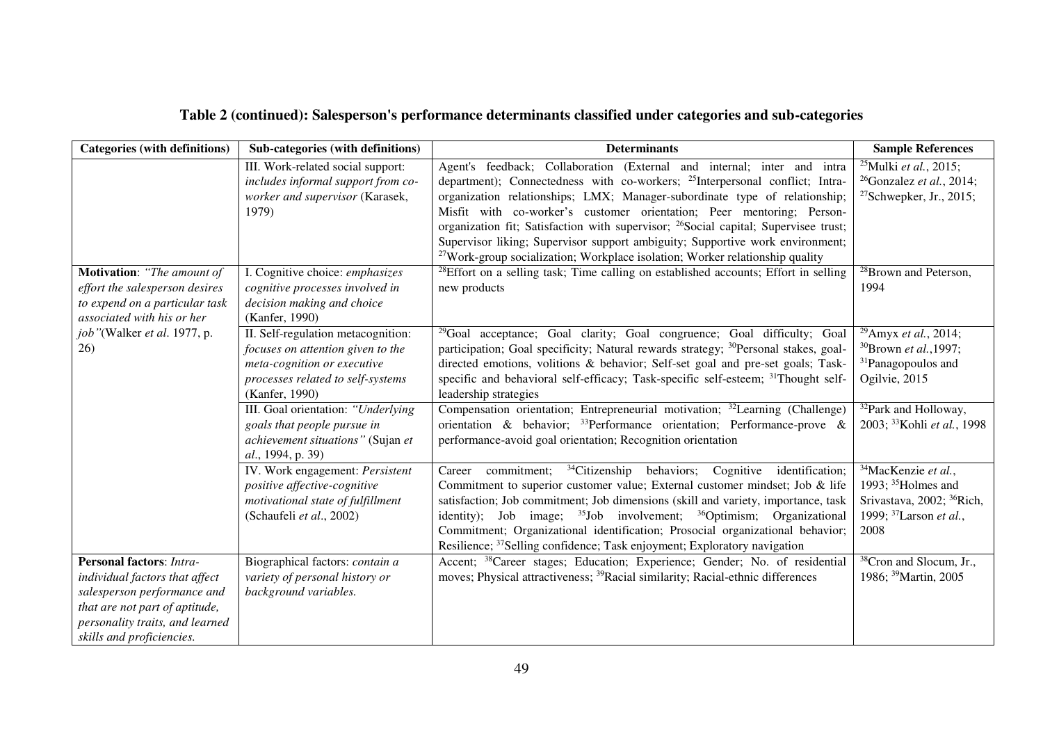**Table 2 (continued): Salesperson's performance determinants classified under categories and sub-categories**

| Categories (with definitions) | Sub-categories (with definitions) | Determinants | Sample References |
|---|---|---|---|
| | III. Work-related social support: *includes informal support from co-worker and supervisor* (Karasek, 1979) | Agent's feedback; Collaboration (External and internal; inter and intra department); Connectedness with co-workers; [25]Interpersonal conflict; Intra-organization relationships; LMX; Manager-subordinate type of relationship; Misfit with co-worker's customer orientation; Peer mentoring; Person-organization fit; Satisfaction with supervisor; [26]Social capital; Supervisee trust; Supervisor liking; Supervisor support ambiguity; Supportive work environment; [27]Work-group socialization; Workplace isolation; Worker relationship quality | [25]Mulki *et al.*, 2015; [26]Gonzalez *et al.*, 2014; [27]Schwepker, Jr., 2015; |
| **Motivation**: *"The amount of effort the salesperson desires to expend on a particular task associated with his or her job"*(Walker *et al.* 1977, p. 26) | I. Cognitive choice: *emphasizes cognitive processes involved in decision making and choice* (Kanfer, 1990) | [28]Effort on a selling task; Time calling on established accounts; Effort in selling new products | [28]Brown and Peterson, 1994 |
| | II. Self-regulation metacognition: *focuses on attention given to the meta-cognition or executive processes related to self-systems* (Kanfer, 1990) | [29]Goal acceptance; Goal clarity; Goal congruence; Goal difficulty; Goal participation; Goal specificity; Natural rewards strategy; [30]Personal stakes, goal-directed emotions, volitions & behavior; Self-set goal and pre-set goals; Task-specific and behavioral self-efficacy; Task-specific self-esteem; [31]Thought self-leadership strategies | [29]Amyx *et al.*, 2014; [30]Brown *et al.*,1997; [31]Panagopoulos and Ogilvie, 2015 |
| | III. Goal orientation: *"Underlying goals that people pursue in achievement situations"* (Sujan *et al.*, 1994, p. 39) | Compensation orientation; Entrepreneurial motivation; [32]Learning (Challenge) orientation & behavior; [33]Performance orientation; Performance-prove & performance-avoid goal orientation; Recognition orientation | [32]Park and Holloway, 2003; [33]Kohli *et al.*, 1998 |
| | IV. Work engagement: *Persistent positive affective-cognitive motivational state of fulfillment* (Schaufeli *et al.*, 2002) | Career commitment; [34]Citizenship behaviors; Cognitive identification; Commitment to superior customer value; External customer mindset; Job & life satisfaction; Job commitment; Job dimensions (skill and variety, importance, task identity); Job image; [35]Job involvement; [36]Optimism; Organizational Commitment; Organizational identification; Prosocial organizational behavior; Resilience; [37]Selling confidence; Task enjoyment; Exploratory navigation | [34]MacKenzie *et al.*, 1993; [35]Holmes and Srivastava, 2002; [36]Rich, 1999; [37]Larson *et al.*, 2008 |
| **Personal factors**: *Intra-individual factors that affect salesperson performance and that are not part of aptitude, personality traits, and learned skills and proficiencies.* | Biographical factors: *contain a variety of personal history or background variables.* | Accent; [38]Career stages; Education; Experience; Gender; No. of residential moves; Physical attractiveness; [39]Racial similarity; Racial-ethnic differences | [38]Cron and Slocum, Jr., 1986; [39]Martin, 2005 |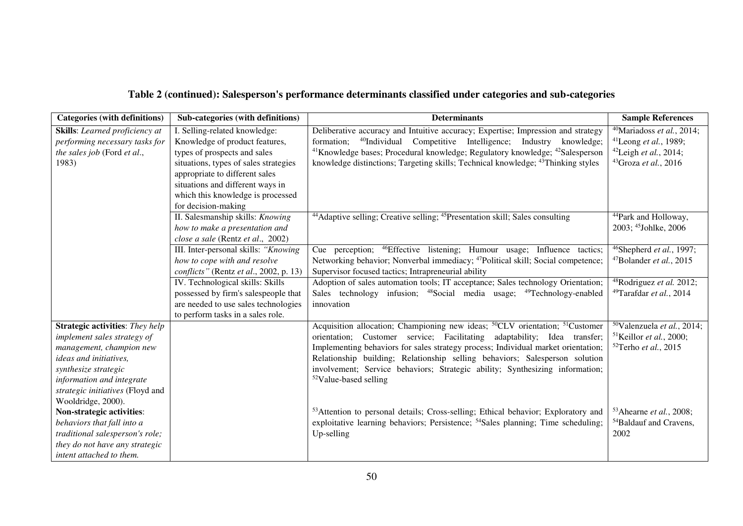## Table 2 (continued): Salesperson's performance determinants classified under categories and sub-categories

| Categories (with definitions) | Sub-categories (with definitions) | Determinants | Sample References |
|---|---|---|---|
| **Skills**: *Learned proficiency at performing necessary tasks for the sales job* (Ford *et al*., 1983) | I. Selling-related knowledge: Knowledge of product features, types of prospects and sales situations, types of sales strategies appropriate to different sales situations and different ways in which this knowledge is processed for decision-making | Deliberative accuracy and Intuitive accuracy; Expertise; Impression and strategy formation; [40]Individual Competitive Intelligence; Industry knowledge; [41]Knowledge bases; Procedural knowledge; Regulatory knowledge; [42]Salesperson knowledge distinctions; Targeting skills; Technical knowledge; [43]Thinking styles | [40]Mariadoss *et al.*, 2014; [41]Leong *et al.*, 1989; [42]Leigh *et al.*, 2014; [43]Groza *et al.*, 2016 |
| | II. Salesmanship skills: *Knowing how to make a presentation and close a sale* (Rentz *et al*., 2002) | [44]Adaptive selling; Creative selling; [45]Presentation skill; Sales consulting | [44]Park and Holloway, 2003; [45]Johlke, 2006 |
| | III. Inter-personal skills: *"Knowing how to cope with and resolve conflicts"* (Rentz *et al*., 2002, p. 13) | Cue perception; [46]Effective listening; Humour usage; Influence tactics; Networking behavior; Nonverbal immediacy; [47]Political skill; Social competence; Supervisor focused tactics; Intrapreneurial ability | [46]Shepherd *et al.*, 1997; [47]Bolander *et al.*, 2015 |
| | IV. Technological skills: Skills possessed by firm's salespeople that are needed to use sales technologies to perform tasks in a sales role. | Adoption of sales automation tools; IT acceptance; Sales technology Orientation; Sales technology infusion; [48]Social media usage; [49]Technology-enabled innovation | [48]Rodriguez *et al.* 2012; [49]Tarafdar *et al.*, 2014 |
| **Strategic activities**: *They help implement sales strategy of management, champion new ideas and initiatives, synthesize strategic information and integrate strategic initiatives* (Floyd and Wooldridge, 2000). | | Acquisition allocation; Championing new ideas; [50]CLV orientation; [51]Customer orientation; Customer service; Facilitating adaptability; Idea transfer; Implementing behaviors for sales strategy process; Individual market orientation; Relationship building; Relationship selling behaviors; Salesperson solution involvement; Service behaviors; Strategic ability; Synthesizing information; [52]Value-based selling | [50]Valenzuela *et al.*, 2014; [51]Keillor *et al.*, 2000; [52]Terho *et al.*, 2015 |
| **Non-strategic activities**: *behaviors that fall into a traditional salesperson's role; they do not have any strategic intent attached to them.* | | [53]Attention to personal details; Cross-selling; Ethical behavior; Exploratory and exploitative learning behaviors; Persistence; [54]Sales planning; Time scheduling; Up-selling | [53]Ahearne *et al.*, 2008; [54]Baldauf and Cravens, 2002 |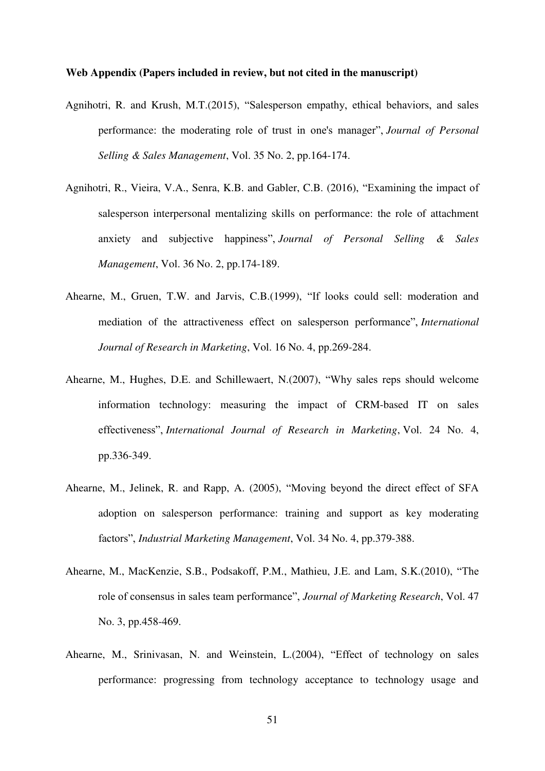**Web Appendix (Papers included in review, but not cited in the manuscript)**

Agnihotri, R. and Krush, M.T.(2015), "Salesperson empathy, ethical behaviors, and sales performance: the moderating role of trust in one's manager", *Journal of Personal Selling & Sales Management*, Vol. 35 No. 2, pp.164-174.

Agnihotri, R., Vieira, V.A., Senra, K.B. and Gabler, C.B. (2016), "Examining the impact of salesperson interpersonal mentalizing skills on performance: the role of attachment anxiety and subjective happiness", *Journal of Personal Selling & Sales Management*, Vol. 36 No. 2, pp.174-189.

Ahearne, M., Gruen, T.W. and Jarvis, C.B.(1999), "If looks could sell: moderation and mediation of the attractiveness effect on salesperson performance", *International Journal of Research in Marketing*, Vol. 16 No. 4, pp.269-284.

Ahearne, M., Hughes, D.E. and Schillewaert, N.(2007), "Why sales reps should welcome information technology: measuring the impact of CRM-based IT on sales effectiveness", *International Journal of Research in Marketing*, Vol. 24 No. 4, pp.336-349.

Ahearne, M., Jelinek, R. and Rapp, A. (2005), "Moving beyond the direct effect of SFA adoption on salesperson performance: training and support as key moderating factors", *Industrial Marketing Management*, Vol. 34 No. 4, pp.379-388.

Ahearne, M., MacKenzie, S.B., Podsakoff, P.M., Mathieu, J.E. and Lam, S.K.(2010), "The role of consensus in sales team performance", *Journal of Marketing Research*, Vol. 47 No. 3, pp.458-469.

Ahearne, M., Srinivasan, N. and Weinstein, L.(2004), "Effect of technology on sales performance: progressing from technology acceptance to technology usage and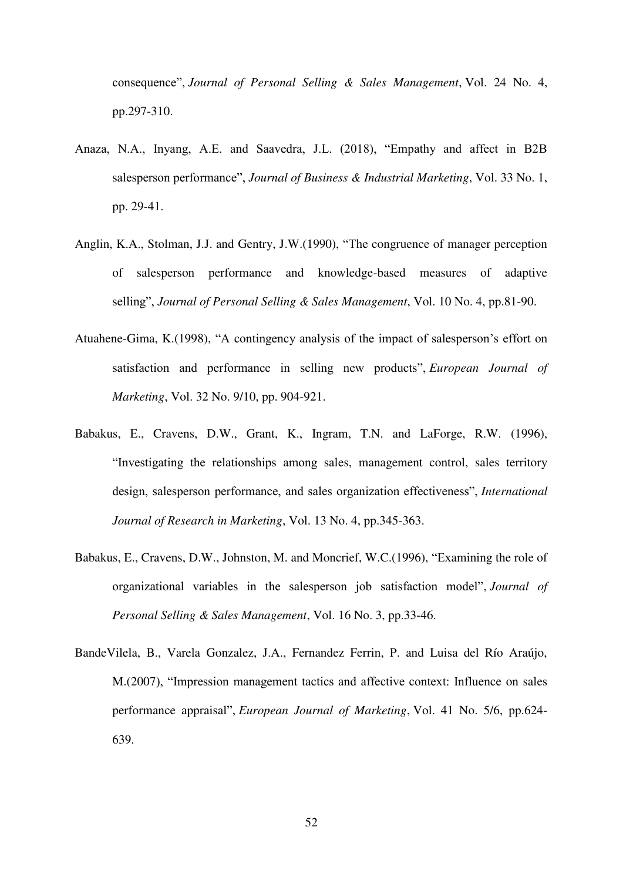consequence", *Journal of Personal Selling & Sales Management*, Vol. 24 No. 4, pp.297-310.

Anaza, N.A., Inyang, A.E. and Saavedra, J.L. (2018), "Empathy and affect in B2B salesperson performance", *Journal of Business & Industrial Marketing*, Vol. 33 No. 1, pp. 29-41.

Anglin, K.A., Stolman, J.J. and Gentry, J.W.(1990), "The congruence of manager perception of salesperson performance and knowledge-based measures of adaptive selling", *Journal of Personal Selling & Sales Management*, Vol. 10 No. 4, pp.81-90.

Atuahene-Gima, K.(1998), "A contingency analysis of the impact of salesperson's effort on satisfaction and performance in selling new products", *European Journal of Marketing*, Vol. 32 No. 9/10, pp. 904-921.

Babakus, E., Cravens, D.W., Grant, K., Ingram, T.N. and LaForge, R.W. (1996), "Investigating the relationships among sales, management control, sales territory design, salesperson performance, and sales organization effectiveness", *International Journal of Research in Marketing*, Vol. 13 No. 4, pp.345-363.

Babakus, E., Cravens, D.W., Johnston, M. and Moncrief, W.C.(1996), "Examining the role of organizational variables in the salesperson job satisfaction model", *Journal of Personal Selling & Sales Management*, Vol. 16 No. 3, pp.33-46.

BandeVilela, B., Varela Gonzalez, J.A., Fernandez Ferrin, P. and Luisa del Río Araújo, M.(2007), "Impression management tactics and affective context: Influence on sales performance appraisal", *European Journal of Marketing*, Vol. 41 No. 5/6, pp.624-639.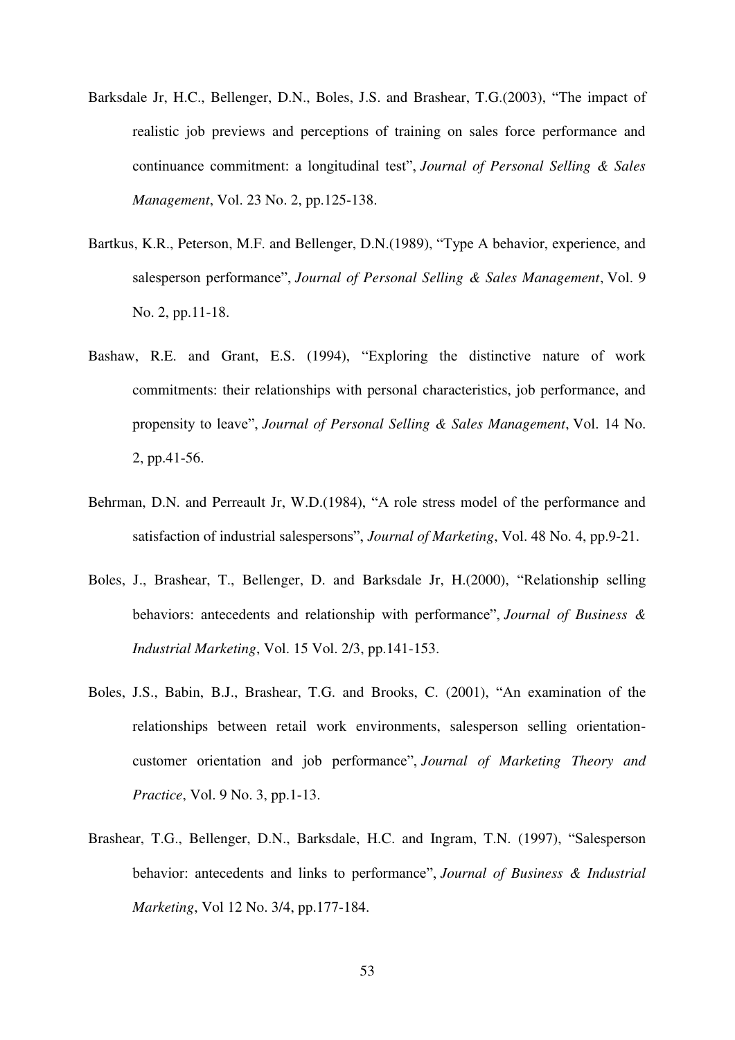Barksdale Jr, H.C., Bellenger, D.N., Boles, J.S. and Brashear, T.G.(2003), "The impact of realistic job previews and perceptions of training on sales force performance and continuance commitment: a longitudinal test", *Journal of Personal Selling & Sales Management*, Vol. 23 No. 2, pp.125-138.

Bartkus, K.R., Peterson, M.F. and Bellenger, D.N.(1989), "Type A behavior, experience, and salesperson performance", *Journal of Personal Selling & Sales Management*, Vol. 9 No. 2, pp.11-18.

Bashaw, R.E. and Grant, E.S. (1994), "Exploring the distinctive nature of work commitments: their relationships with personal characteristics, job performance, and propensity to leave", *Journal of Personal Selling & Sales Management*, Vol. 14 No. 2, pp.41-56.

Behrman, D.N. and Perreault Jr, W.D.(1984), "A role stress model of the performance and satisfaction of industrial salespersons", *Journal of Marketing*, Vol. 48 No. 4, pp.9-21.

Boles, J., Brashear, T., Bellenger, D. and Barksdale Jr, H.(2000), "Relationship selling behaviors: antecedents and relationship with performance", *Journal of Business & Industrial Marketing*, Vol. 15 Vol. 2/3, pp.141-153.

Boles, J.S., Babin, B.J., Brashear, T.G. and Brooks, C. (2001), "An examination of the relationships between retail work environments, salesperson selling orientation-customer orientation and job performance", *Journal of Marketing Theory and Practice*, Vol. 9 No. 3, pp.1-13.

Brashear, T.G., Bellenger, D.N., Barksdale, H.C. and Ingram, T.N. (1997), "Salesperson behavior: antecedents and links to performance", *Journal of Business & Industrial Marketing*, Vol 12 No. 3/4, pp.177-184.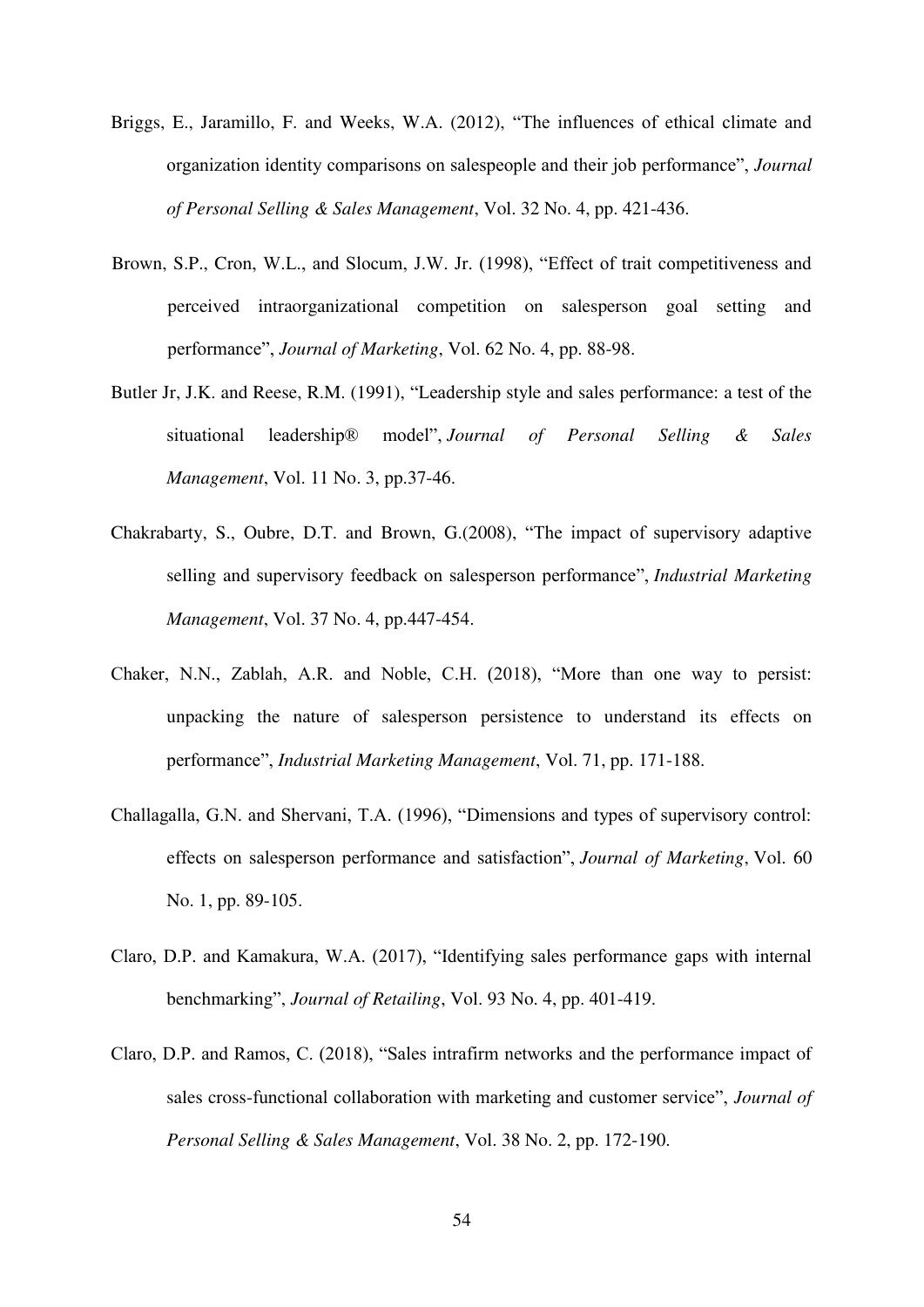Briggs, E., Jaramillo, F. and Weeks, W.A. (2012), “The influences of ethical climate and organization identity comparisons on salespeople and their job performance”, *Journal of Personal Selling & Sales Management*, Vol. 32 No. 4, pp. 421-436.

Brown, S.P., Cron, W.L., and Slocum, J.W. Jr. (1998), “Effect of trait competitiveness and perceived intraorganizational competition on salesperson goal setting and performance”, *Journal of Marketing*, Vol. 62 No. 4, pp. 88-98.

Butler Jr, J.K. and Reese, R.M. (1991), “Leadership style and sales performance: a test of the situational leadership® model”, *Journal of Personal Selling & Sales Management*, Vol. 11 No. 3, pp.37-46.

Chakrabarty, S., Oubre, D.T. and Brown, G.(2008), “The impact of supervisory adaptive selling and supervisory feedback on salesperson performance”, *Industrial Marketing Management*, Vol. 37 No. 4, pp.447-454.

Chaker, N.N., Zablah, A.R. and Noble, C.H. (2018), “More than one way to persist: unpacking the nature of salesperson persistence to understand its effects on performance”, *Industrial Marketing Management*, Vol. 71, pp. 171-188.

Challagalla, G.N. and Shervani, T.A. (1996), “Dimensions and types of supervisory control: effects on salesperson performance and satisfaction”, *Journal of Marketing*, Vol. 60 No. 1, pp. 89-105.

Claro, D.P. and Kamakura, W.A. (2017), “Identifying sales performance gaps with internal benchmarking”, *Journal of Retailing*, Vol. 93 No. 4, pp. 401-419.

Claro, D.P. and Ramos, C. (2018), “Sales intrafirm networks and the performance impact of sales cross-functional collaboration with marketing and customer service”, *Journal of Personal Selling & Sales Management*, Vol. 38 No. 2, pp. 172-190.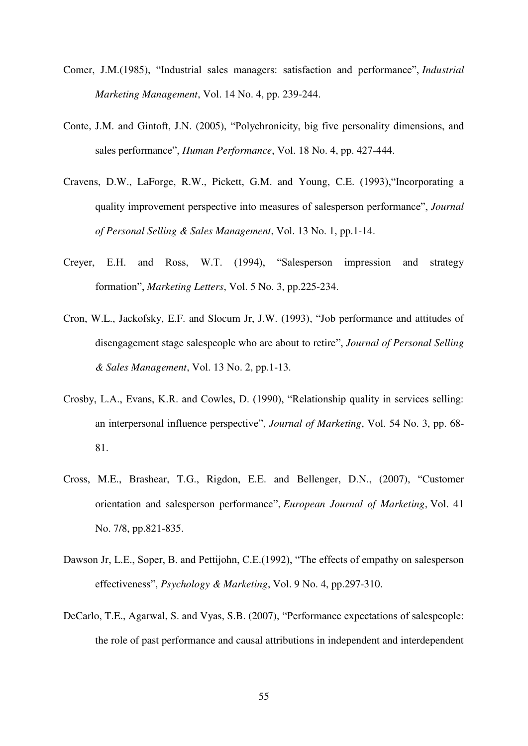Comer, J.M.(1985), "Industrial sales managers: satisfaction and performance", *Industrial Marketing Management*, Vol. 14 No. 4, pp. 239-244.

Conte, J.M. and Gintoft, J.N. (2005), "Polychronicity, big five personality dimensions, and sales performance", *Human Performance*, Vol. 18 No. 4, pp. 427-444.

Cravens, D.W., LaForge, R.W., Pickett, G.M. and Young, C.E. (1993),"Incorporating a quality improvement perspective into measures of salesperson performance", *Journal of Personal Selling & Sales Management*, Vol. 13 No. 1, pp.1-14.

Creyer, E.H. and Ross, W.T. (1994), "Salesperson impression and strategy formation", *Marketing Letters*, Vol. 5 No. 3, pp.225-234.

Cron, W.L., Jackofsky, E.F. and Slocum Jr, J.W. (1993), "Job performance and attitudes of disengagement stage salespeople who are about to retire", *Journal of Personal Selling & Sales Management*, Vol. 13 No. 2, pp.1-13.

Crosby, L.A., Evans, K.R. and Cowles, D. (1990), "Relationship quality in services selling: an interpersonal influence perspective", *Journal of Marketing*, Vol. 54 No. 3, pp. 68-81.

Cross, M.E., Brashear, T.G., Rigdon, E.E. and Bellenger, D.N., (2007), "Customer orientation and salesperson performance", *European Journal of Marketing*, Vol. 41 No. 7/8, pp.821-835.

Dawson Jr, L.E., Soper, B. and Pettijohn, C.E.(1992), "The effects of empathy on salesperson effectiveness", *Psychology & Marketing*, Vol. 9 No. 4, pp.297-310.

DeCarlo, T.E., Agarwal, S. and Vyas, S.B. (2007), "Performance expectations of salespeople: the role of past performance and causal attributions in independent and interdependent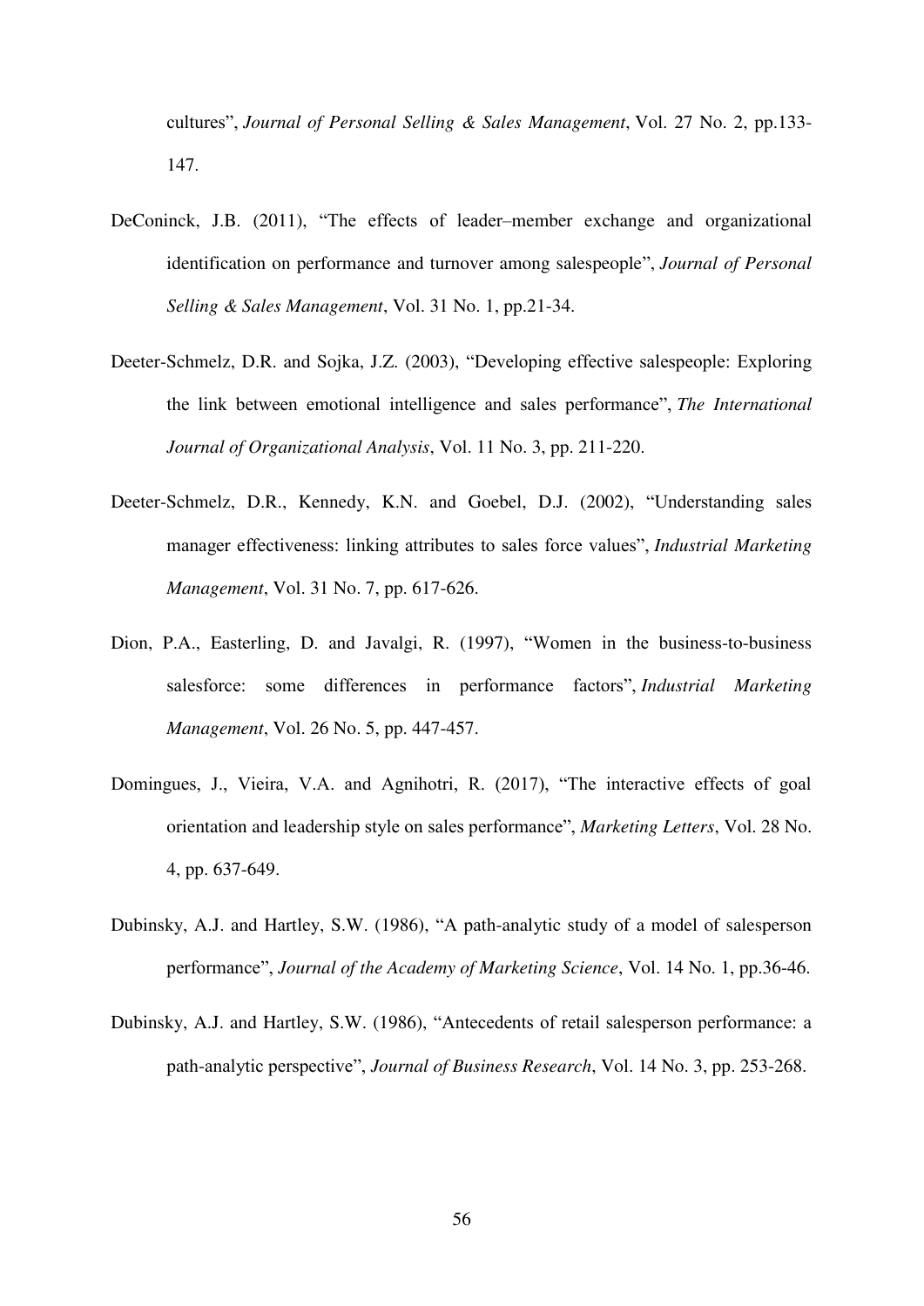cultures", *Journal of Personal Selling & Sales Management*, Vol. 27 No. 2, pp.133-147.

DeConinck, J.B. (2011), "The effects of leader–member exchange and organizational identification on performance and turnover among salespeople", *Journal of Personal Selling & Sales Management*, Vol. 31 No. 1, pp.21-34.

Deeter-Schmelz, D.R. and Sojka, J.Z. (2003), "Developing effective salespeople: Exploring the link between emotional intelligence and sales performance", *The International Journal of Organizational Analysis*, Vol. 11 No. 3, pp. 211-220.

Deeter-Schmelz, D.R., Kennedy, K.N. and Goebel, D.J. (2002), "Understanding sales manager effectiveness: linking attributes to sales force values", *Industrial Marketing Management*, Vol. 31 No. 7, pp. 617-626.

Dion, P.A., Easterling, D. and Javalgi, R. (1997), "Women in the business-to-business salesforce: some differences in performance factors", *Industrial Marketing Management*, Vol. 26 No. 5, pp. 447-457.

Domingues, J., Vieira, V.A. and Agnihotri, R. (2017), "The interactive effects of goal orientation and leadership style on sales performance", *Marketing Letters*, Vol. 28 No. 4, pp. 637-649.

Dubinsky, A.J. and Hartley, S.W. (1986), "A path-analytic study of a model of salesperson performance", *Journal of the Academy of Marketing Science*, Vol. 14 No. 1, pp.36-46.

Dubinsky, A.J. and Hartley, S.W. (1986), "Antecedents of retail salesperson performance: a path-analytic perspective", *Journal of Business Research*, Vol. 14 No. 3, pp. 253-268.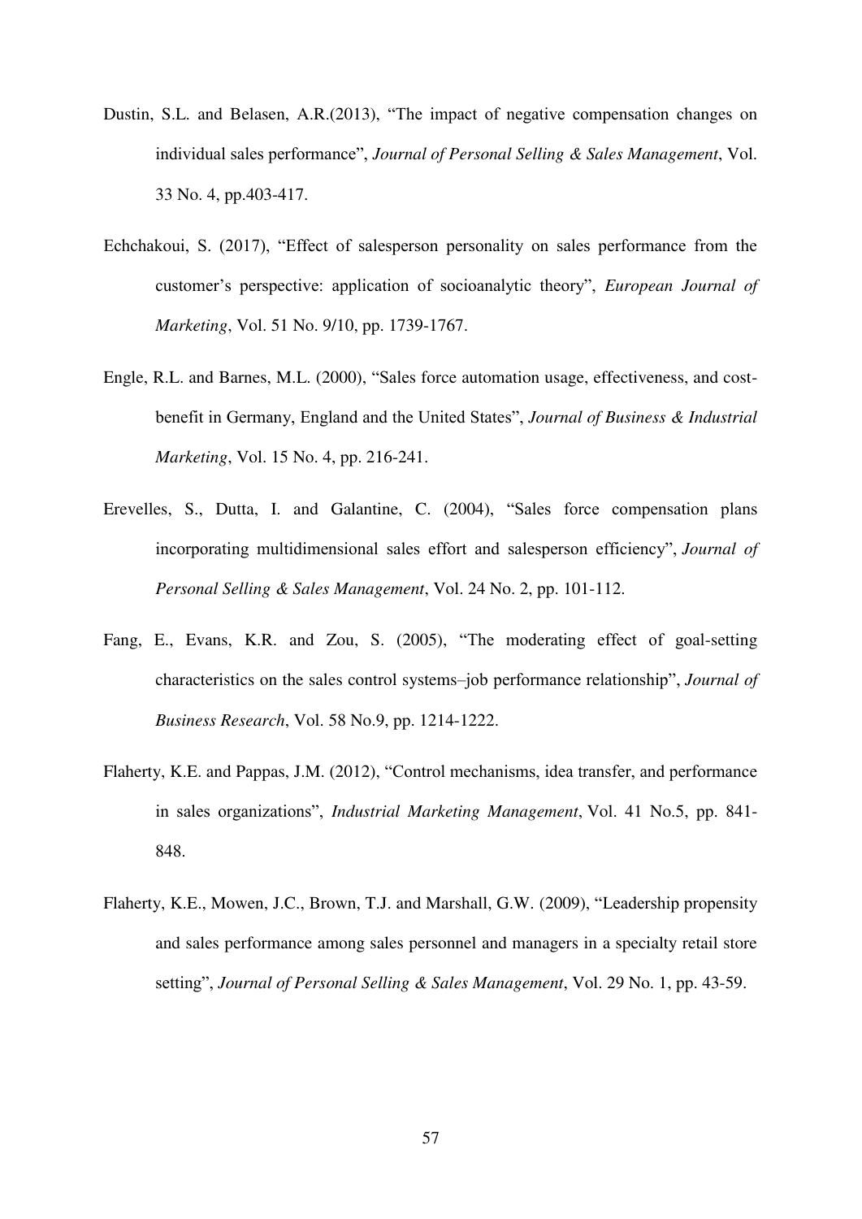Dustin, S.L. and Belasen, A.R.(2013), "The impact of negative compensation changes on individual sales performance", *Journal of Personal Selling & Sales Management*, Vol. 33 No. 4, pp.403-417.

Echchakoui, S. (2017), "Effect of salesperson personality on sales performance from the customer's perspective: application of socioanalytic theory", *European Journal of Marketing*, Vol. 51 No. 9/10, pp. 1739-1767.

Engle, R.L. and Barnes, M.L. (2000), "Sales force automation usage, effectiveness, and cost-benefit in Germany, England and the United States", *Journal of Business & Industrial Marketing*, Vol. 15 No. 4, pp. 216-241.

Erevelles, S., Dutta, I. and Galantine, C. (2004), "Sales force compensation plans incorporating multidimensional sales effort and salesperson efficiency", *Journal of Personal Selling & Sales Management*, Vol. 24 No. 2, pp. 101-112.

Fang, E., Evans, K.R. and Zou, S. (2005), "The moderating effect of goal-setting characteristics on the sales control systems–job performance relationship", *Journal of Business Research*, Vol. 58 No.9, pp. 1214-1222.

Flaherty, K.E. and Pappas, J.M. (2012), "Control mechanisms, idea transfer, and performance in sales organizations", *Industrial Marketing Management*, Vol. 41 No.5, pp. 841-848.

Flaherty, K.E., Mowen, J.C., Brown, T.J. and Marshall, G.W. (2009), "Leadership propensity and sales performance among sales personnel and managers in a specialty retail store setting", *Journal of Personal Selling & Sales Management*, Vol. 29 No. 1, pp. 43-59.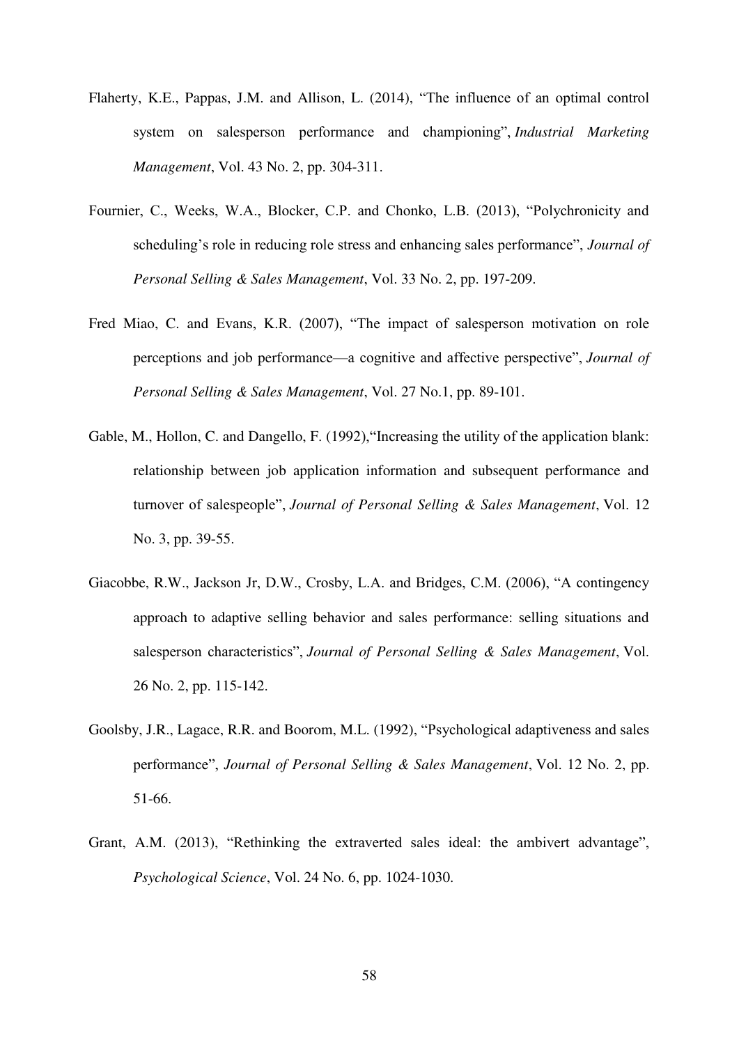Flaherty, K.E., Pappas, J.M. and Allison, L. (2014), "The influence of an optimal control system on salesperson performance and championing", *Industrial Marketing Management*, Vol. 43 No. 2, pp. 304-311.

Fournier, C., Weeks, W.A., Blocker, C.P. and Chonko, L.B. (2013), "Polychronicity and scheduling's role in reducing role stress and enhancing sales performance", *Journal of Personal Selling & Sales Management*, Vol. 33 No. 2, pp. 197-209.

Fred Miao, C. and Evans, K.R. (2007), "The impact of salesperson motivation on role perceptions and job performance—a cognitive and affective perspective", *Journal of Personal Selling & Sales Management*, Vol. 27 No.1, pp. 89-101.

Gable, M., Hollon, C. and Dangello, F. (1992),"Increasing the utility of the application blank: relationship between job application information and subsequent performance and turnover of salespeople", *Journal of Personal Selling & Sales Management*, Vol. 12 No. 3, pp. 39-55.

Giacobbe, R.W., Jackson Jr, D.W., Crosby, L.A. and Bridges, C.M. (2006), "A contingency approach to adaptive selling behavior and sales performance: selling situations and salesperson characteristics", *Journal of Personal Selling & Sales Management*, Vol. 26 No. 2, pp. 115-142.

Goolsby, J.R., Lagace, R.R. and Boorom, M.L. (1992), "Psychological adaptiveness and sales performance", *Journal of Personal Selling & Sales Management*, Vol. 12 No. 2, pp. 51-66.

Grant, A.M. (2013), "Rethinking the extraverted sales ideal: the ambivert advantage", *Psychological Science*, Vol. 24 No. 6, pp. 1024-1030.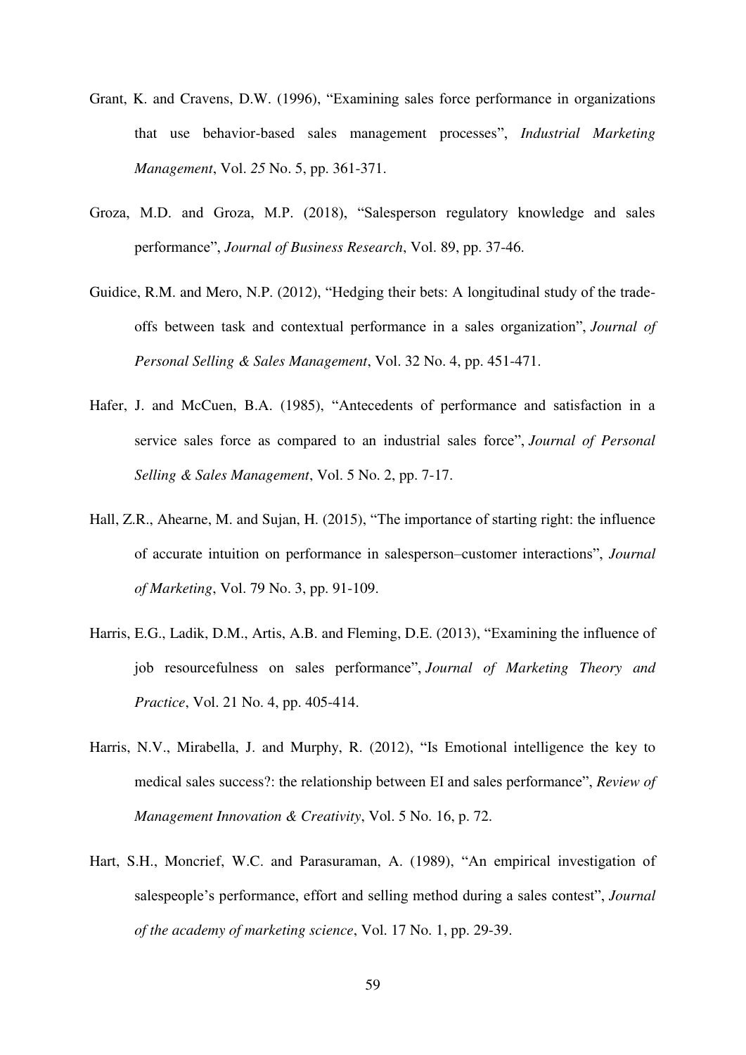Grant, K. and Cravens, D.W. (1996), "Examining sales force performance in organizations that use behavior-based sales management processes", *Industrial Marketing Management*, Vol. *25* No. 5, pp. 361-371.

Groza, M.D. and Groza, M.P. (2018), "Salesperson regulatory knowledge and sales performance", *Journal of Business Research*, Vol. 89, pp. 37-46.

Guidice, R.M. and Mero, N.P. (2012), "Hedging their bets: A longitudinal study of the trade-offs between task and contextual performance in a sales organization", *Journal of Personal Selling & Sales Management*, Vol. 32 No. 4, pp. 451-471.

Hafer, J. and McCuen, B.A. (1985), "Antecedents of performance and satisfaction in a service sales force as compared to an industrial sales force", *Journal of Personal Selling & Sales Management*, Vol. 5 No. 2, pp. 7-17.

Hall, Z.R., Ahearne, M. and Sujan, H. (2015), "The importance of starting right: the influence of accurate intuition on performance in salesperson–customer interactions", *Journal of Marketing*, Vol. 79 No. 3, pp. 91-109.

Harris, E.G., Ladik, D.M., Artis, A.B. and Fleming, D.E. (2013), "Examining the influence of job resourcefulness on sales performance", *Journal of Marketing Theory and Practice*, Vol. 21 No. 4, pp. 405-414.

Harris, N.V., Mirabella, J. and Murphy, R. (2012), "Is Emotional intelligence the key to medical sales success?: the relationship between EI and sales performance", *Review of Management Innovation & Creativity*, Vol. 5 No. 16, p. 72.

Hart, S.H., Moncrief, W.C. and Parasuraman, A. (1989), "An empirical investigation of salespeople's performance, effort and selling method during a sales contest", *Journal of the academy of marketing science*, Vol. 17 No. 1, pp. 29-39.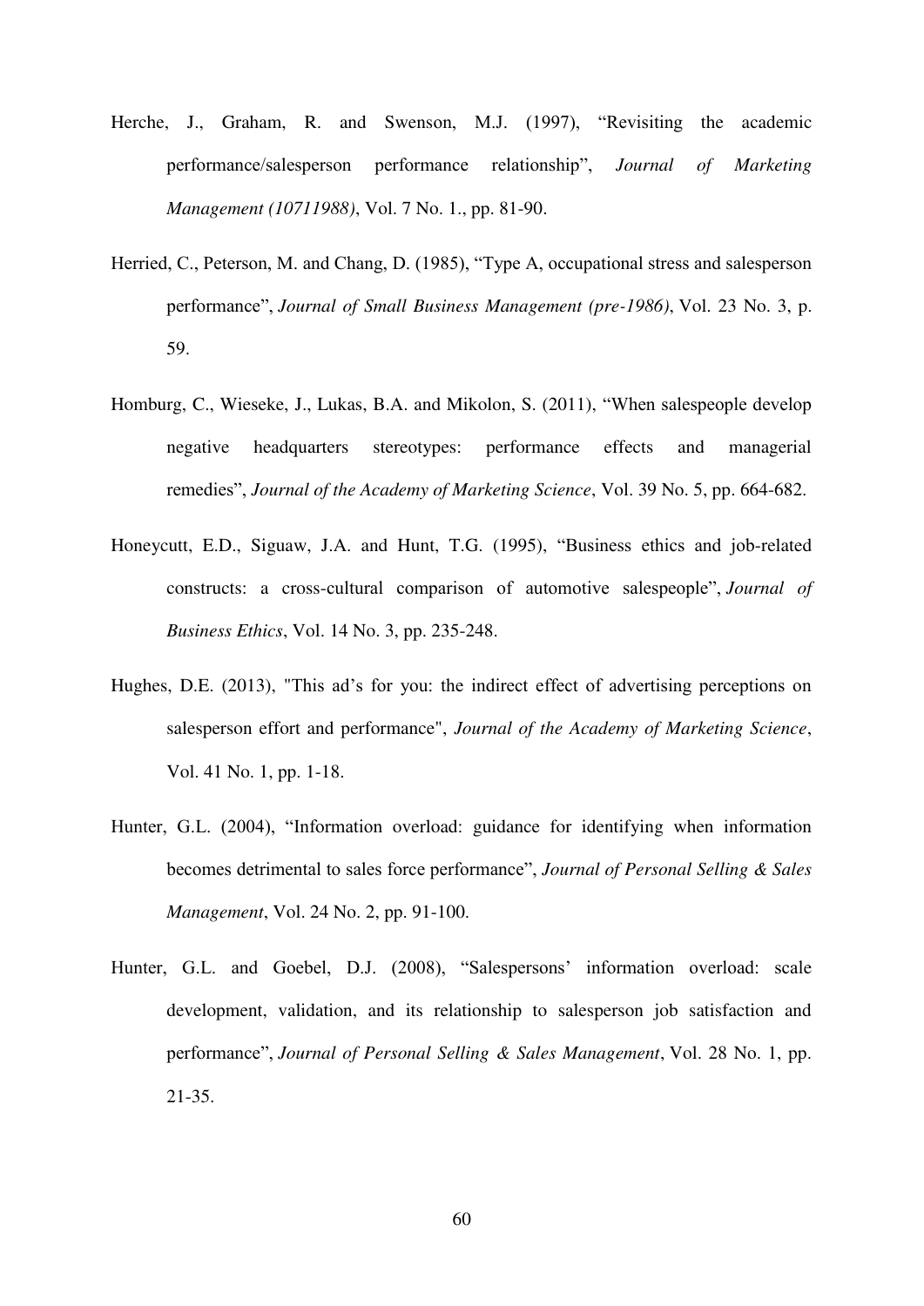Herche, J., Graham, R. and Swenson, M.J. (1997), "Revisiting the academic performance/salesperson performance relationship", *Journal of Marketing Management (10711988)*, Vol. 7 No. 1., pp. 81-90.

Herried, C., Peterson, M. and Chang, D. (1985), "Type A, occupational stress and salesperson performance", *Journal of Small Business Management (pre-1986)*, Vol. 23 No. 3, p. 59.

Homburg, C., Wieseke, J., Lukas, B.A. and Mikolon, S. (2011), "When salespeople develop negative headquarters stereotypes: performance effects and managerial remedies", *Journal of the Academy of Marketing Science*, Vol. 39 No. 5, pp. 664-682.

Honeycutt, E.D., Siguaw, J.A. and Hunt, T.G. (1995), "Business ethics and job-related constructs: a cross-cultural comparison of automotive salespeople", *Journal of Business Ethics*, Vol. 14 No. 3, pp. 235-248.

Hughes, D.E. (2013), "This ad's for you: the indirect effect of advertising perceptions on salesperson effort and performance", *Journal of the Academy of Marketing Science*, Vol. 41 No. 1, pp. 1-18.

Hunter, G.L. (2004), "Information overload: guidance for identifying when information becomes detrimental to sales force performance", *Journal of Personal Selling & Sales Management*, Vol. 24 No. 2, pp. 91-100.

Hunter, G.L. and Goebel, D.J. (2008), "Salespersons' information overload: scale development, validation, and its relationship to salesperson job satisfaction and performance", *Journal of Personal Selling & Sales Management*, Vol. 28 No. 1, pp. 21-35.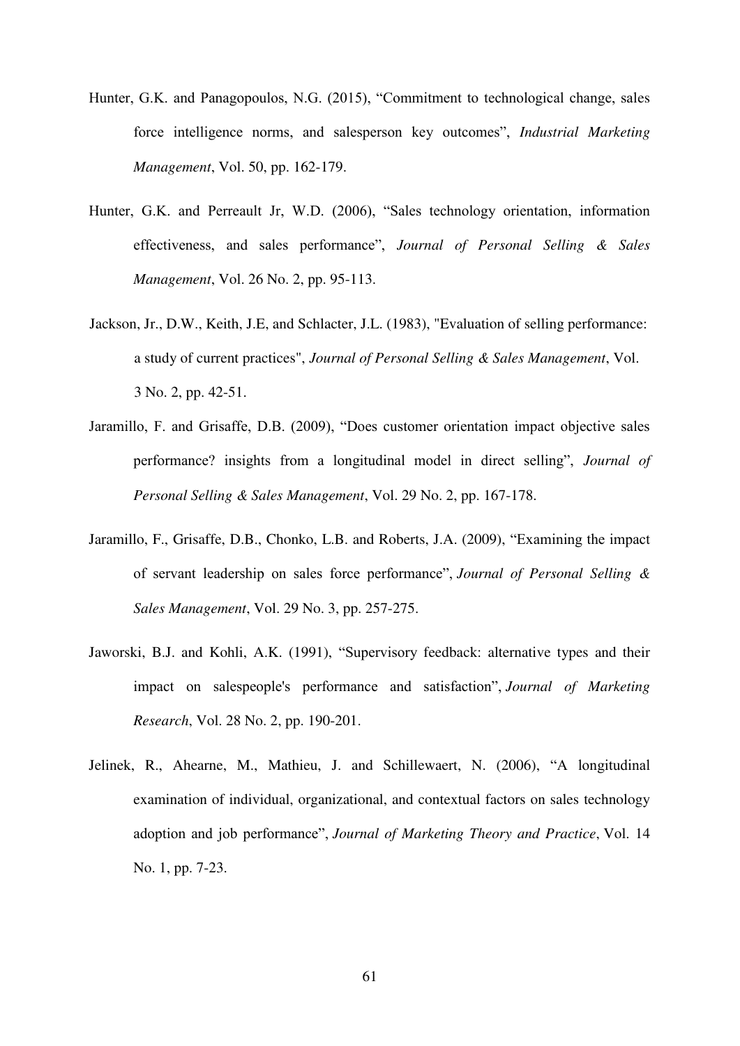Hunter, G.K. and Panagopoulos, N.G. (2015), "Commitment to technological change, sales force intelligence norms, and salesperson key outcomes", *Industrial Marketing Management*, Vol. 50, pp. 162-179.

Hunter, G.K. and Perreault Jr, W.D. (2006), "Sales technology orientation, information effectiveness, and sales performance", *Journal of Personal Selling & Sales Management*, Vol. 26 No. 2, pp. 95-113.

Jackson, Jr., D.W., Keith, J.E, and Schlacter, J.L. (1983), "Evaluation of selling performance: a study of current practices", *Journal of Personal Selling & Sales Management*, Vol. 3 No. 2, pp. 42-51.

Jaramillo, F. and Grisaffe, D.B. (2009), "Does customer orientation impact objective sales performance? insights from a longitudinal model in direct selling", *Journal of Personal Selling & Sales Management*, Vol. 29 No. 2, pp. 167-178.

Jaramillo, F., Grisaffe, D.B., Chonko, L.B. and Roberts, J.A. (2009), "Examining the impact of servant leadership on sales force performance", *Journal of Personal Selling & Sales Management*, Vol. 29 No. 3, pp. 257-275.

Jaworski, B.J. and Kohli, A.K. (1991), "Supervisory feedback: alternative types and their impact on salespeople's performance and satisfaction", *Journal of Marketing Research*, Vol. 28 No. 2, pp. 190-201.

Jelinek, R., Ahearne, M., Mathieu, J. and Schillewaert, N. (2006), "A longitudinal examination of individual, organizational, and contextual factors on sales technology adoption and job performance", *Journal of Marketing Theory and Practice*, Vol. 14 No. 1, pp. 7-23.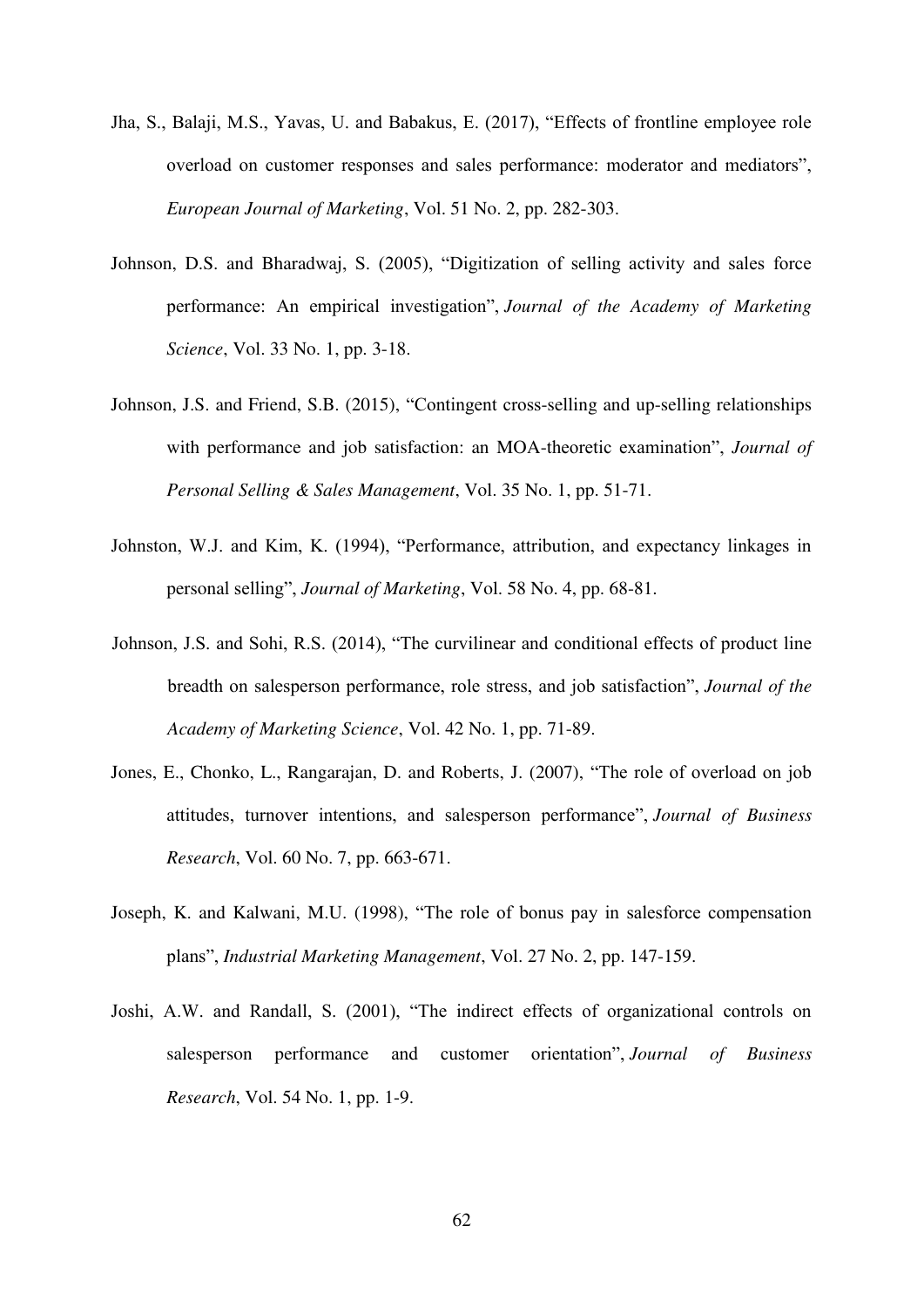Jha, S., Balaji, M.S., Yavas, U. and Babakus, E. (2017), "Effects of frontline employee role overload on customer responses and sales performance: moderator and mediators", *European Journal of Marketing*, Vol. 51 No. 2, pp. 282-303.

Johnson, D.S. and Bharadwaj, S. (2005), "Digitization of selling activity and sales force performance: An empirical investigation", *Journal of the Academy of Marketing Science*, Vol. 33 No. 1, pp. 3-18.

Johnson, J.S. and Friend, S.B. (2015), "Contingent cross-selling and up-selling relationships with performance and job satisfaction: an MOA-theoretic examination", *Journal of Personal Selling & Sales Management*, Vol. 35 No. 1, pp. 51-71.

Johnston, W.J. and Kim, K. (1994), "Performance, attribution, and expectancy linkages in personal selling", *Journal of Marketing*, Vol. 58 No. 4, pp. 68-81.

Johnson, J.S. and Sohi, R.S. (2014), "The curvilinear and conditional effects of product line breadth on salesperson performance, role stress, and job satisfaction", *Journal of the Academy of Marketing Science*, Vol. 42 No. 1, pp. 71-89.

Jones, E., Chonko, L., Rangarajan, D. and Roberts, J. (2007), "The role of overload on job attitudes, turnover intentions, and salesperson performance", *Journal of Business Research*, Vol. 60 No. 7, pp. 663-671.

Joseph, K. and Kalwani, M.U. (1998), "The role of bonus pay in salesforce compensation plans", *Industrial Marketing Management*, Vol. 27 No. 2, pp. 147-159.

Joshi, A.W. and Randall, S. (2001), "The indirect effects of organizational controls on salesperson performance and customer orientation", *Journal of Business Research*, Vol. 54 No. 1, pp. 1-9.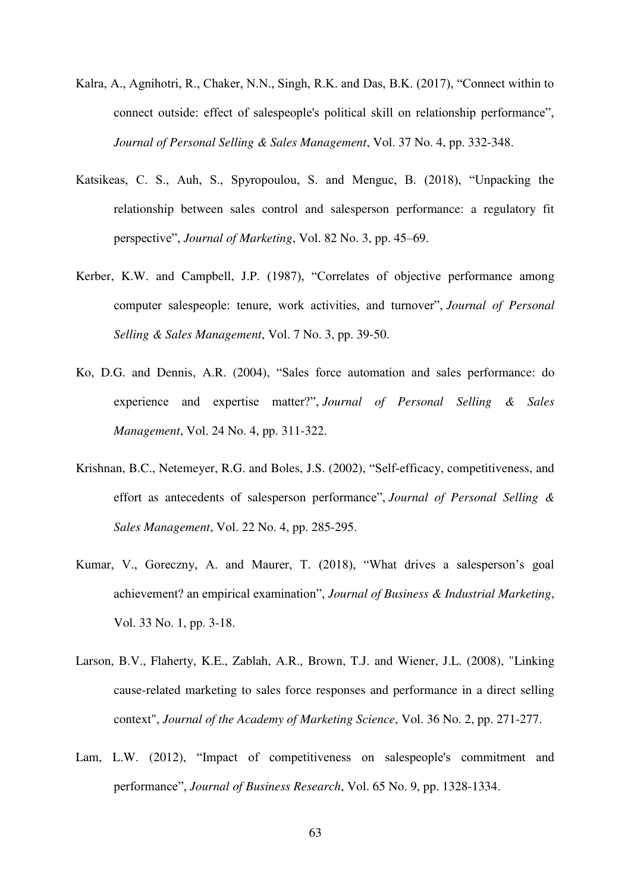Kalra, A., Agnihotri, R., Chaker, N.N., Singh, R.K. and Das, B.K. (2017), “Connect within to connect outside: effect of salespeople's political skill on relationship performance”, *Journal of Personal Selling & Sales Management*, Vol. 37 No. 4, pp. 332-348.

Katsikeas, C. S., Auh, S., Spyropoulou, S. and Menguc, B. (2018), “Unpacking the relationship between sales control and salesperson performance: a regulatory fit perspective”, *Journal of Marketing*, Vol. 82 No. 3, pp. 45–69.

Kerber, K.W. and Campbell, J.P. (1987), “Correlates of objective performance among computer salespeople: tenure, work activities, and turnover”, *Journal of Personal Selling & Sales Management*, Vol. 7 No. 3, pp. 39-50.

Ko, D.G. and Dennis, A.R. (2004), “Sales force automation and sales performance: do experience and expertise matter?”, *Journal of Personal Selling & Sales Management*, Vol. 24 No. 4, pp. 311-322.

Krishnan, B.C., Netemeyer, R.G. and Boles, J.S. (2002), “Self-efficacy, competitiveness, and effort as antecedents of salesperson performance”, *Journal of Personal Selling & Sales Management*, Vol. 22 No. 4, pp. 285-295.

Kumar, V., Goreczny, A. and Maurer, T. (2018), “What drives a salesperson’s goal achievement? an empirical examination”, *Journal of Business & Industrial Marketing*, Vol. 33 No. 1, pp. 3-18.

Larson, B.V., Flaherty, K.E., Zablah, A.R., Brown, T.J. and Wiener, J.L. (2008), "Linking cause-related marketing to sales force responses and performance in a direct selling context", *Journal of the Academy of Marketing Science*, Vol. 36 No. 2, pp. 271-277.

Lam, L.W. (2012), “Impact of competitiveness on salespeople's commitment and performance”, *Journal of Business Research*, Vol. 65 No. 9, pp. 1328-1334.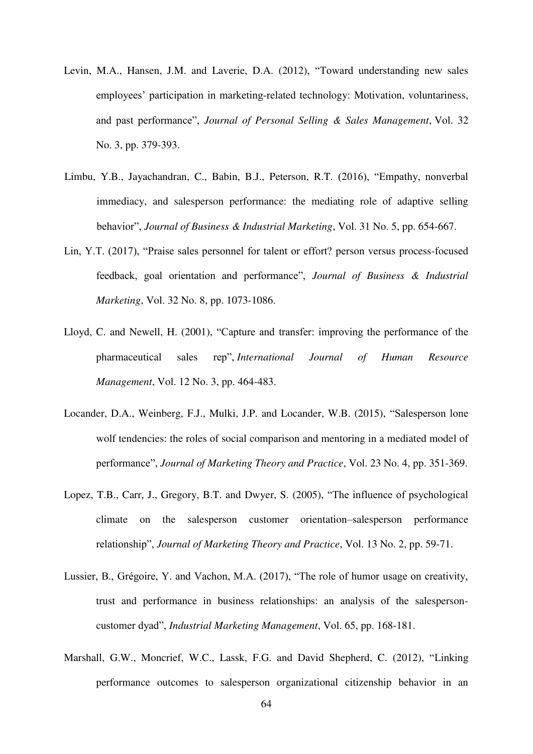Levin, M.A., Hansen, J.M. and Laverie, D.A. (2012), "Toward understanding new sales employees' participation in marketing-related technology: Motivation, voluntariness, and past performance", *Journal of Personal Selling & Sales Management*, Vol. 32 No. 3, pp. 379-393.

Limbu, Y.B., Jayachandran, C., Babin, B.J., Peterson, R.T. (2016), "Empathy, nonverbal immediacy, and salesperson performance: the mediating role of adaptive selling behavior", *Journal of Business & Industrial Marketing*, Vol. 31 No. 5, pp. 654-667.

Lin, Y.T. (2017), "Praise sales personnel for talent or effort? person versus process-focused feedback, goal orientation and performance", *Journal of Business & Industrial Marketing*, Vol. 32 No. 8, pp. 1073-1086.

Lloyd, C. and Newell, H. (2001), "Capture and transfer: improving the performance of the pharmaceutical sales rep", *International Journal of Human Resource Management*, Vol. 12 No. 3, pp. 464-483.

Locander, D.A., Weinberg, F.J., Mulki, J.P. and Locander, W.B. (2015), "Salesperson lone wolf tendencies: the roles of social comparison and mentoring in a mediated model of performance", *Journal of Marketing Theory and Practice*, Vol. 23 No. 4, pp. 351-369.

Lopez, T.B., Carr, J., Gregory, B.T. and Dwyer, S. (2005), "The influence of psychological climate on the salesperson customer orientation–salesperson performance relationship", *Journal of Marketing Theory and Practice*, Vol. 13 No. 2, pp. 59-71.

Lussier, B., Grégoire, Y. and Vachon, M.A. (2017), "The role of humor usage on creativity, trust and performance in business relationships: an analysis of the salesperson-customer dyad", *Industrial Marketing Management*, Vol. 65, pp. 168-181.

Marshall, G.W., Moncrief, W.C., Lassk, F.G. and David Shepherd, C. (2012), "Linking performance outcomes to salesperson organizational citizenship behavior in an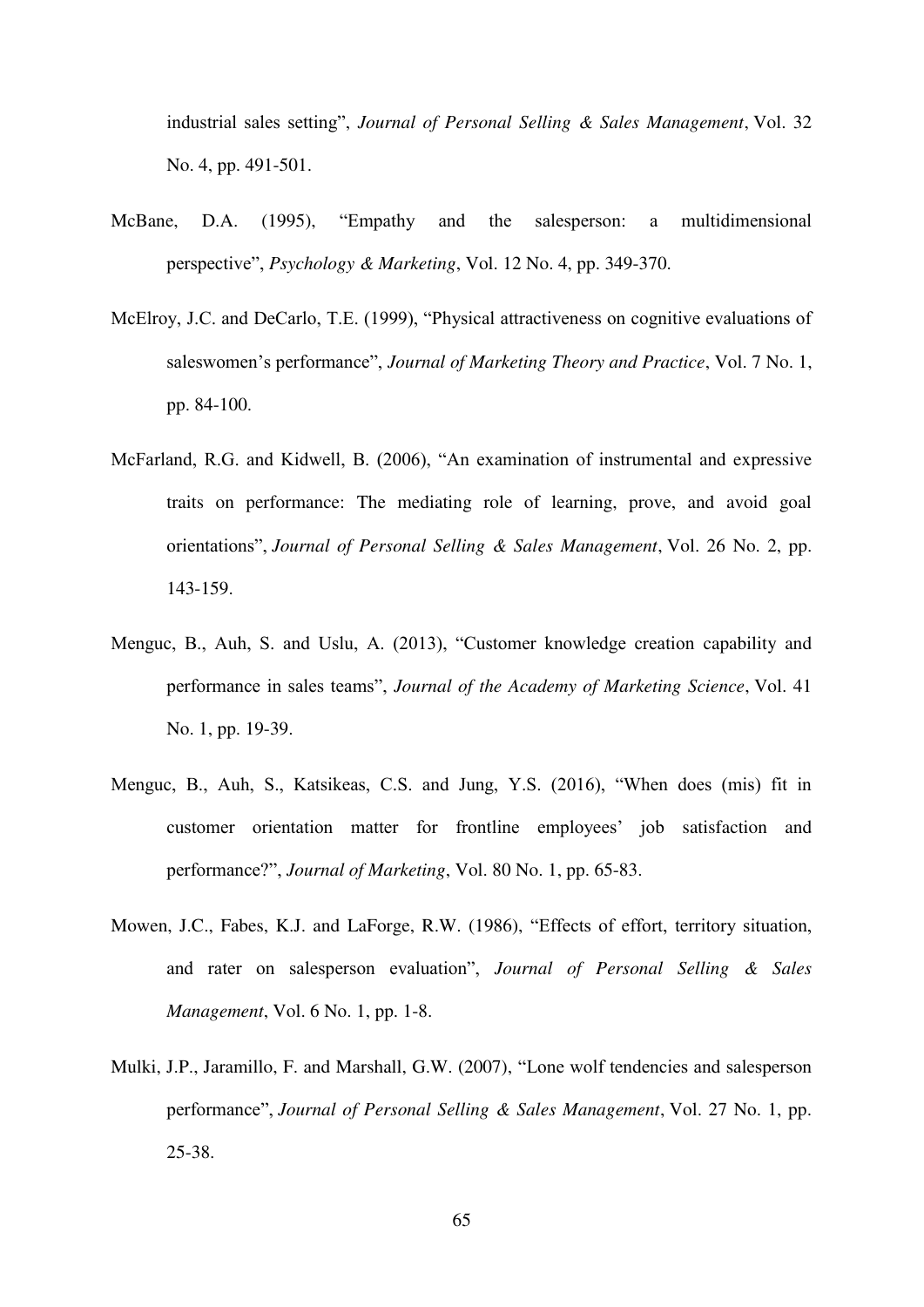industrial sales setting", *Journal of Personal Selling & Sales Management*, Vol. 32 No. 4, pp. 491-501.

McBane, D.A. (1995), "Empathy and the salesperson: a multidimensional perspective", *Psychology & Marketing*, Vol. 12 No. 4, pp. 349-370.

McElroy, J.C. and DeCarlo, T.E. (1999), "Physical attractiveness on cognitive evaluations of saleswomen's performance", *Journal of Marketing Theory and Practice*, Vol. 7 No. 1, pp. 84-100.

McFarland, R.G. and Kidwell, B. (2006), "An examination of instrumental and expressive traits on performance: The mediating role of learning, prove, and avoid goal orientations", *Journal of Personal Selling & Sales Management*, Vol. 26 No. 2, pp. 143-159.

Menguc, B., Auh, S. and Uslu, A. (2013), "Customer knowledge creation capability and performance in sales teams", *Journal of the Academy of Marketing Science*, Vol. 41 No. 1, pp. 19-39.

Menguc, B., Auh, S., Katsikeas, C.S. and Jung, Y.S. (2016), "When does (mis) fit in customer orientation matter for frontline employees' job satisfaction and performance?", *Journal of Marketing*, Vol. 80 No. 1, pp. 65-83.

Mowen, J.C., Fabes, K.J. and LaForge, R.W. (1986), "Effects of effort, territory situation, and rater on salesperson evaluation", *Journal of Personal Selling & Sales Management*, Vol. 6 No. 1, pp. 1-8.

Mulki, J.P., Jaramillo, F. and Marshall, G.W. (2007), "Lone wolf tendencies and salesperson performance", *Journal of Personal Selling & Sales Management*, Vol. 27 No. 1, pp. 25-38.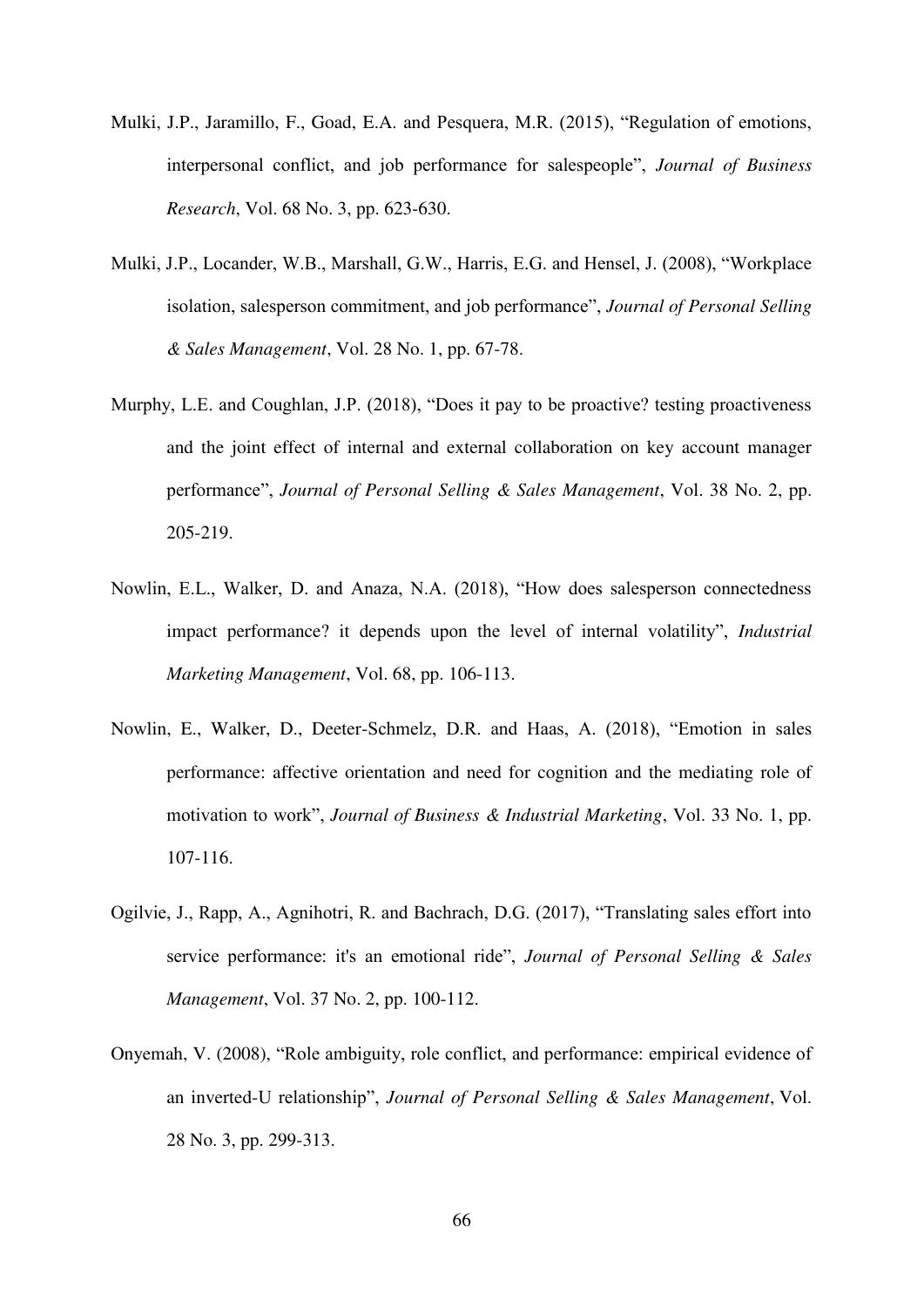Mulki, J.P., Jaramillo, F., Goad, E.A. and Pesquera, M.R. (2015), "Regulation of emotions, interpersonal conflict, and job performance for salespeople", *Journal of Business Research*, Vol. 68 No. 3, pp. 623-630.

Mulki, J.P., Locander, W.B., Marshall, G.W., Harris, E.G. and Hensel, J. (2008), "Workplace isolation, salesperson commitment, and job performance", *Journal of Personal Selling & Sales Management*, Vol. 28 No. 1, pp. 67-78.

Murphy, L.E. and Coughlan, J.P. (2018), "Does it pay to be proactive? testing proactiveness and the joint effect of internal and external collaboration on key account manager performance", *Journal of Personal Selling & Sales Management*, Vol. 38 No. 2, pp. 205-219.

Nowlin, E.L., Walker, D. and Anaza, N.A. (2018), "How does salesperson connectedness impact performance? it depends upon the level of internal volatility", *Industrial Marketing Management*, Vol. 68, pp. 106-113.

Nowlin, E., Walker, D., Deeter-Schmelz, D.R. and Haas, A. (2018), "Emotion in sales performance: affective orientation and need for cognition and the mediating role of motivation to work", *Journal of Business & Industrial Marketing*, Vol. 33 No. 1, pp. 107-116.

Ogilvie, J., Rapp, A., Agnihotri, R. and Bachrach, D.G. (2017), "Translating sales effort into service performance: it's an emotional ride", *Journal of Personal Selling & Sales Management*, Vol. 37 No. 2, pp. 100-112.

Onyemah, V. (2008), "Role ambiguity, role conflict, and performance: empirical evidence of an inverted-U relationship", *Journal of Personal Selling & Sales Management*, Vol. 28 No. 3, pp. 299-313.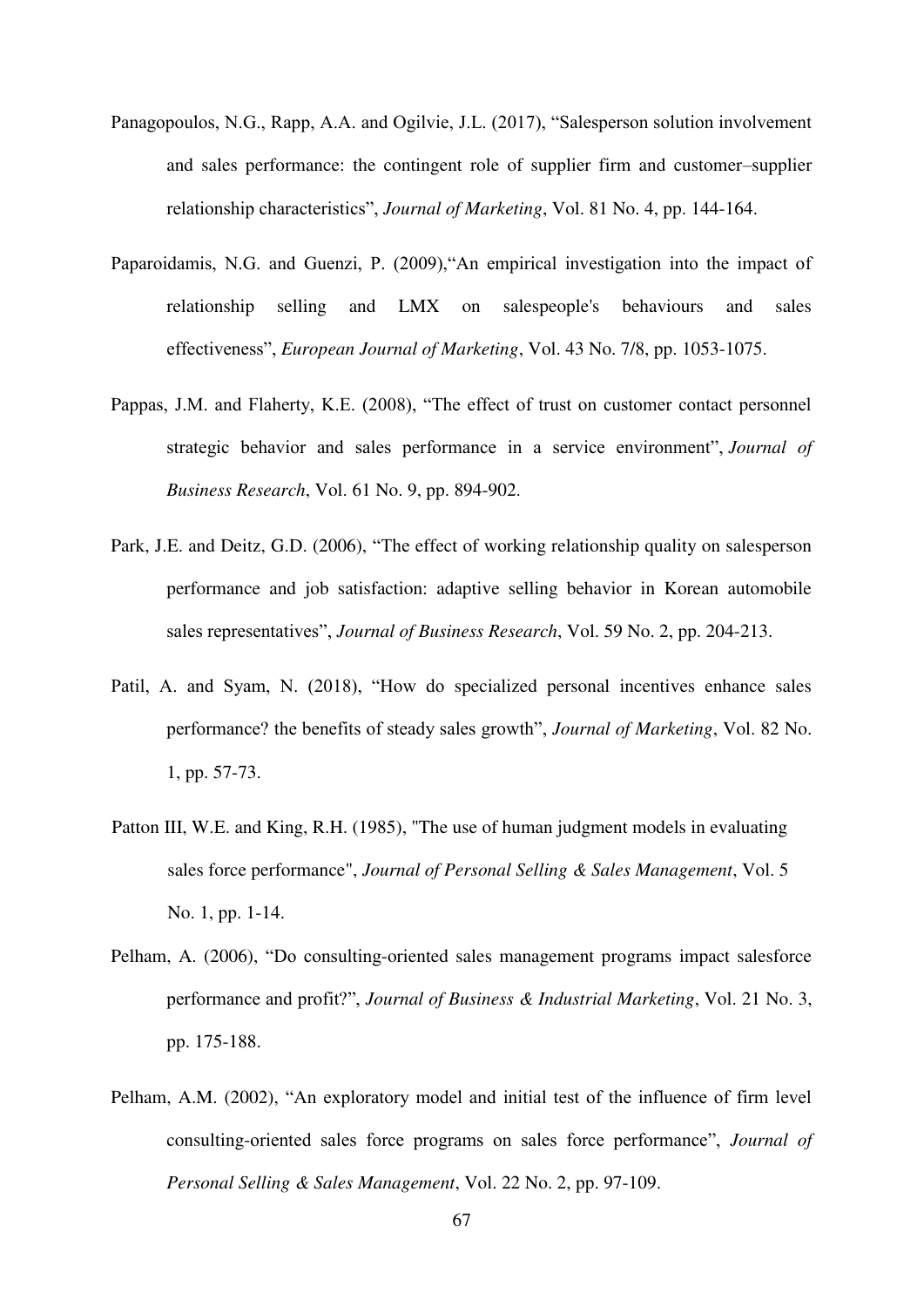Panagopoulos, N.G., Rapp, A.A. and Ogilvie, J.L. (2017), "Salesperson solution involvement and sales performance: the contingent role of supplier firm and customer–supplier relationship characteristics", *Journal of Marketing*, Vol. 81 No. 4, pp. 144-164.

Paparoidamis, N.G. and Guenzi, P. (2009),"An empirical investigation into the impact of relationship selling and LMX on salespeople's behaviours and sales effectiveness", *European Journal of Marketing*, Vol. 43 No. 7/8, pp. 1053-1075.

Pappas, J.M. and Flaherty, K.E. (2008), "The effect of trust on customer contact personnel strategic behavior and sales performance in a service environment", *Journal of Business Research*, Vol. 61 No. 9, pp. 894-902.

Park, J.E. and Deitz, G.D. (2006), "The effect of working relationship quality on salesperson performance and job satisfaction: adaptive selling behavior in Korean automobile sales representatives", *Journal of Business Research*, Vol. 59 No. 2, pp. 204-213.

Patil, A. and Syam, N. (2018), "How do specialized personal incentives enhance sales performance? the benefits of steady sales growth", *Journal of Marketing*, Vol. 82 No. 1, pp. 57-73.

Patton III, W.E. and King, R.H. (1985), "The use of human judgment models in evaluating sales force performance", *Journal of Personal Selling & Sales Management*, Vol. 5 No. 1, pp. 1-14.

Pelham, A. (2006), "Do consulting-oriented sales management programs impact salesforce performance and profit?", *Journal of Business & Industrial Marketing*, Vol. 21 No. 3, pp. 175-188.

Pelham, A.M. (2002), "An exploratory model and initial test of the influence of firm level consulting-oriented sales force programs on sales force performance", *Journal of Personal Selling & Sales Management*, Vol. 22 No. 2, pp. 97-109.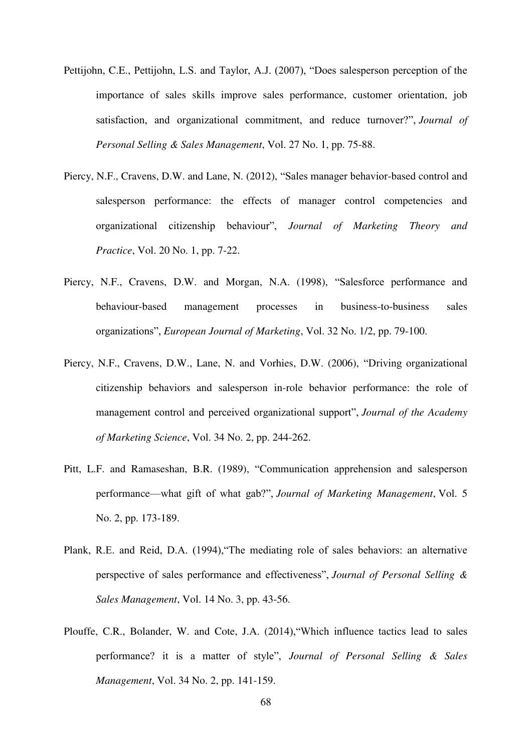Pettijohn, C.E., Pettijohn, L.S. and Taylor, A.J. (2007), "Does salesperson perception of the importance of sales skills improve sales performance, customer orientation, job satisfaction, and organizational commitment, and reduce turnover?", *Journal of Personal Selling & Sales Management*, Vol. 27 No. 1, pp. 75-88.

Piercy, N.F., Cravens, D.W. and Lane, N. (2012), "Sales manager behavior-based control and salesperson performance: the effects of manager control competencies and organizational citizenship behaviour", *Journal of Marketing Theory and Practice*, Vol. 20 No. 1, pp. 7-22.

Piercy, N.F., Cravens, D.W. and Morgan, N.A. (1998), "Salesforce performance and behaviour-based management processes in business-to-business sales organizations", *European Journal of Marketing*, Vol. 32 No. 1/2, pp. 79-100.

Piercy, N.F., Cravens, D.W., Lane, N. and Vorhies, D.W. (2006), "Driving organizational citizenship behaviors and salesperson in-role behavior performance: the role of management control and perceived organizational support", *Journal of the Academy of Marketing Science*, Vol. 34 No. 2, pp. 244-262.

Pitt, L.F. and Ramaseshan, B.R. (1989), "Communication apprehension and salesperson performance—what gift of what gab?", *Journal of Marketing Management*, Vol. 5 No. 2, pp. 173-189.

Plank, R.E. and Reid, D.A. (1994),"The mediating role of sales behaviors: an alternative perspective of sales performance and effectiveness", *Journal of Personal Selling & Sales Management*, Vol. 14 No. 3, pp. 43-56.

Plouffe, C.R., Bolander, W. and Cote, J.A. (2014),"Which influence tactics lead to sales performance? it is a matter of style", *Journal of Personal Selling & Sales Management*, Vol. 34 No. 2, pp. 141-159.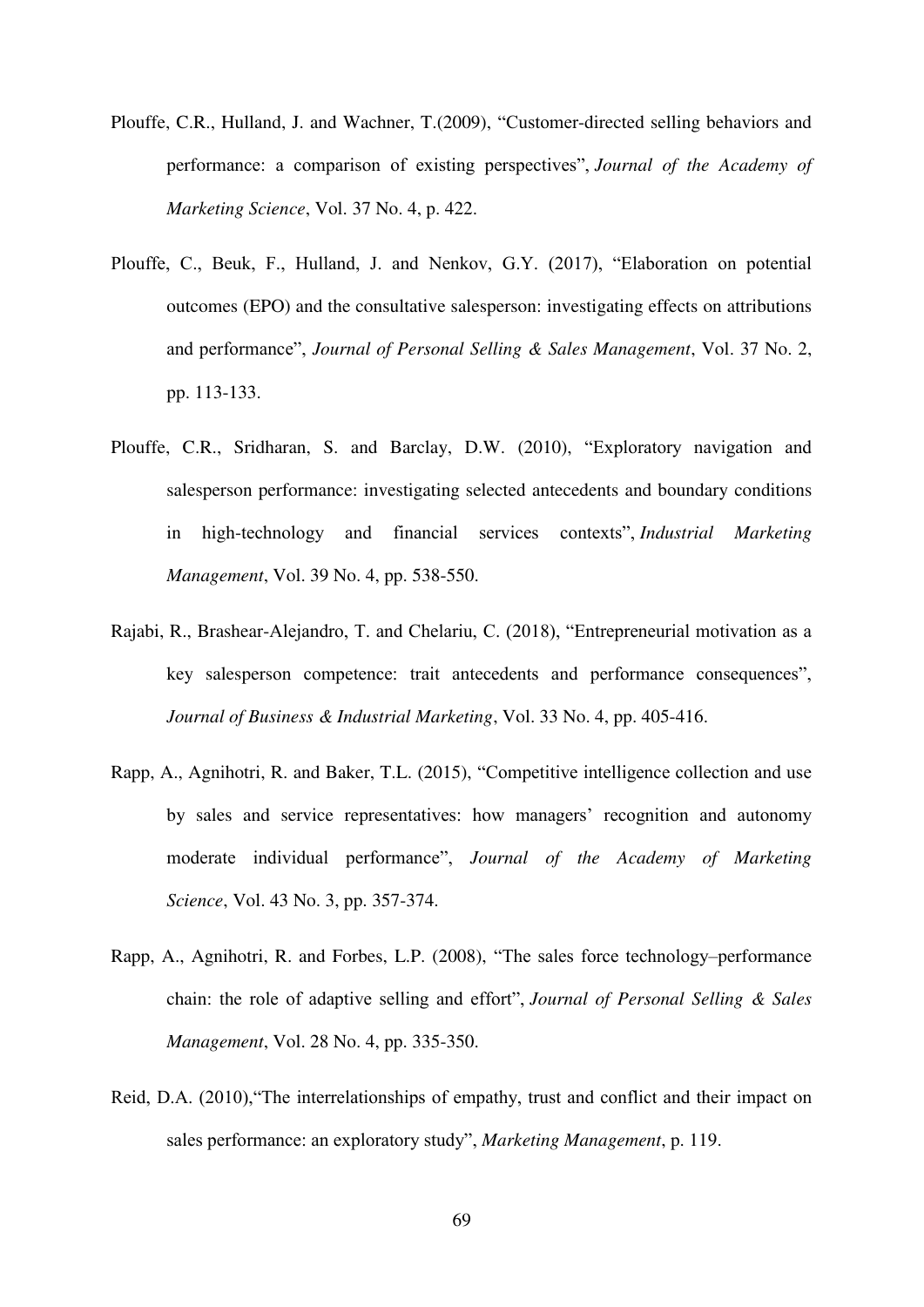Plouffe, C.R., Hulland, J. and Wachner, T.(2009), "Customer-directed selling behaviors and performance: a comparison of existing perspectives", *Journal of the Academy of Marketing Science*, Vol. 37 No. 4, p. 422.

Plouffe, C., Beuk, F., Hulland, J. and Nenkov, G.Y. (2017), "Elaboration on potential outcomes (EPO) and the consultative salesperson: investigating effects on attributions and performance", *Journal of Personal Selling & Sales Management*, Vol. 37 No. 2, pp. 113-133.

Plouffe, C.R., Sridharan, S. and Barclay, D.W. (2010), "Exploratory navigation and salesperson performance: investigating selected antecedents and boundary conditions in high-technology and financial services contexts", *Industrial Marketing Management*, Vol. 39 No. 4, pp. 538-550.

Rajabi, R., Brashear-Alejandro, T. and Chelariu, C. (2018), "Entrepreneurial motivation as a key salesperson competence: trait antecedents and performance consequences", *Journal of Business & Industrial Marketing*, Vol. 33 No. 4, pp. 405-416.

Rapp, A., Agnihotri, R. and Baker, T.L. (2015), "Competitive intelligence collection and use by sales and service representatives: how managers' recognition and autonomy moderate individual performance", *Journal of the Academy of Marketing Science*, Vol. 43 No. 3, pp. 357-374.

Rapp, A., Agnihotri, R. and Forbes, L.P. (2008), "The sales force technology–performance chain: the role of adaptive selling and effort", *Journal of Personal Selling & Sales Management*, Vol. 28 No. 4, pp. 335-350.

Reid, D.A. (2010),"The interrelationships of empathy, trust and conflict and their impact on sales performance: an exploratory study", *Marketing Management*, p. 119.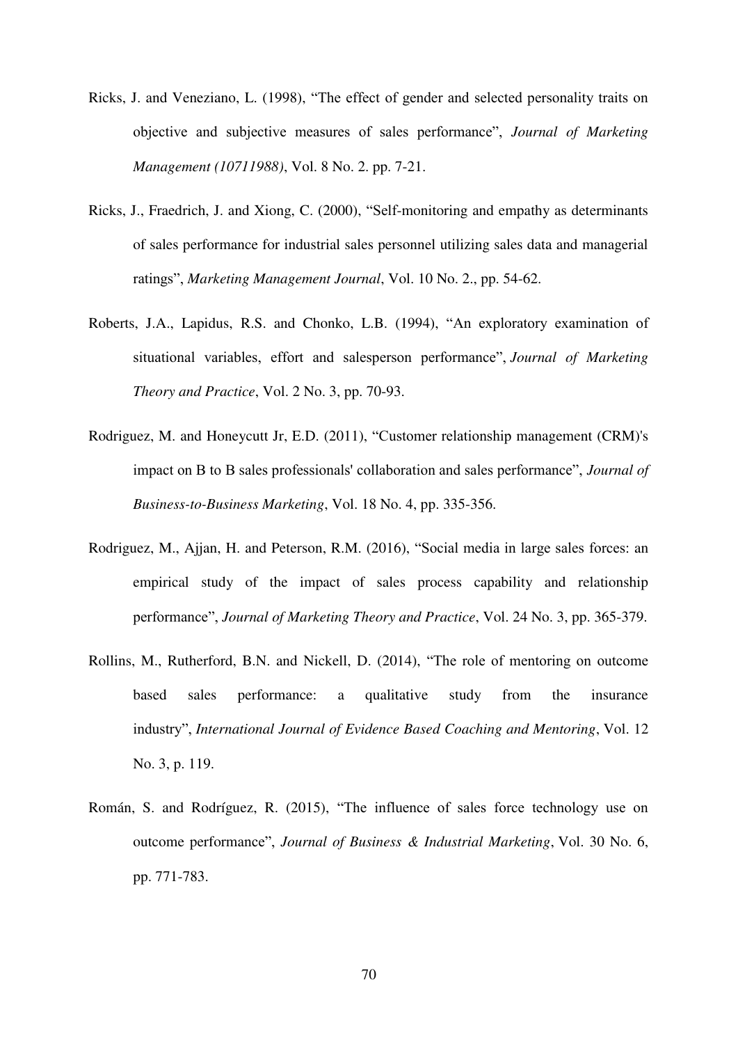Ricks, J. and Veneziano, L. (1998), "The effect of gender and selected personality traits on objective and subjective measures of sales performance", *Journal of Marketing Management (10711988)*, Vol. 8 No. 2. pp. 7-21.

Ricks, J., Fraedrich, J. and Xiong, C. (2000), "Self-monitoring and empathy as determinants of sales performance for industrial sales personnel utilizing sales data and managerial ratings", *Marketing Management Journal*, Vol. 10 No. 2., pp. 54-62.

Roberts, J.A., Lapidus, R.S. and Chonko, L.B. (1994), "An exploratory examination of situational variables, effort and salesperson performance", *Journal of Marketing Theory and Practice*, Vol. 2 No. 3, pp. 70-93.

Rodriguez, M. and Honeycutt Jr, E.D. (2011), "Customer relationship management (CRM)'s impact on B to B sales professionals' collaboration and sales performance", *Journal of Business-to-Business Marketing*, Vol. 18 No. 4, pp. 335-356.

Rodriguez, M., Ajjan, H. and Peterson, R.M. (2016), "Social media in large sales forces: an empirical study of the impact of sales process capability and relationship performance", *Journal of Marketing Theory and Practice*, Vol. 24 No. 3, pp. 365-379.

Rollins, M., Rutherford, B.N. and Nickell, D. (2014), "The role of mentoring on outcome based sales performance: a qualitative study from the insurance industry", *International Journal of Evidence Based Coaching and Mentoring*, Vol. 12 No. 3, p. 119.

Román, S. and Rodríguez, R. (2015), "The influence of sales force technology use on outcome performance", *Journal of Business & Industrial Marketing*, Vol. 30 No. 6, pp. 771-783.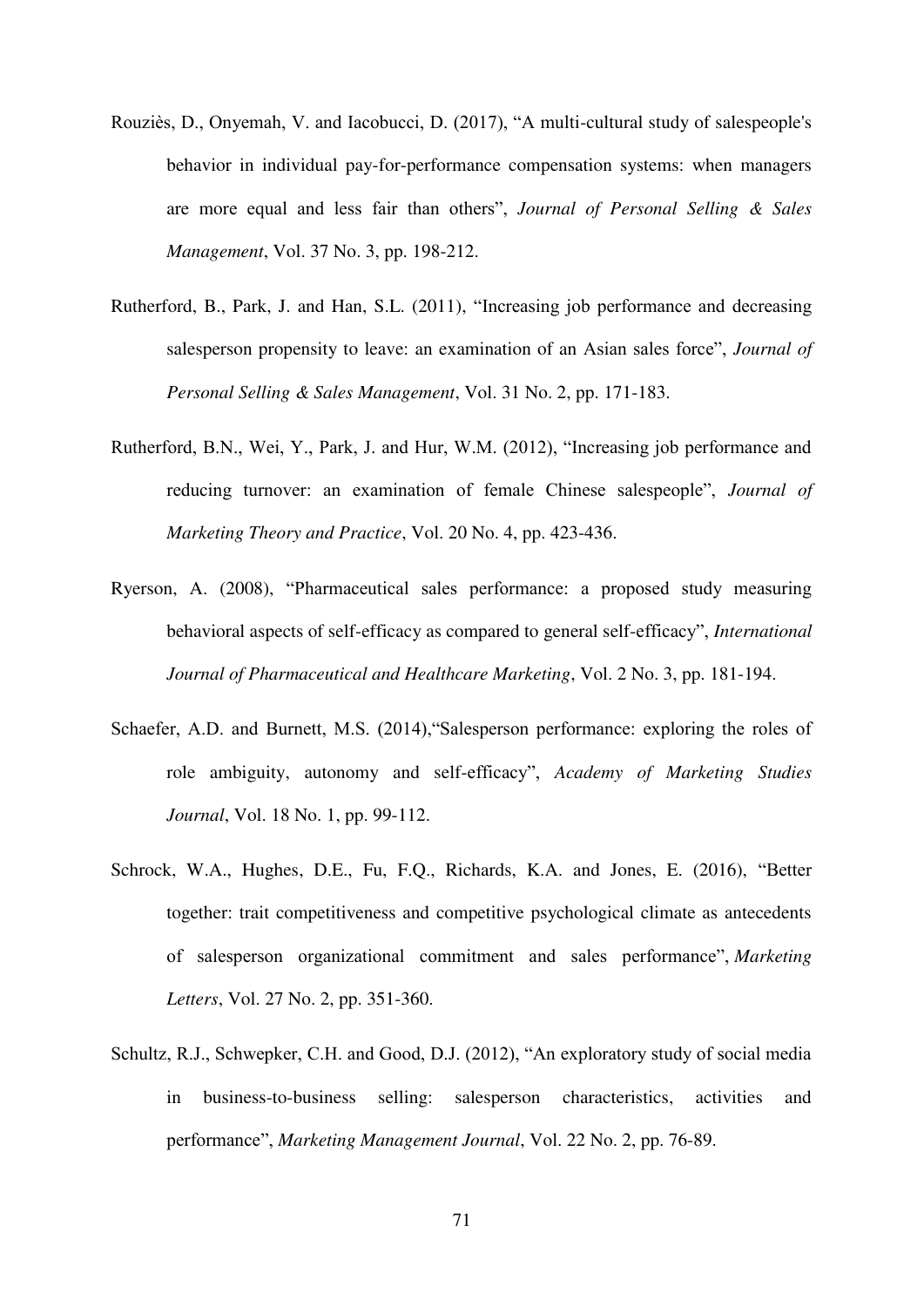Rouziès, D., Onyemah, V. and Iacobucci, D. (2017), "A multi-cultural study of salespeople's behavior in individual pay-for-performance compensation systems: when managers are more equal and less fair than others", *Journal of Personal Selling & Sales Management*, Vol. 37 No. 3, pp. 198-212.

Rutherford, B., Park, J. and Han, S.L. (2011), "Increasing job performance and decreasing salesperson propensity to leave: an examination of an Asian sales force", *Journal of Personal Selling & Sales Management*, Vol. 31 No. 2, pp. 171-183.

Rutherford, B.N., Wei, Y., Park, J. and Hur, W.M. (2012), "Increasing job performance and reducing turnover: an examination of female Chinese salespeople", *Journal of Marketing Theory and Practice*, Vol. 20 No. 4, pp. 423-436.

Ryerson, A. (2008), "Pharmaceutical sales performance: a proposed study measuring behavioral aspects of self-efficacy as compared to general self-efficacy", *International Journal of Pharmaceutical and Healthcare Marketing*, Vol. 2 No. 3, pp. 181-194.

Schaefer, A.D. and Burnett, M.S. (2014),"Salesperson performance: exploring the roles of role ambiguity, autonomy and self-efficacy", *Academy of Marketing Studies Journal*, Vol. 18 No. 1, pp. 99-112.

Schrock, W.A., Hughes, D.E., Fu, F.Q., Richards, K.A. and Jones, E. (2016), "Better together: trait competitiveness and competitive psychological climate as antecedents of salesperson organizational commitment and sales performance", *Marketing Letters*, Vol. 27 No. 2, pp. 351-360.

Schultz, R.J., Schwepker, C.H. and Good, D.J. (2012), "An exploratory study of social media in business-to-business selling: salesperson characteristics, activities and performance", *Marketing Management Journal*, Vol. 22 No. 2, pp. 76-89.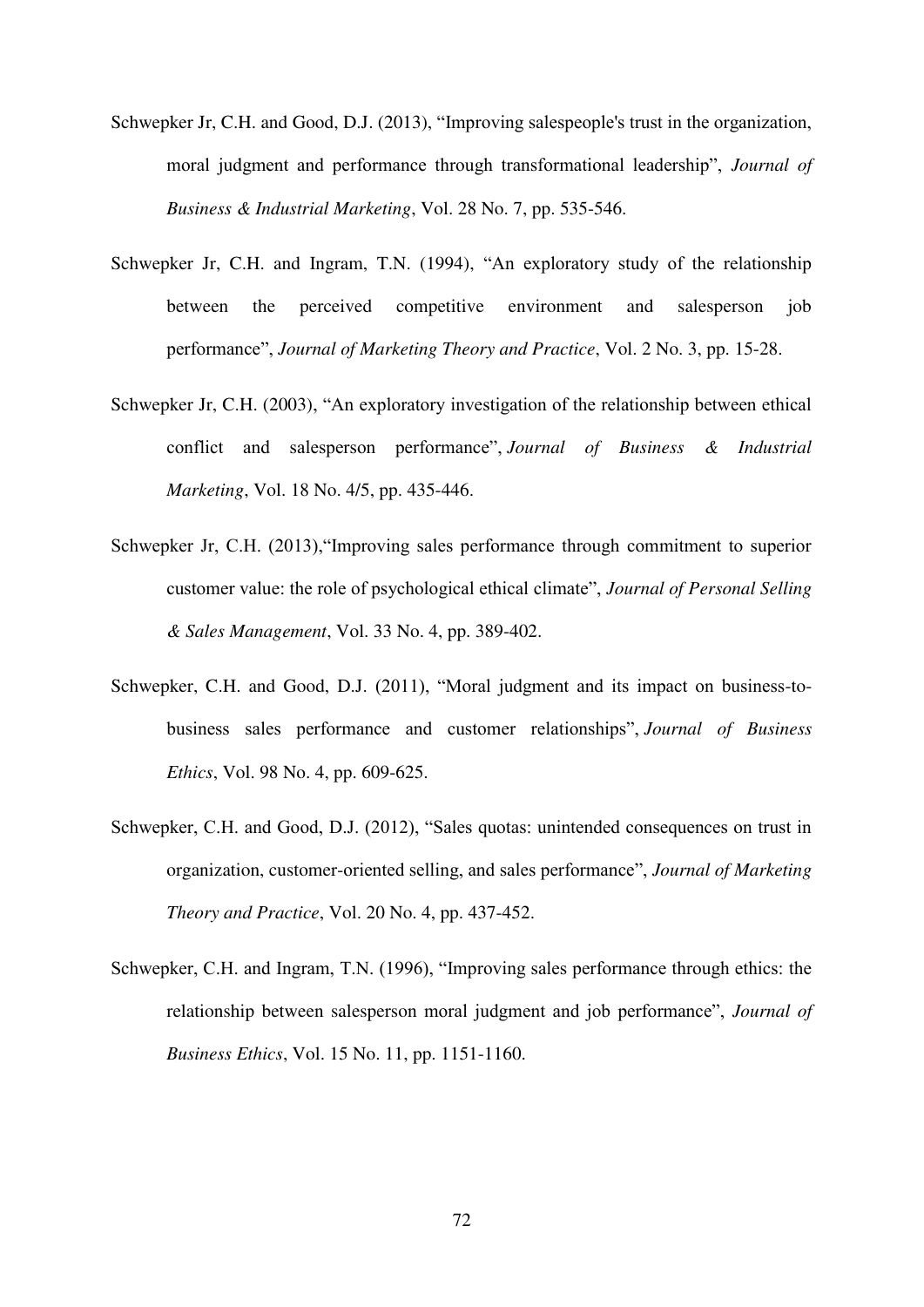Schwepker Jr, C.H. and Good, D.J. (2013), "Improving salespeople's trust in the organization, moral judgment and performance through transformational leadership", *Journal of Business & Industrial Marketing*, Vol. 28 No. 7, pp. 535-546.

Schwepker Jr, C.H. and Ingram, T.N. (1994), "An exploratory study of the relationship between the perceived competitive environment and salesperson job performance", *Journal of Marketing Theory and Practice*, Vol. 2 No. 3, pp. 15-28.

Schwepker Jr, C.H. (2003), "An exploratory investigation of the relationship between ethical conflict and salesperson performance", *Journal of Business & Industrial Marketing*, Vol. 18 No. 4/5, pp. 435-446.

Schwepker Jr, C.H. (2013),"Improving sales performance through commitment to superior customer value: the role of psychological ethical climate", *Journal of Personal Selling & Sales Management*, Vol. 33 No. 4, pp. 389-402.

Schwepker, C.H. and Good, D.J. (2011), "Moral judgment and its impact on business-to-business sales performance and customer relationships", *Journal of Business Ethics*, Vol. 98 No. 4, pp. 609-625.

Schwepker, C.H. and Good, D.J. (2012), "Sales quotas: unintended consequences on trust in organization, customer-oriented selling, and sales performance", *Journal of Marketing Theory and Practice*, Vol. 20 No. 4, pp. 437-452.

Schwepker, C.H. and Ingram, T.N. (1996), "Improving sales performance through ethics: the relationship between salesperson moral judgment and job performance", *Journal of Business Ethics*, Vol. 15 No. 11, pp. 1151-1160.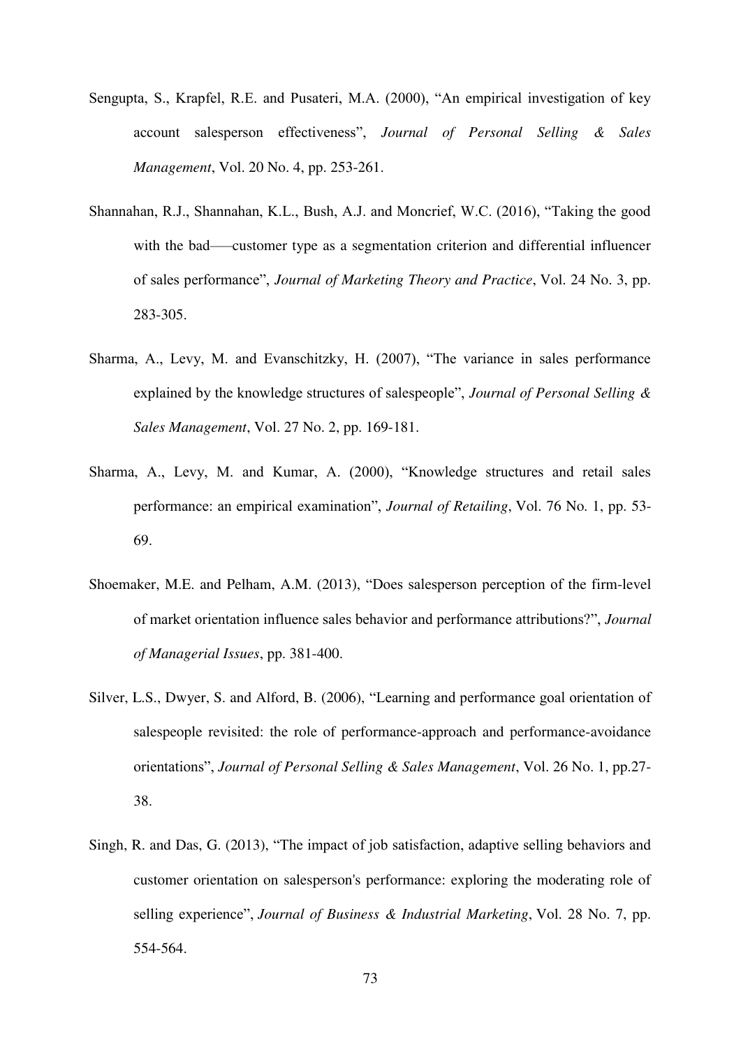Sengupta, S., Krapfel, R.E. and Pusateri, M.A. (2000), "An empirical investigation of key account salesperson effectiveness", *Journal of Personal Selling & Sales Management*, Vol. 20 No. 4, pp. 253-261.

Shannahan, R.J., Shannahan, K.L., Bush, A.J. and Moncrief, W.C. (2016), "Taking the good with the bad——customer type as a segmentation criterion and differential influencer of sales performance", *Journal of Marketing Theory and Practice*, Vol. 24 No. 3, pp. 283-305.

Sharma, A., Levy, M. and Evanschitzky, H. (2007), "The variance in sales performance explained by the knowledge structures of salespeople", *Journal of Personal Selling & Sales Management*, Vol. 27 No. 2, pp. 169-181.

Sharma, A., Levy, M. and Kumar, A. (2000), "Knowledge structures and retail sales performance: an empirical examination", *Journal of Retailing*, Vol. 76 No. 1, pp. 53-69.

Shoemaker, M.E. and Pelham, A.M. (2013), "Does salesperson perception of the firm-level of market orientation influence sales behavior and performance attributions?", *Journal of Managerial Issues*, pp. 381-400.

Silver, L.S., Dwyer, S. and Alford, B. (2006), "Learning and performance goal orientation of salespeople revisited: the role of performance-approach and performance-avoidance orientations", *Journal of Personal Selling & Sales Management*, Vol. 26 No. 1, pp.27-38.

Singh, R. and Das, G. (2013), "The impact of job satisfaction, adaptive selling behaviors and customer orientation on salesperson's performance: exploring the moderating role of selling experience", *Journal of Business & Industrial Marketing*, Vol. 28 No. 7, pp. 554-564.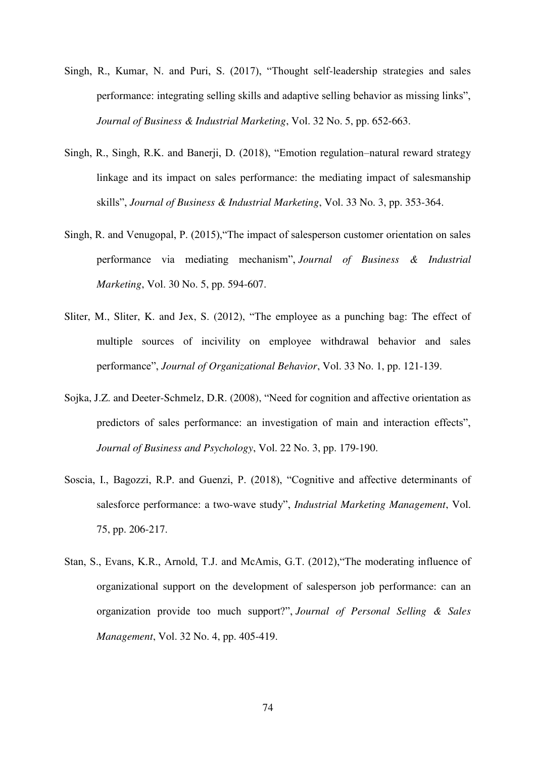Singh, R., Kumar, N. and Puri, S. (2017), “Thought self-leadership strategies and sales performance: integrating selling skills and adaptive selling behavior as missing links”, *Journal of Business & Industrial Marketing*, Vol. 32 No. 5, pp. 652-663.

Singh, R., Singh, R.K. and Banerji, D. (2018), “Emotion regulation–natural reward strategy linkage and its impact on sales performance: the mediating impact of salesmanship skills”, *Journal of Business & Industrial Marketing*, Vol. 33 No. 3, pp. 353-364.

Singh, R. and Venugopal, P. (2015),“The impact of salesperson customer orientation on sales performance via mediating mechanism”, *Journal of Business & Industrial Marketing*, Vol. 30 No. 5, pp. 594-607.

Sliter, M., Sliter, K. and Jex, S. (2012), “The employee as a punching bag: The effect of multiple sources of incivility on employee withdrawal behavior and sales performance”, *Journal of Organizational Behavior*, Vol. 33 No. 1, pp. 121-139.

Sojka, J.Z. and Deeter-Schmelz, D.R. (2008), “Need for cognition and affective orientation as predictors of sales performance: an investigation of main and interaction effects”, *Journal of Business and Psychology*, Vol. 22 No. 3, pp. 179-190.

Soscia, I., Bagozzi, R.P. and Guenzi, P. (2018), “Cognitive and affective determinants of salesforce performance: a two-wave study”, *Industrial Marketing Management*, Vol. 75, pp. 206-217.

Stan, S., Evans, K.R., Arnold, T.J. and McAmis, G.T. (2012),“The moderating influence of organizational support on the development of salesperson job performance: can an organization provide too much support?”, *Journal of Personal Selling & Sales Management*, Vol. 32 No. 4, pp. 405-419.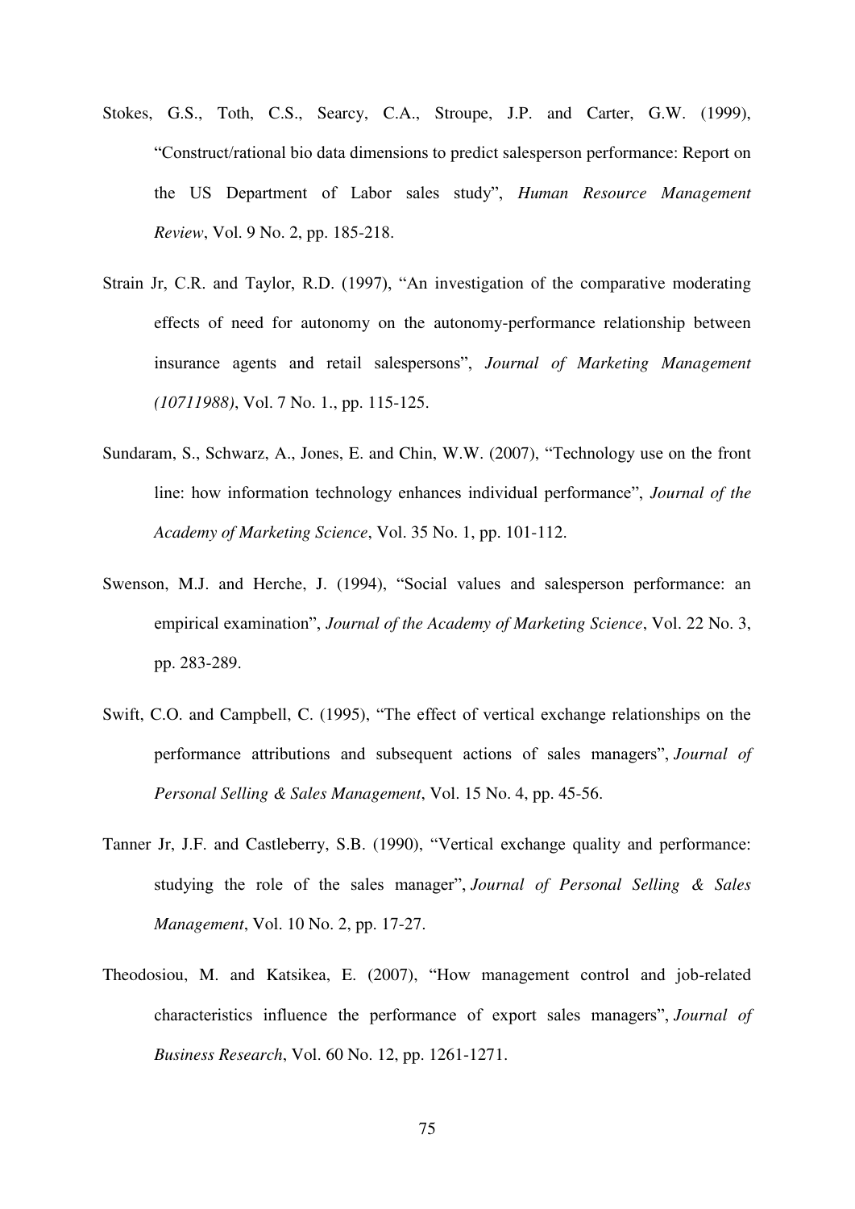Stokes, G.S., Toth, C.S., Searcy, C.A., Stroupe, J.P. and Carter, G.W. (1999), "Construct/rational bio data dimensions to predict salesperson performance: Report on the US Department of Labor sales study", *Human Resource Management Review*, Vol. 9 No. 2, pp. 185-218.

Strain Jr, C.R. and Taylor, R.D. (1997), "An investigation of the comparative moderating effects of need for autonomy on the autonomy-performance relationship between insurance agents and retail salespersons", *Journal of Marketing Management (10711988)*, Vol. 7 No. 1., pp. 115-125.

Sundaram, S., Schwarz, A., Jones, E. and Chin, W.W. (2007), "Technology use on the front line: how information technology enhances individual performance", *Journal of the Academy of Marketing Science*, Vol. 35 No. 1, pp. 101-112.

Swenson, M.J. and Herche, J. (1994), "Social values and salesperson performance: an empirical examination", *Journal of the Academy of Marketing Science*, Vol. 22 No. 3, pp. 283-289.

Swift, C.O. and Campbell, C. (1995), "The effect of vertical exchange relationships on the performance attributions and subsequent actions of sales managers", *Journal of Personal Selling & Sales Management*, Vol. 15 No. 4, pp. 45-56.

Tanner Jr, J.F. and Castleberry, S.B. (1990), "Vertical exchange quality and performance: studying the role of the sales manager", *Journal of Personal Selling & Sales Management*, Vol. 10 No. 2, pp. 17-27.

Theodosiou, M. and Katsikea, E. (2007), "How management control and job-related characteristics influence the performance of export sales managers", *Journal of Business Research*, Vol. 60 No. 12, pp. 1261-1271.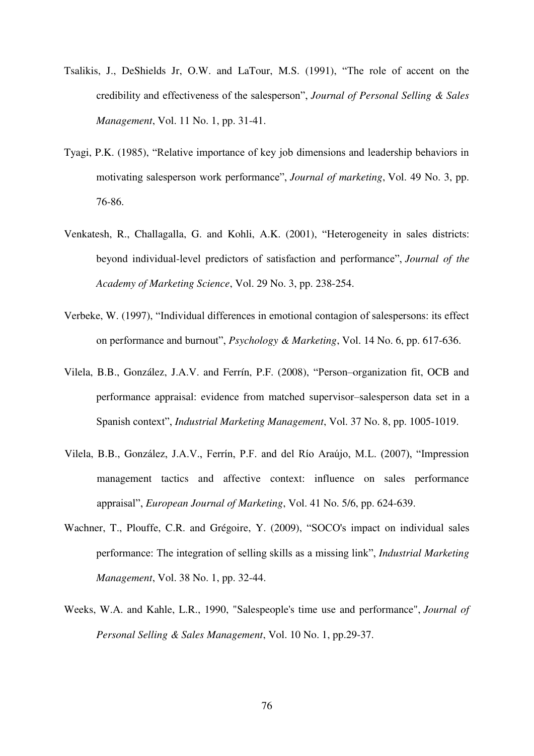Tsalikis, J., DeShields Jr, O.W. and LaTour, M.S. (1991), "The role of accent on the credibility and effectiveness of the salesperson", *Journal of Personal Selling & Sales Management*, Vol. 11 No. 1, pp. 31-41.

Tyagi, P.K. (1985), "Relative importance of key job dimensions and leadership behaviors in motivating salesperson work performance", *Journal of marketing*, Vol. 49 No. 3, pp. 76-86.

Venkatesh, R., Challagalla, G. and Kohli, A.K. (2001), "Heterogeneity in sales districts: beyond individual-level predictors of satisfaction and performance", *Journal of the Academy of Marketing Science*, Vol. 29 No. 3, pp. 238-254.

Verbeke, W. (1997), "Individual differences in emotional contagion of salespersons: its effect on performance and burnout", *Psychology & Marketing*, Vol. 14 No. 6, pp. 617-636.

Vilela, B.B., González, J.A.V. and Ferrín, P.F. (2008), "Person–organization fit, OCB and performance appraisal: evidence from matched supervisor–salesperson data set in a Spanish context", *Industrial Marketing Management*, Vol. 37 No. 8, pp. 1005-1019.

Vilela, B.B., González, J.A.V., Ferrín, P.F. and del Río Araújo, M.L. (2007), "Impression management tactics and affective context: influence on sales performance appraisal", *European Journal of Marketing*, Vol. 41 No. 5/6, pp. 624-639.

Wachner, T., Plouffe, C.R. and Grégoire, Y. (2009), "SOCO's impact on individual sales performance: The integration of selling skills as a missing link", *Industrial Marketing Management*, Vol. 38 No. 1, pp. 32-44.

Weeks, W.A. and Kahle, L.R., 1990, "Salespeople's time use and performance", *Journal of Personal Selling & Sales Management*, Vol. 10 No. 1, pp.29-37.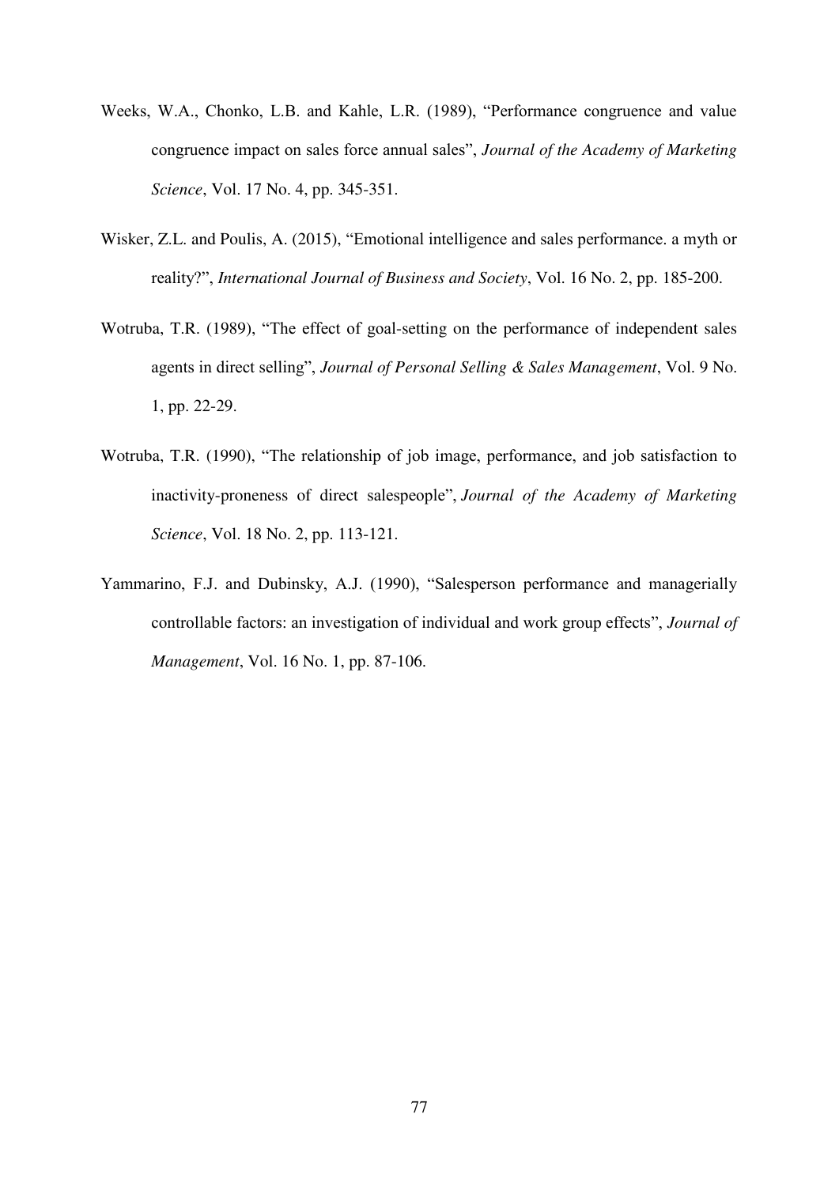Weeks, W.A., Chonko, L.B. and Kahle, L.R. (1989), "Performance congruence and value congruence impact on sales force annual sales", *Journal of the Academy of Marketing Science*, Vol. 17 No. 4, pp. 345-351.

Wisker, Z.L. and Poulis, A. (2015), "Emotional intelligence and sales performance. a myth or reality?", *International Journal of Business and Society*, Vol. 16 No. 2, pp. 185-200.

Wotruba, T.R. (1989), "The effect of goal-setting on the performance of independent sales agents in direct selling", *Journal of Personal Selling & Sales Management*, Vol. 9 No. 1, pp. 22-29.

Wotruba, T.R. (1990), "The relationship of job image, performance, and job satisfaction to inactivity-proneness of direct salespeople", *Journal of the Academy of Marketing Science*, Vol. 18 No. 2, pp. 113-121.

Yammarino, F.J. and Dubinsky, A.J. (1990), "Salesperson performance and managerially controllable factors: an investigation of individual and work group effects", *Journal of Management*, Vol. 16 No. 1, pp. 87-106.